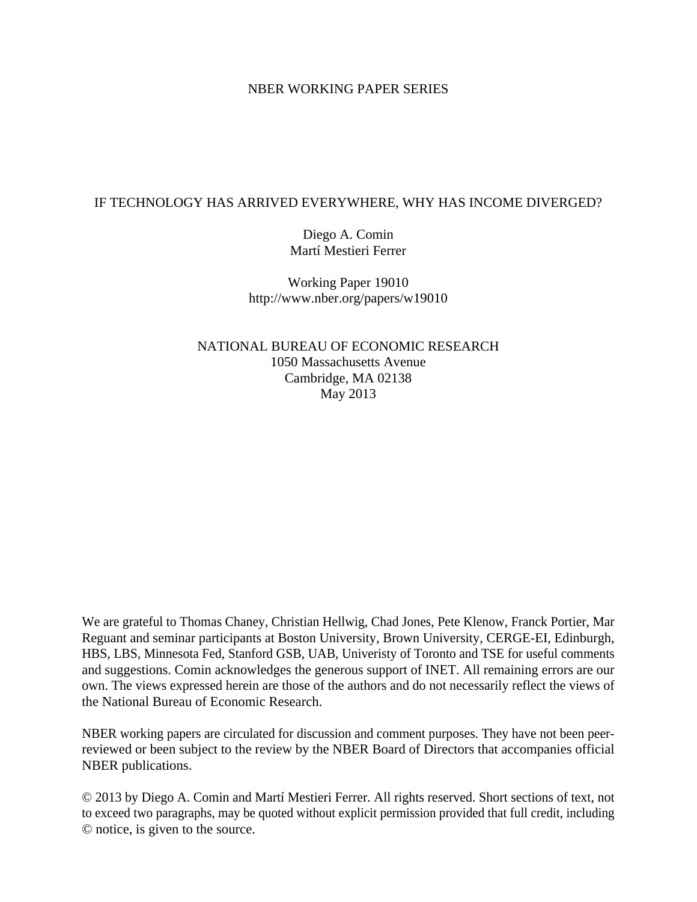NBER WORKING PAPER SERIES

# IF TECHNOLOGY HAS ARRIVED EVERYWHERE, WHY HAS INCOME DIVERGED?

Diego A. Comin
Martí Mestieri Ferrer

Working Paper 19010
http://www.nber.org/papers/w19010

NATIONAL BUREAU OF ECONOMIC RESEARCH
1050 Massachusetts Avenue
Cambridge, MA 02138
May 2013

We are grateful to Thomas Chaney, Christian Hellwig, Chad Jones, Pete Klenow, Franck Portier, Mar Reguant and seminar participants at Boston University, Brown University, CERGE-EI, Edinburgh, HBS, LBS, Minnesota Fed, Stanford GSB, UAB, Univeristy of Toronto and TSE for useful comments and suggestions. Comin acknowledges the generous support of INET. All remaining errors are our own. The views expressed herein are those of the authors and do not necessarily reflect the views of the National Bureau of Economic Research.

NBER working papers are circulated for discussion and comment purposes. They have not been peer-reviewed or been subject to the review by the NBER Board of Directors that accompanies official NBER publications.

© 2013 by Diego A. Comin and Martí Mestieri Ferrer. All rights reserved. Short sections of text, not to exceed two paragraphs, may be quoted without explicit permission provided that full credit, including © notice, is given to the source.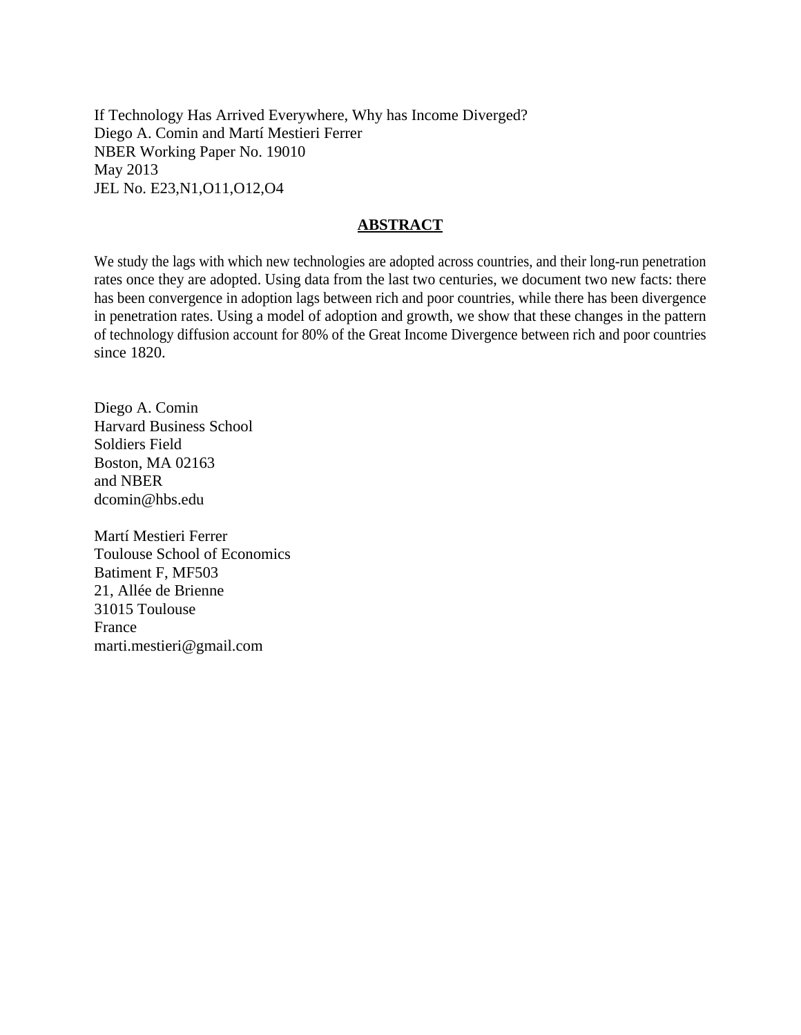If Technology Has Arrived Everywhere, Why has Income Diverged?
Diego A. Comin and Martí Mestieri Ferrer
NBER Working Paper No. 19010
May 2013
JEL No. E23,N1,O11,O12,O4

## ABSTRACT

We study the lags with which new technologies are adopted across countries, and their long-run penetration rates once they are adopted. Using data from the last two centuries, we document two new facts: there has been convergence in adoption lags between rich and poor countries, while there has been divergence in penetration rates. Using a model of adoption and growth, we show that these changes in the pattern of technology diffusion account for 80% of the Great Income Divergence between rich and poor countries since 1820.

Diego A. Comin
Harvard Business School
Soldiers Field
Boston, MA 02163
and NBER
dcomin@hbs.edu

Martí Mestieri Ferrer
Toulouse School of Economics
Batiment F, MF503
21, Allée de Brienne
31015 Toulouse
France
marti.mestieri@gmail.com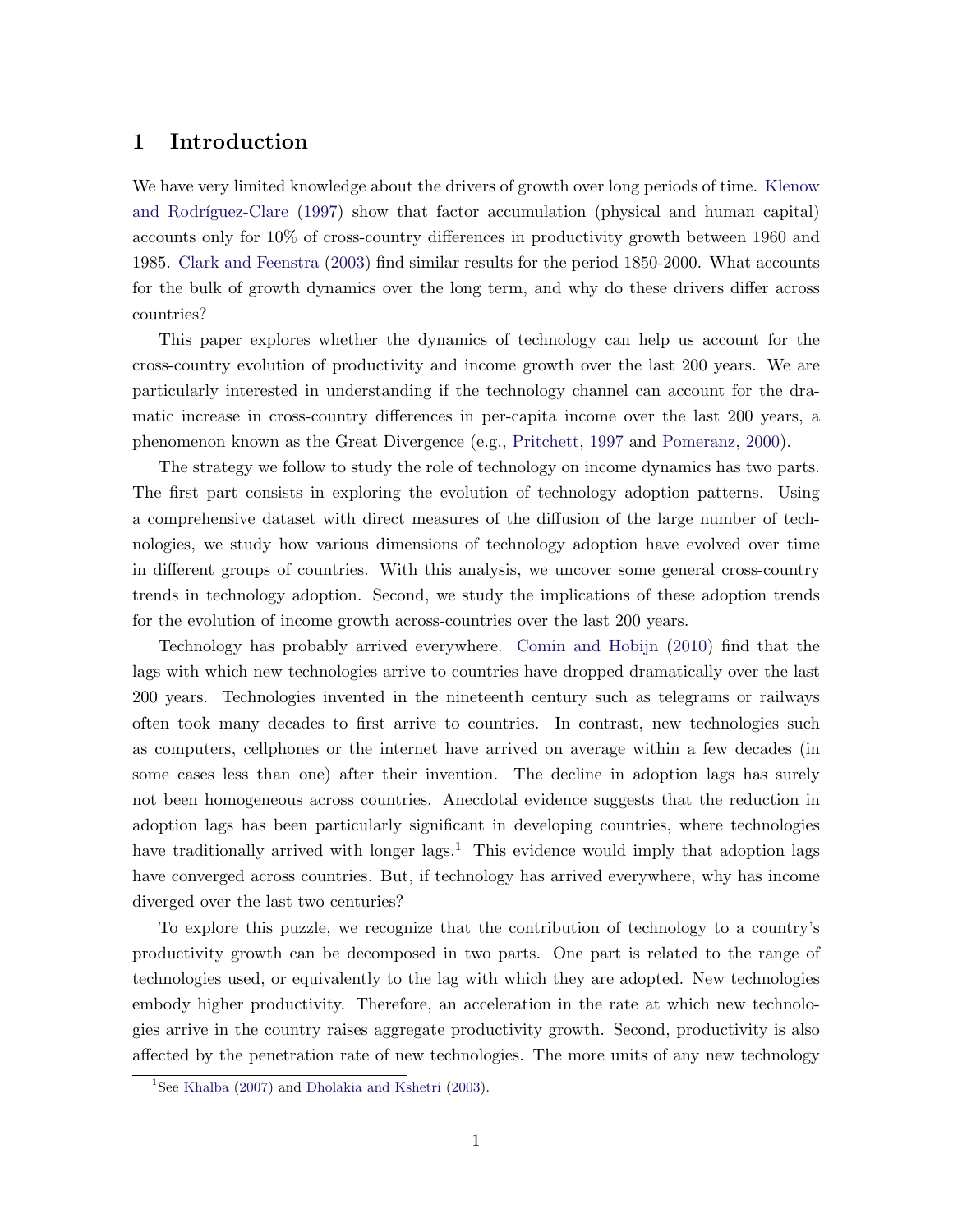# 1 Introduction

We have very limited knowledge about the drivers of growth over long periods of time. Klenow and Rodríguez-Clare (1997) show that factor accumulation (physical and human capital) accounts only for 10% of cross-country differences in productivity growth between 1960 and 1985. Clark and Feenstra (2003) find similar results for the period 1850-2000. What accounts for the bulk of growth dynamics over the long term, and why do these drivers differ across countries?

This paper explores whether the dynamics of technology can help us account for the cross-country evolution of productivity and income growth over the last 200 years. We are particularly interested in understanding if the technology channel can account for the dramatic increase in cross-country differences in per-capita income over the last 200 years, a phenomenon known as the Great Divergence (e.g., Pritchett, 1997 and Pomeranz, 2000).

The strategy we follow to study the role of technology on income dynamics has two parts. The first part consists in exploring the evolution of technology adoption patterns. Using a comprehensive dataset with direct measures of the diffusion of the large number of technologies, we study how various dimensions of technology adoption have evolved over time in different groups of countries. With this analysis, we uncover some general cross-country trends in technology adoption. Second, we study the implications of these adoption trends for the evolution of income growth across-countries over the last 200 years.

Technology has probably arrived everywhere. Comin and Hobijn (2010) find that the lags with which new technologies arrive to countries have dropped dramatically over the last 200 years. Technologies invented in the nineteenth century such as telegrams or railways often took many decades to first arrive to countries. In contrast, new technologies such as computers, cellphones or the internet have arrived on average within a few decades (in some cases less than one) after their invention. The decline in adoption lags has surely not been homogeneous across countries. Anecdotal evidence suggests that the reduction in adoption lags has been particularly significant in developing countries, where technologies have traditionally arrived with longer lags.[1] This evidence would imply that adoption lags have converged across countries. But, if technology has arrived everywhere, why has income diverged over the last two centuries?

To explore this puzzle, we recognize that the contribution of technology to a country's productivity growth can be decomposed in two parts. One part is related to the range of technologies used, or equivalently to the lag with which they are adopted. New technologies embody higher productivity. Therefore, an acceleration in the rate at which new technologies arrive in the country raises aggregate productivity growth. Second, productivity is also affected by the penetration rate of new technologies. The more units of any new technology

[1] See Khalba (2007) and Dholakia and Kshetri (2003).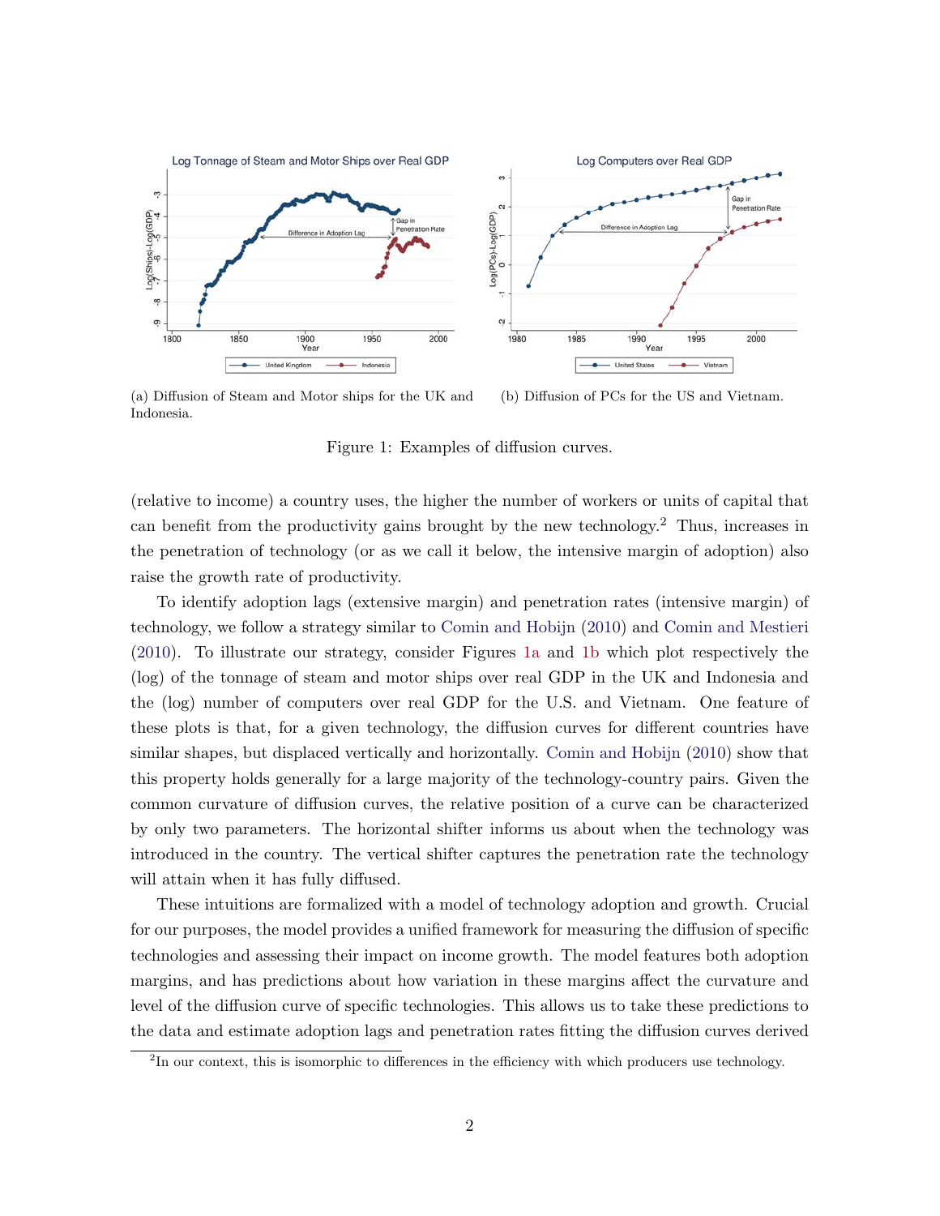(a) Diffusion of Steam and Motor ships for the UK and Indonesia.

(b) Diffusion of PCs for the US and Vietnam.

Figure 1: Examples of diffusion curves.

(relative to income) a country uses, the higher the number of workers or units of capital that can benefit from the productivity gains brought by the new technology.[2] Thus, increases in the penetration of technology (or as we call it below, the intensive margin of adoption) also raise the growth rate of productivity.

To identify adoption lags (extensive margin) and penetration rates (intensive margin) of technology, we follow a strategy similar to Comin and Hobijn (2010) and Comin and Mestieri (2010). To illustrate our strategy, consider Figures 1a and 1b which plot respectively the (log) of the tonnage of steam and motor ships over real GDP in the UK and Indonesia and the (log) number of computers over real GDP for the U.S. and Vietnam. One feature of these plots is that, for a given technology, the diffusion curves for different countries have similar shapes, but displaced vertically and horizontally. Comin and Hobijn (2010) show that this property holds generally for a large majority of the technology-country pairs. Given the common curvature of diffusion curves, the relative position of a curve can be characterized by only two parameters. The horizontal shifter informs us about when the technology was introduced in the country. The vertical shifter captures the penetration rate the technology will attain when it has fully diffused.

These intuitions are formalized with a model of technology adoption and growth. Crucial for our purposes, the model provides a unified framework for measuring the diffusion of specific technologies and assessing their impact on income growth. The model features both adoption margins, and has predictions about how variation in these margins affect the curvature and level of the diffusion curve of specific technologies. This allows us to take these predictions to the data and estimate adoption lags and penetration rates fitting the diffusion curves derived

[2] In our context, this is isomorphic to differences in the efficiency with which producers use technology.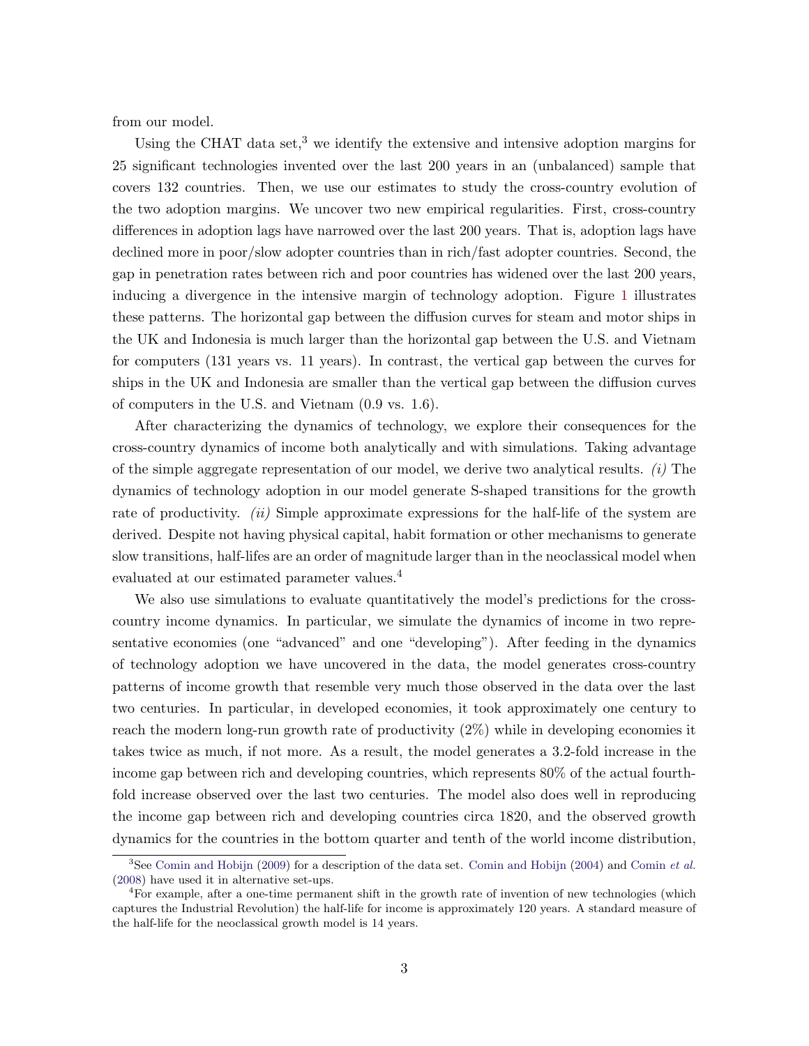from our model.

Using the CHAT data set,[3] we identify the extensive and intensive adoption margins for 25 significant technologies invented over the last 200 years in an (unbalanced) sample that covers 132 countries. Then, we use our estimates to study the cross-country evolution of the two adoption margins. We uncover two new empirical regularities. First, cross-country differences in adoption lags have narrowed over the last 200 years. That is, adoption lags have declined more in poor/slow adopter countries than in rich/fast adopter countries. Second, the gap in penetration rates between rich and poor countries has widened over the last 200 years, inducing a divergence in the intensive margin of technology adoption. Figure 1 illustrates these patterns. The horizontal gap between the diffusion curves for steam and motor ships in the UK and Indonesia is much larger than the horizontal gap between the U.S. and Vietnam for computers (131 years vs. 11 years). In contrast, the vertical gap between the curves for ships in the UK and Indonesia are smaller than the vertical gap between the diffusion curves of computers in the U.S. and Vietnam (0.9 vs. 1.6).

After characterizing the dynamics of technology, we explore their consequences for the cross-country dynamics of income both analytically and with simulations. Taking advantage of the simple aggregate representation of our model, we derive two analytical results. *(i)* The dynamics of technology adoption in our model generate S-shaped transitions for the growth rate of productivity. *(ii)* Simple approximate expressions for the half-life of the system are derived. Despite not having physical capital, habit formation or other mechanisms to generate slow transitions, half-lifes are an order of magnitude larger than in the neoclassical model when evaluated at our estimated parameter values.[4]

We also use simulations to evaluate quantitatively the model's predictions for the cross-country income dynamics. In particular, we simulate the dynamics of income in two representative economies (one "advanced" and one "developing"). After feeding in the dynamics of technology adoption we have uncovered in the data, the model generates cross-country patterns of income growth that resemble very much those observed in the data over the last two centuries. In particular, in developed economies, it took approximately one century to reach the modern long-run growth rate of productivity (2%) while in developing economies it takes twice as much, if not more. As a result, the model generates a 3.2-fold increase in the income gap between rich and developing countries, which represents 80% of the actual fourth-fold increase observed over the last two centuries. The model also does well in reproducing the income gap between rich and developing countries circa 1820, and the observed growth dynamics for the countries in the bottom quarter and tenth of the world income distribution,

[3]See Comin and Hobijn (2009) for a description of the data set. Comin and Hobijn (2004) and Comin *et al.* (2008) have used it in alternative set-ups.

[4]For example, after a one-time permanent shift in the growth rate of invention of new technologies (which captures the Industrial Revolution) the half-life for income is approximately 120 years. A standard measure of the half-life for the neoclassical growth model is 14 years.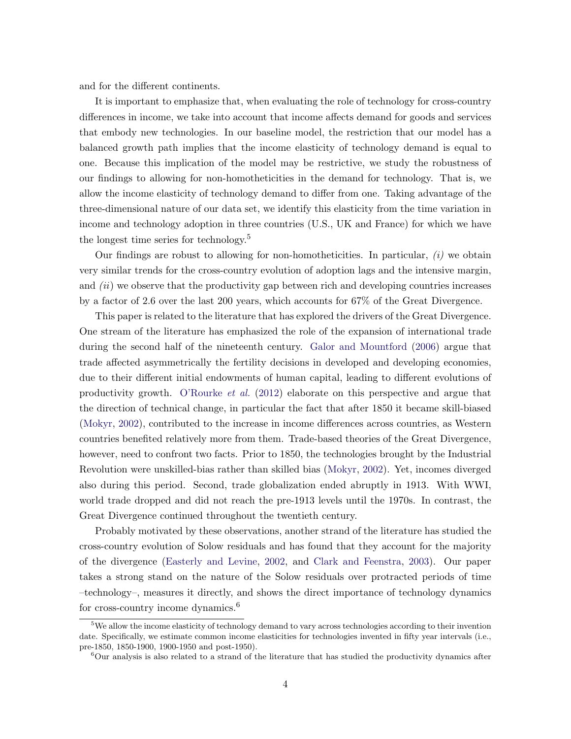and for the different continents.

It is important to emphasize that, when evaluating the role of technology for cross-country differences in income, we take into account that income affects demand for goods and services that embody new technologies. In our baseline model, the restriction that our model has a balanced growth path implies that the income elasticity of technology demand is equal to one. Because this implication of the model may be restrictive, we study the robustness of our findings to allowing for non-homotheticities in the demand for technology. That is, we allow the income elasticity of technology demand to differ from one. Taking advantage of the three-dimensional nature of our data set, we identify this elasticity from the time variation in income and technology adoption in three countries (U.S., UK and France) for which we have the longest time series for technology.[5]

Our findings are robust to allowing for non-homotheticities. In particular, *(i)* we obtain very similar trends for the cross-country evolution of adoption lags and the intensive margin, and *(ii)* we observe that the productivity gap between rich and developing countries increases by a factor of 2.6 over the last 200 years, which accounts for 67% of the Great Divergence.

This paper is related to the literature that has explored the drivers of the Great Divergence. One stream of the literature has emphasized the role of the expansion of international trade during the second half of the nineteenth century. Galor and Mountford (2006) argue that trade affected asymmetrically the fertility decisions in developed and developing economies, due to their different initial endowments of human capital, leading to different evolutions of productivity growth. O'Rourke *et al.* (2012) elaborate on this perspective and argue that the direction of technical change, in particular the fact that after 1850 it became skill-biased (Mokyr, 2002), contributed to the increase in income differences across countries, as Western countries benefited relatively more from them. Trade-based theories of the Great Divergence, however, need to confront two facts. Prior to 1850, the technologies brought by the Industrial Revolution were unskilled-bias rather than skilled bias (Mokyr, 2002). Yet, incomes diverged also during this period. Second, trade globalization ended abruptly in 1913. With WWI, world trade dropped and did not reach the pre-1913 levels until the 1970s. In contrast, the Great Divergence continued throughout the twentieth century.

Probably motivated by these observations, another strand of the literature has studied the cross-country evolution of Solow residuals and has found that they account for the majority of the divergence (Easterly and Levine, 2002, and Clark and Feenstra, 2003). Our paper takes a strong stand on the nature of the Solow residuals over protracted periods of time –technology–, measures it directly, and shows the direct importance of technology dynamics for cross-country income dynamics.[6]

[5] We allow the income elasticity of technology demand to vary across technologies according to their invention date. Specifically, we estimate common income elasticities for technologies invented in fifty year intervals (i.e., pre-1850, 1850-1900, 1900-1950 and post-1950).

[6] Our analysis is also related to a strand of the literature that has studied the productivity dynamics after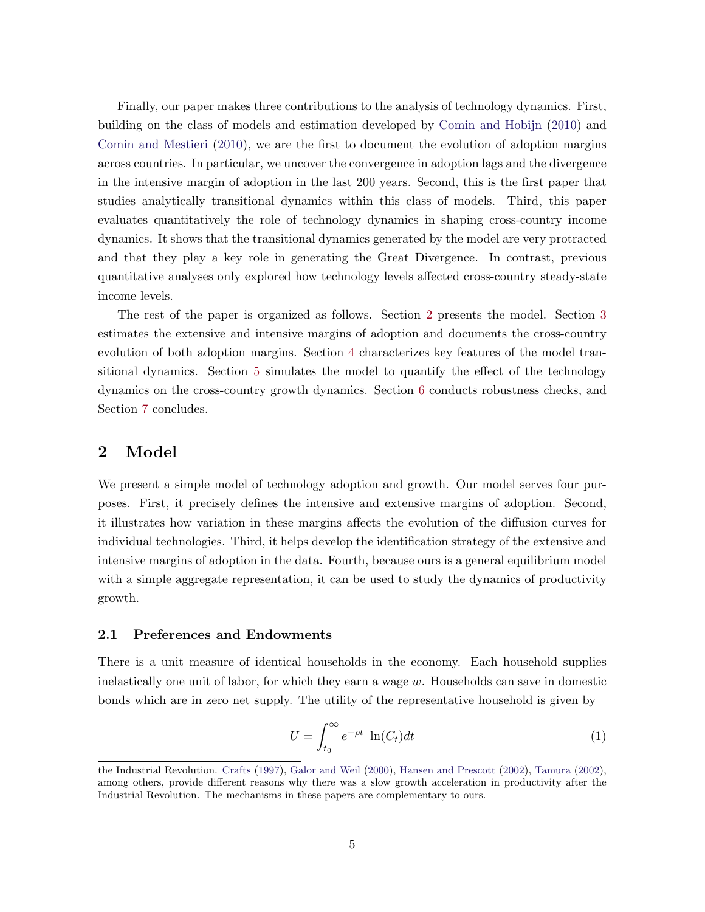Finally, our paper makes three contributions to the analysis of technology dynamics. First, building on the class of models and estimation developed by Comin and Hobijn (2010) and Comin and Mestieri (2010), we are the first to document the evolution of adoption margins across countries. In particular, we uncover the convergence in adoption lags and the divergence in the intensive margin of adoption in the last 200 years. Second, this is the first paper that studies analytically transitional dynamics within this class of models. Third, this paper evaluates quantitatively the role of technology dynamics in shaping cross-country income dynamics. It shows that the transitional dynamics generated by the model are very protracted and that they play a key role in generating the Great Divergence. In contrast, previous quantitative analyses only explored how technology levels affected cross-country steady-state income levels.

The rest of the paper is organized as follows. Section 2 presents the model. Section 3 estimates the extensive and intensive margins of adoption and documents the cross-country evolution of both adoption margins. Section 4 characterizes key features of the model transitional dynamics. Section 5 simulates the model to quantify the effect of the technology dynamics on the cross-country growth dynamics. Section 6 conducts robustness checks, and Section 7 concludes.

## 2 Model

We present a simple model of technology adoption and growth. Our model serves four purposes. First, it precisely defines the intensive and extensive margins of adoption. Second, it illustrates how variation in these margins affects the evolution of the diffusion curves for individual technologies. Third, it helps develop the identification strategy of the extensive and intensive margins of adoption in the data. Fourth, because ours is a general equilibrium model with a simple aggregate representation, it can be used to study the dynamics of productivity growth.

### 2.1 Preferences and Endowments

There is a unit measure of identical households in the economy. Each household supplies inelastically one unit of labor, for which they earn a wage $w$. Households can save in domestic bonds which are in zero net supply. The utility of the representative household is given by

$$U = \int_{t_0}^{\infty} e^{-\rho t} \ \ln(C_t) dt \tag{1}$$

the Industrial Revolution. Crafts (1997), Galor and Weil (2000), Hansen and Prescott (2002), Tamura (2002), among others, provide different reasons why there was a slow growth acceleration in productivity after the Industrial Revolution. The mechanisms in these papers are complementary to ours.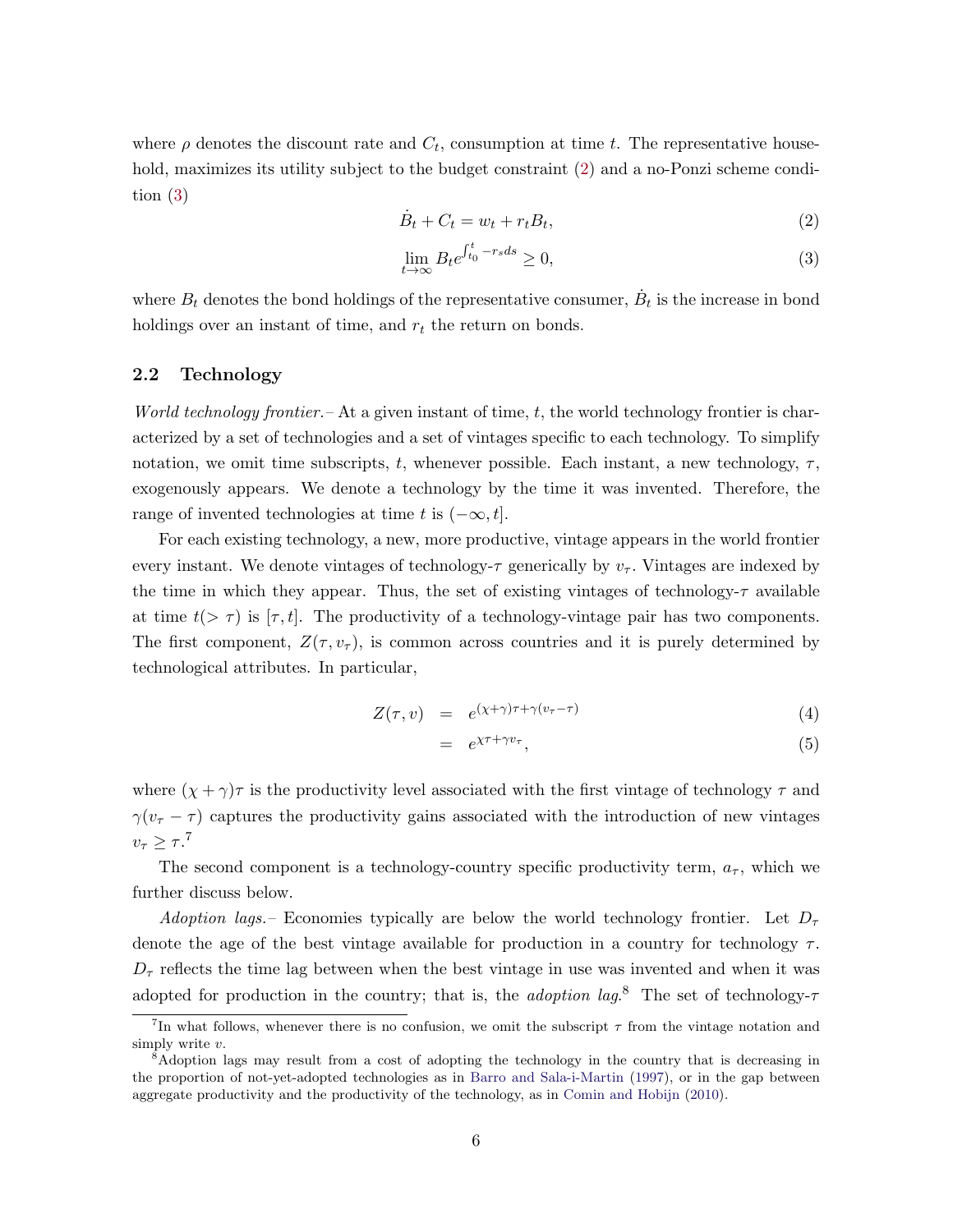where $\rho$ denotes the discount rate and $C_t$, consumption at time $t$. The representative household, maximizes its utility subject to the budget constraint (2) and a no-Ponzi scheme condition (3)

$$\dot{B}_t + C_t = w_t + r_t B_t, \tag{2}$$

$$\lim_{t\to\infty} B_t e^{\int_{t_0}^{t} -r_s ds} \geq 0, \tag{3}$$

where $B_t$ denotes the bond holdings of the representative consumer, $\dot{B}_t$ is the increase in bond holdings over an instant of time, and $r_t$ the return on bonds.

## 2.2 Technology

*World technology frontier.*– At a given instant of time, $t$, the world technology frontier is characterized by a set of technologies and a set of vintages specific to each technology. To simplify notation, we omit time subscripts, $t$, whenever possible. Each instant, a new technology, $\tau$, exogenously appears. We denote a technology by the time it was invented. Therefore, the range of invented technologies at time $t$ is $(-\infty, t]$.

For each existing technology, a new, more productive, vintage appears in the world frontier every instant. We denote vintages of technology-$\tau$ generically by $v_\tau$. Vintages are indexed by the time in which they appear. Thus, the set of existing vintages of technology-$\tau$ available at time $t(> \tau)$ is $[\tau, t]$. The productivity of a technology-vintage pair has two components. The first component, $Z(\tau, v_\tau)$, is common across countries and it is purely determined by technological attributes. In particular,

$$Z(\tau, v) = e^{(\chi+\gamma)\tau + \gamma(v_\tau - \tau)} \tag{4}$$

$$= e^{\chi\tau + \gamma v_\tau}, \tag{5}$$

where $(\chi + \gamma)\tau$ is the productivity level associated with the first vintage of technology $\tau$ and $\gamma(v_\tau - \tau)$ captures the productivity gains associated with the introduction of new vintages $v_\tau \geq \tau$.[7]

The second component is a technology-country specific productivity term, $a_\tau$, which we further discuss below.

*Adoption lags.*– Economies typically are below the world technology frontier. Let $D_\tau$ denote the age of the best vintage available for production in a country for technology $\tau$. $D_\tau$ reflects the time lag between when the best vintage in use was invented and when it was adopted for production in the country; that is, the *adoption lag*.[8] The set of technology-$\tau$

[7] In what follows, whenever there is no confusion, we omit the subscript $\tau$ from the vintage notation and simply write $v$.

[8] Adoption lags may result from a cost of adopting the technology in the country that is decreasing in the proportion of not-yet-adopted technologies as in Barro and Sala-i-Martin (1997), or in the gap between aggregate productivity and the productivity of the technology, as in Comin and Hobijn (2010).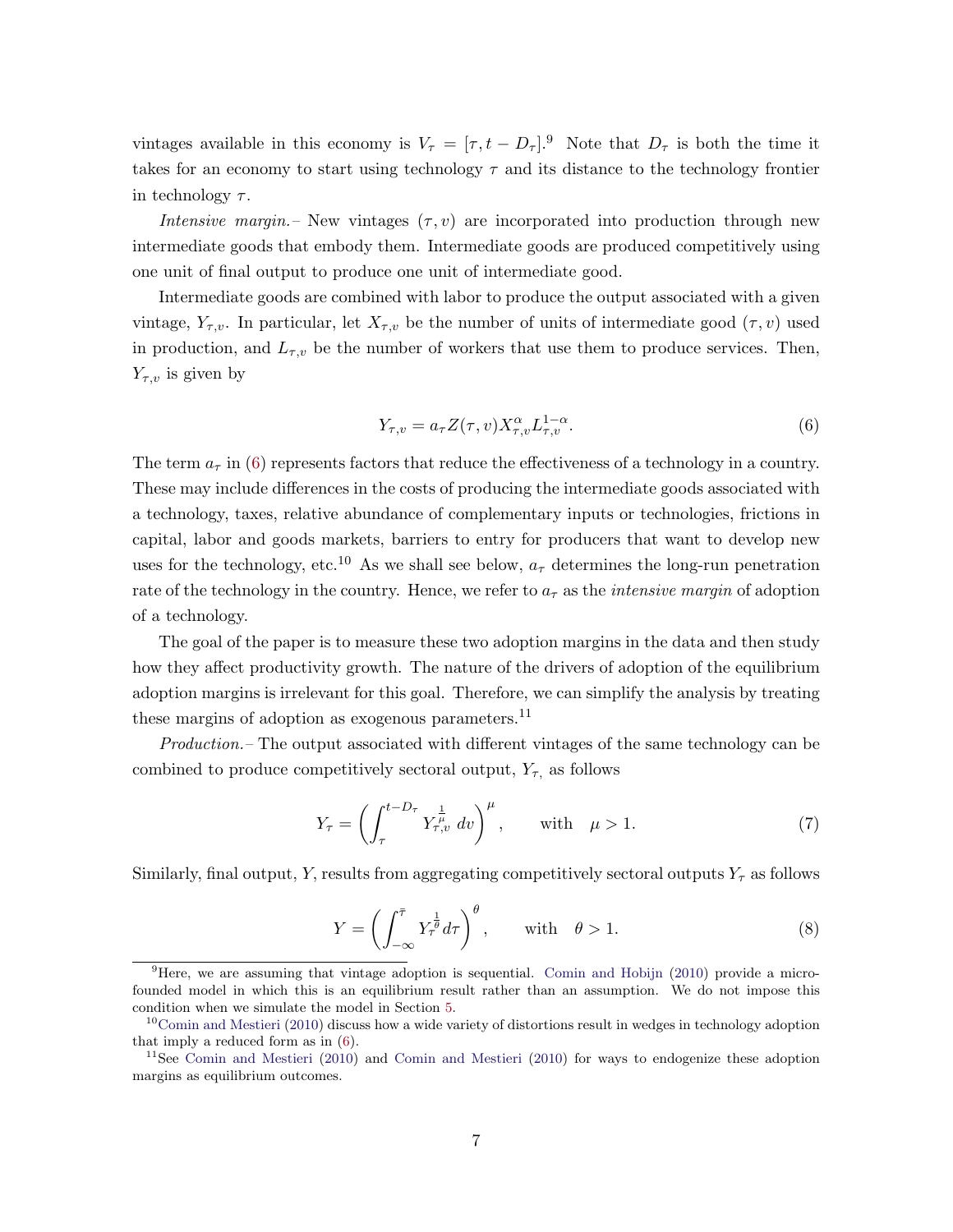vintages available in this economy is $V_\tau = [\tau, t - D_\tau]$.[9] Note that $D_\tau$ is both the time it takes for an economy to start using technology $\tau$ and its distance to the technology frontier in technology $\tau$.

*Intensive margin.–* New vintages $(\tau, v)$ are incorporated into production through new intermediate goods that embody them. Intermediate goods are produced competitively using one unit of final output to produce one unit of intermediate good.

Intermediate goods are combined with labor to produce the output associated with a given vintage, $Y_{\tau,v}$. In particular, let $X_{\tau,v}$ be the number of units of intermediate good $(\tau, v)$ used in production, and $L_{\tau,v}$ be the number of workers that use them to produce services. Then, $Y_{\tau,v}$ is given by

$$Y_{\tau,v} = a_\tau Z(\tau, v) X_{\tau,v}^{\alpha} L_{\tau,v}^{1-\alpha}. \tag{6}$$

The term $a_\tau$ in (6) represents factors that reduce the effectiveness of a technology in a country. These may include differences in the costs of producing the intermediate goods associated with a technology, taxes, relative abundance of complementary inputs or technologies, frictions in capital, labor and goods markets, barriers to entry for producers that want to develop new uses for the technology, etc.[10] As we shall see below, $a_\tau$ determines the long-run penetration rate of the technology in the country. Hence, we refer to $a_\tau$ as the *intensive margin* of adoption of a technology.

The goal of the paper is to measure these two adoption margins in the data and then study how they affect productivity growth. The nature of the drivers of adoption of the equilibrium adoption margins is irrelevant for this goal. Therefore, we can simplify the analysis by treating these margins of adoption as exogenous parameters.[11]

*Production.–* The output associated with different vintages of the same technology can be combined to produce competitively sectoral output, $Y_\tau$, as follows

$$Y_\tau = \left( \int_\tau^{t-D_\tau} Y_{\tau,v}^{\frac{1}{\mu}} \, dv \right)^{\mu}, \qquad \text{with} \quad \mu > 1. \tag{7}$$

Similarly, final output, $Y$, results from aggregating competitively sectoral outputs $Y_\tau$ as follows

$$Y = \left( \int_{-\infty}^{\bar{\tau}} Y_\tau^{\frac{1}{\theta}} d\tau \right)^{\theta}, \qquad \text{with} \quad \theta > 1. \tag{8}$$

[9] Here, we are assuming that vintage adoption is sequential. Comin and Hobijn (2010) provide a micro-founded model in which this is an equilibrium result rather than an assumption. We do not impose this condition when we simulate the model in Section 5.

[10] Comin and Mestieri (2010) discuss how a wide variety of distortions result in wedges in technology adoption that imply a reduced form as in (6).

[11] See Comin and Mestieri (2010) and Comin and Mestieri (2010) for ways to endogenize these adoption margins as equilibrium outcomes.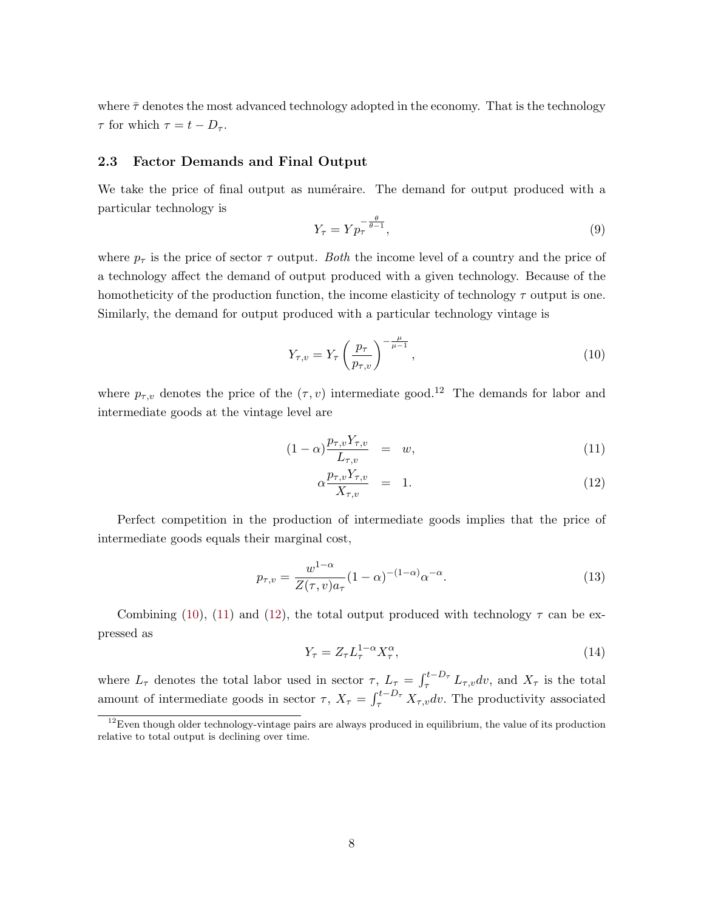where $\bar{\tau}$ denotes the most advanced technology adopted in the economy. That is the technology $\tau$ for which $\tau = t - D_\tau$.

### 2.3 Factor Demands and Final Output

We take the price of final output as numéraire. The demand for output produced with a particular technology is

$$Y_\tau = Y p_\tau^{-\frac{\theta}{\theta-1}}, \tag{9}$$

where $p_\tau$ is the price of sector $\tau$ output. *Both* the income level of a country and the price of a technology affect the demand of output produced with a given technology. Because of the homotheticity of the production function, the income elasticity of technology $\tau$ output is one. Similarly, the demand for output produced with a particular technology vintage is

$$Y_{\tau,v} = Y_\tau \left(\frac{p_\tau}{p_{\tau,v}}\right)^{-\frac{\mu}{\mu-1}}, \tag{10}$$

where $p_{\tau,v}$ denotes the price of the $(\tau, v)$ intermediate good.[12] The demands for labor and intermediate goods at the vintage level are

$$(1-\alpha)\frac{p_{\tau,v}Y_{\tau,v}}{L_{\tau,v}} = w, \tag{11}$$

$$\alpha\frac{p_{\tau,v}Y_{\tau,v}}{X_{\tau,v}} = 1. \tag{12}$$

Perfect competition in the production of intermediate goods implies that the price of intermediate goods equals their marginal cost,

$$p_{\tau,v} = \frac{w^{1-\alpha}}{Z(\tau,v)a_\tau}(1-\alpha)^{-(1-\alpha)}\alpha^{-\alpha}. \tag{13}$$

Combining (10), (11) and (12), the total output produced with technology $\tau$ can be expressed as

$$Y_\tau = Z_\tau L_\tau^{1-\alpha} X_\tau^\alpha, \tag{14}$$

where $L_\tau$ denotes the total labor used in sector $\tau$, $L_\tau = \int_\tau^{t-D_\tau} L_{\tau,v}dv$, and $X_\tau$ is the total amount of intermediate goods in sector $\tau$, $X_\tau = \int_\tau^{t-D_\tau} X_{\tau,v}dv$. The productivity associated

[12] Even though older technology-vintage pairs are always produced in equilibrium, the value of its production relative to total output is declining over time.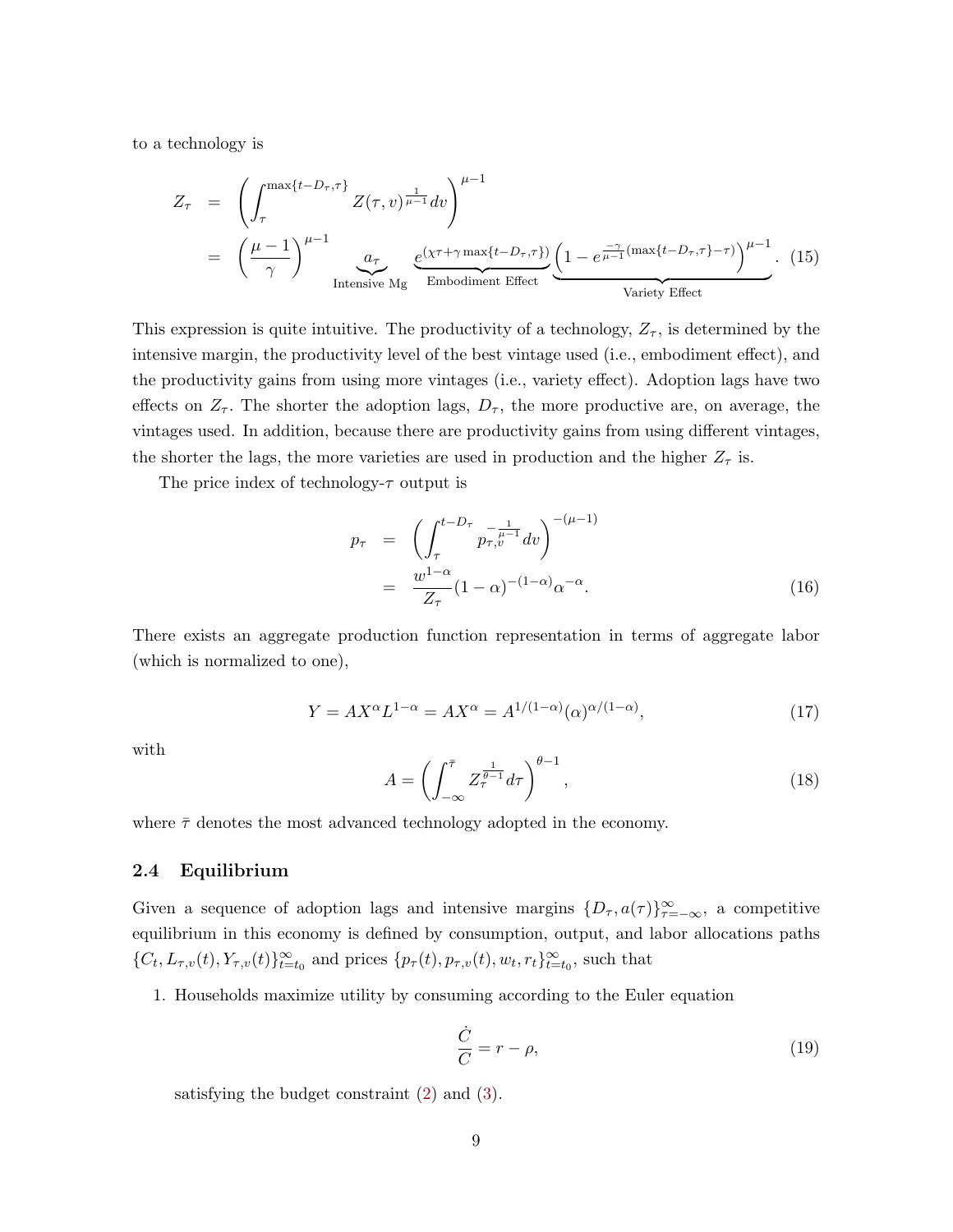to a technology is

$$
\begin{aligned}
Z_\tau &= \left(\int_\tau^{\max\{t-D_\tau,\tau\}} Z(\tau,v)^{\frac{1}{\mu-1}} dv\right)^{\mu-1} \\
&= \left(\frac{\mu-1}{\gamma}\right)^{\mu-1} \underbrace{a_\tau}_{\text{Intensive Mg}} \underbrace{e^{(\chi\tau+\gamma\max\{t-D_\tau,\tau\})}}_{\text{Embodiment Effect}} \underbrace{\left(1-e^{\frac{-\gamma}{\mu-1}(\max\{t-D_\tau,\tau\}-\tau)}\right)^{\mu-1}}_{\text{Variety Effect}}. \quad (15)
\end{aligned}
$$

This expression is quite intuitive. The productivity of a technology, $Z_\tau$, is determined by the intensive margin, the productivity level of the best vintage used (i.e., embodiment effect), and the productivity gains from using more vintages (i.e., variety effect). Adoption lags have two effects on $Z_\tau$. The shorter the adoption lags, $D_\tau$, the more productive are, on average, the vintages used. In addition, because there are productivity gains from using different vintages, the shorter the lags, the more varieties are used in production and the higher $Z_\tau$ is.

The price index of technology-$\tau$ output is

$$
\begin{aligned}
p_\tau &= \left(\int_\tau^{t-D_\tau} p_{\tau,v}^{-\frac{1}{\mu-1}} dv\right)^{-(\mu-1)} \\
&= \frac{w^{1-\alpha}}{Z_\tau}(1-\alpha)^{-(1-\alpha)}\alpha^{-\alpha}. \quad (16)
\end{aligned}
$$

There exists an aggregate production function representation in terms of aggregate labor (which is normalized to one),

$$
Y = AX^\alpha L^{1-\alpha} = AX^\alpha = A^{1/(1-\alpha)}(\alpha)^{\alpha/(1-\alpha)}, \quad (17)
$$

with

$$
A = \left(\int_{-\infty}^{\bar{\tau}} Z_\tau^{\frac{1}{\theta-1}} d\tau\right)^{\theta-1}, \quad (18)
$$

where $\bar{\tau}$ denotes the most advanced technology adopted in the economy.

### 2.4 Equilibrium

Given a sequence of adoption lags and intensive margins $\{D_\tau, a(\tau)\}_{\tau=-\infty}^{\infty}$, a competitive equilibrium in this economy is defined by consumption, output, and labor allocations paths $\{C_t, L_{\tau,v}(t), Y_{\tau,v}(t)\}_{t=t_0}^{\infty}$ and prices $\{p_\tau(t), p_{\tau,v}(t), w_t, r_t\}_{t=t_0}^{\infty}$, such that

1. Households maximize utility by consuming according to the Euler equation

$$
\frac{\dot{C}}{C} = r - \rho, \quad (19)
$$

satisfying the budget constraint (2) and (3).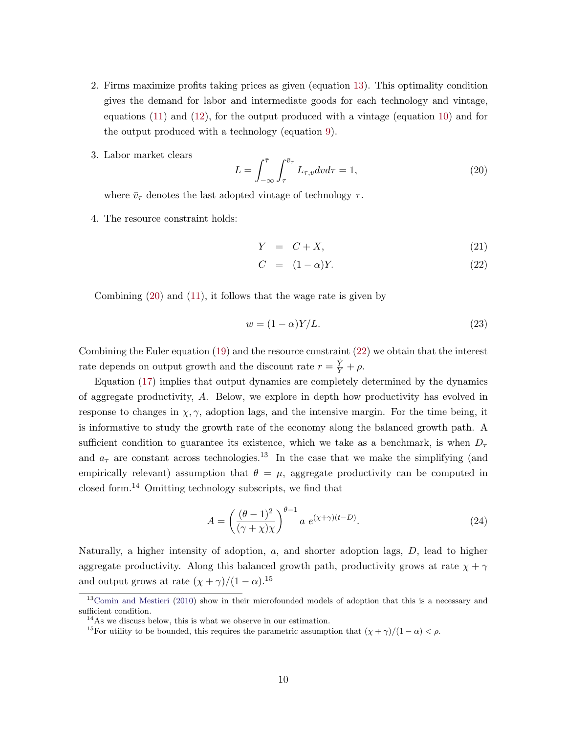2. Firms maximize profits taking prices as given (equation 13). This optimality condition gives the demand for labor and intermediate goods for each technology and vintage, equations (11) and (12), for the output produced with a vintage (equation 10) and for the output produced with a technology (equation 9).

3. Labor market clears

$$L = \int_{-\infty}^{\bar{\tau}} \int_{\tau}^{\bar{v}_\tau} L_{\tau,v} dv d\tau = 1, \tag{20}$$

where $\bar{v}_\tau$ denotes the last adopted vintage of technology $\tau$.

4. The resource constraint holds:

$$Y = C + X, \tag{21}$$

$$C = (1-\alpha)Y. \tag{22}$$

Combining (20) and (11), it follows that the wage rate is given by

$$w = (1-\alpha)Y/L. \tag{23}$$

Combining the Euler equation (19) and the resource constraint (22) we obtain that the interest rate depends on output growth and the discount rate $r = \frac{\dot{Y}}{Y} + \rho$.

Equation (17) implies that output dynamics are completely determined by the dynamics of aggregate productivity, $A$. Below, we explore in depth how productivity has evolved in response to changes in $\chi, \gamma$, adoption lags, and the intensive margin. For the time being, it is informative to study the growth rate of the economy along the balanced growth path. A sufficient condition to guarantee its existence, which we take as a benchmark, is when $D_\tau$ and $a_\tau$ are constant across technologies.[13] In the case that we make the simplifying (and empirically relevant) assumption that $\theta = \mu$, aggregate productivity can be computed in closed form.[14] Omitting technology subscripts, we find that

$$A = \left(\frac{(\theta-1)^2}{(\gamma+\chi)\chi}\right)^{\theta-1} a \; e^{(\chi+\gamma)(t-D)}. \tag{24}$$

Naturally, a higher intensity of adoption, $a$, and shorter adoption lags, $D$, lead to higher aggregate productivity. Along this balanced growth path, productivity grows at rate $\chi + \gamma$ and output grows at rate $(\chi + \gamma)/(1-\alpha)$.[15]

[13] Comin and Mestieri (2010) show in their microfounded models of adoption that this is a necessary and sufficient condition.

[14] As we discuss below, this is what we observe in our estimation.

[15] For utility to be bounded, this requires the parametric assumption that $(\chi + \gamma)/(1-\alpha) < \rho$.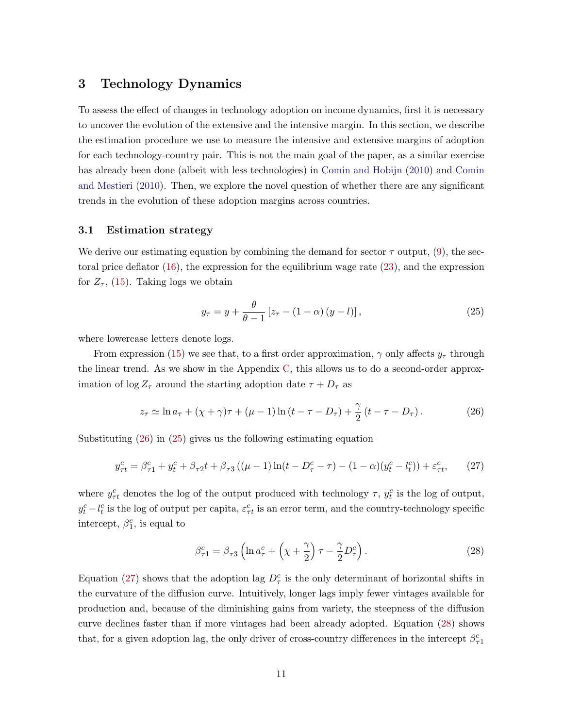## 3 Technology Dynamics

To assess the effect of changes in technology adoption on income dynamics, first it is necessary to uncover the evolution of the extensive and the intensive margin. In this section, we describe the estimation procedure we use to measure the intensive and extensive margins of adoption for each technology-country pair. This is not the main goal of the paper, as a similar exercise has already been done (albeit with less technologies) in Comin and Hobijn (2010) and Comin and Mestieri (2010). Then, we explore the novel question of whether there are any significant trends in the evolution of these adoption margins across countries.

### 3.1 Estimation strategy

We derive our estimating equation by combining the demand for sector $\tau$ output, (9), the sectoral price deflator (16), the expression for the equilibrium wage rate (23), and the expression for $Z_\tau$, (15). Taking logs we obtain

$$y_\tau = y + \frac{\theta}{\theta - 1}\left[z_\tau - (1-\alpha)(y - l)\right], \tag{25}$$

where lowercase letters denote logs.

From expression (15) we see that, to a first order approximation, $\gamma$ only affects $y_\tau$ through the linear trend. As we show in the Appendix C, this allows us to do a second-order approximation of $\log Z_\tau$ around the starting adoption date $\tau + D_\tau$ as

$$z_\tau \simeq \ln a_\tau + (\chi + \gamma)\tau + (\mu - 1)\ln(t - \tau - D_\tau) + \frac{\gamma}{2}(t - \tau - D_\tau). \tag{26}$$

Substituting (26) in (25) gives us the following estimating equation

$$y^c_{\tau t} = \beta^c_{\tau 1} + y^c_t + \beta_{\tau 2} t + \beta_{\tau 3}\left((\mu - 1)\ln(t - D^c_\tau - \tau) - (1-\alpha)(y^c_t - l^c_t)\right) + \varepsilon^c_{\tau t}, \tag{27}$$

where $y^c_{\tau t}$ denotes the log of the output produced with technology $\tau$, $y^c_t$ is the log of output, $y^c_t - l^c_t$ is the log of output per capita, $\varepsilon^c_{\tau t}$ is an error term, and the country-technology specific intercept, $\beta^c_1$, is equal to

$$\beta^c_{\tau 1} = \beta_{\tau 3}\left(\ln a^c_\tau + \left(\chi + \frac{\gamma}{2}\right)\tau - \frac{\gamma}{2}D^c_\tau\right). \tag{28}$$

Equation (27) shows that the adoption lag $D^c_\tau$ is the only determinant of horizontal shifts in the curvature of the diffusion curve. Intuitively, longer lags imply fewer vintages available for production and, because of the diminishing gains from variety, the steepness of the diffusion curve declines faster than if more vintages had been already adopted. Equation (28) shows that, for a given adoption lag, the only driver of cross-country differences in the intercept $\beta^c_{\tau 1}$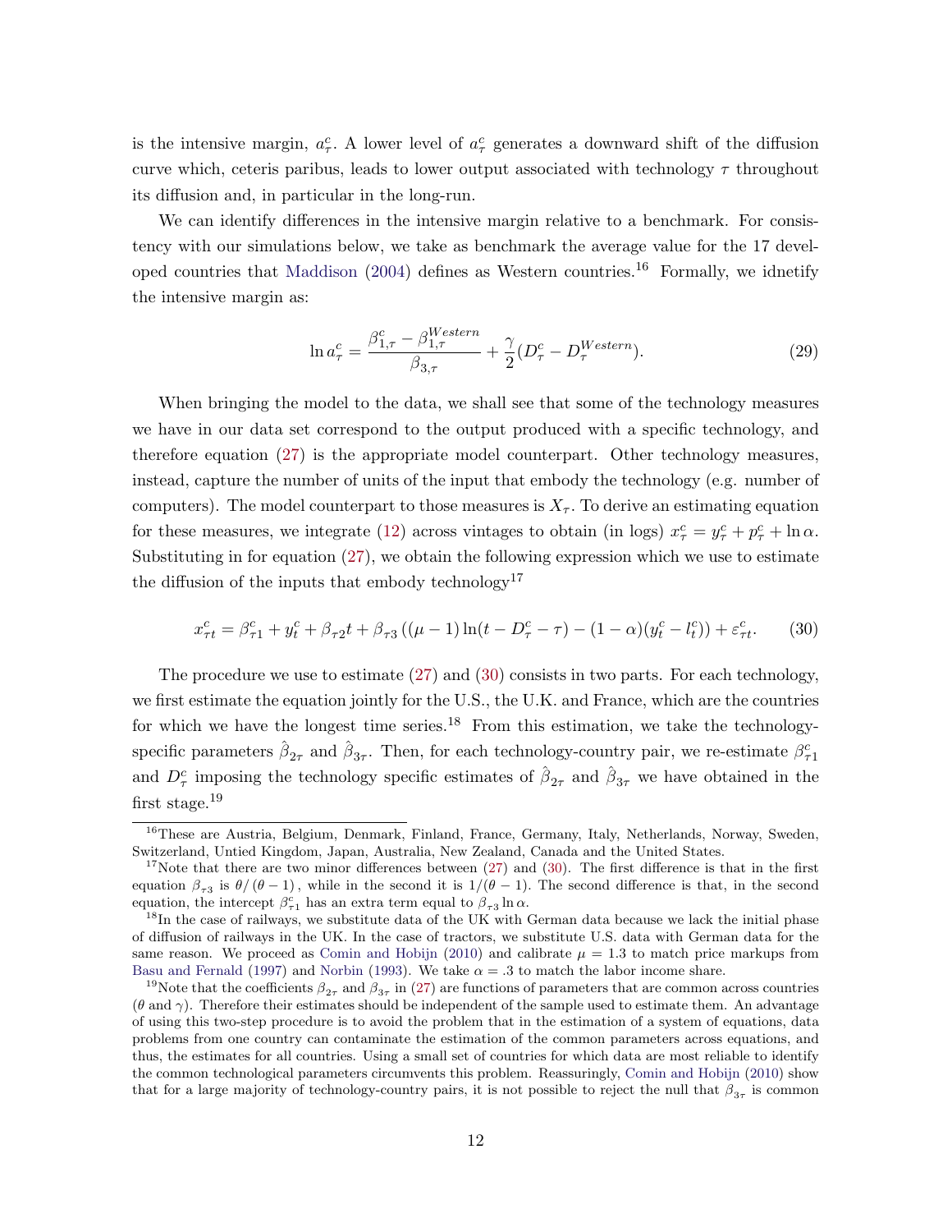is the intensive margin, $a^c_\tau$. A lower level of $a^c_\tau$ generates a downward shift of the diffusion curve which, ceteris paribus, leads to lower output associated with technology $\tau$ throughout its diffusion and, in particular in the long-run.

We can identify differences in the intensive margin relative to a benchmark. For consistency with our simulations below, we take as benchmark the average value for the 17 developed countries that Maddison (2004) defines as Western countries.[16] Formally, we idnetify the intensive margin as:

$$\ln a^c_\tau = \frac{\beta^c_{1,\tau} - \beta^{Western}_{1,\tau}}{\beta_{3,\tau}} + \frac{\gamma}{2}(D^c_\tau - D^{Western}_\tau). \tag{29}$$

When bringing the model to the data, we shall see that some of the technology measures we have in our data set correspond to the output produced with a specific technology, and therefore equation (27) is the appropriate model counterpart. Other technology measures, instead, capture the number of units of the input that embody the technology (e.g. number of computers). The model counterpart to those measures is $X_\tau$. To derive an estimating equation for these measures, we integrate (12) across vintages to obtain (in logs) $x^c_\tau = y^c_\tau + p^c_\tau + \ln \alpha$. Substituting in for equation (27), we obtain the following expression which we use to estimate the diffusion of the inputs that embody technology[17]

$$x^c_{\tau t} = \beta^c_{\tau 1} + y^c_t + \beta_{\tau 2} t + \beta_{\tau 3}\left((\mu - 1)\ln(t - D^c_\tau - \tau) - (1-\alpha)(y^c_t - l^c_t)\right) + \varepsilon^c_{\tau t}. \tag{30}$$

The procedure we use to estimate (27) and (30) consists in two parts. For each technology, we first estimate the equation jointly for the U.S., the U.K. and France, which are the countries for which we have the longest time series.[18] From this estimation, we take the technology-specific parameters $\hat{\beta}_{2\tau}$ and $\hat{\beta}_{3\tau}$. Then, for each technology-country pair, we re-estimate $\beta^c_{\tau 1}$ and $D^c_\tau$ imposing the technology specific estimates of $\hat{\beta}_{2\tau}$ and $\hat{\beta}_{3\tau}$ we have obtained in the first stage.[19]

---

[16] These are Austria, Belgium, Denmark, Finland, France, Germany, Italy, Netherlands, Norway, Sweden, Switzerland, Untied Kingdom, Japan, Australia, New Zealand, Canada and the United States.

[17] Note that there are two minor differences between (27) and (30). The first difference is that in the first equation $\beta_{\tau 3}$ is $\theta/(\theta - 1)$, while in the second it is $1/(\theta - 1)$. The second difference is that, in the second equation, the intercept $\beta^c_{\tau 1}$ has an extra term equal to $\beta_{\tau 3} \ln \alpha$.

[18] In the case of railways, we substitute data of the UK with German data because we lack the initial phase of diffusion of railways in the UK. In the case of tractors, we substitute U.S. data with German data for the same reason. We proceed as Comin and Hobijn (2010) and calibrate $\mu = 1.3$ to match price markups from Basu and Fernald (1997) and Norbin (1993). We take $\alpha = .3$ to match the labor income share.

[19] Note that the coefficients $\beta_{2\tau}$ and $\beta_{3\tau}$ in (27) are functions of parameters that are common across countries ($\theta$ and $\gamma$). Therefore their estimates should be independent of the sample used to estimate them. An advantage of using this two-step procedure is to avoid the problem that in the estimation of a system of equations, data problems from one country can contaminate the estimation of the common parameters across equations, and thus, the estimates for all countries. Using a small set of countries for which data are most reliable to identify the common technological parameters circumvents this problem. Reassuringly, Comin and Hobijn (2010) show that for a large majority of technology-country pairs, it is not possible to reject the null that $\beta_{3\tau}$ is common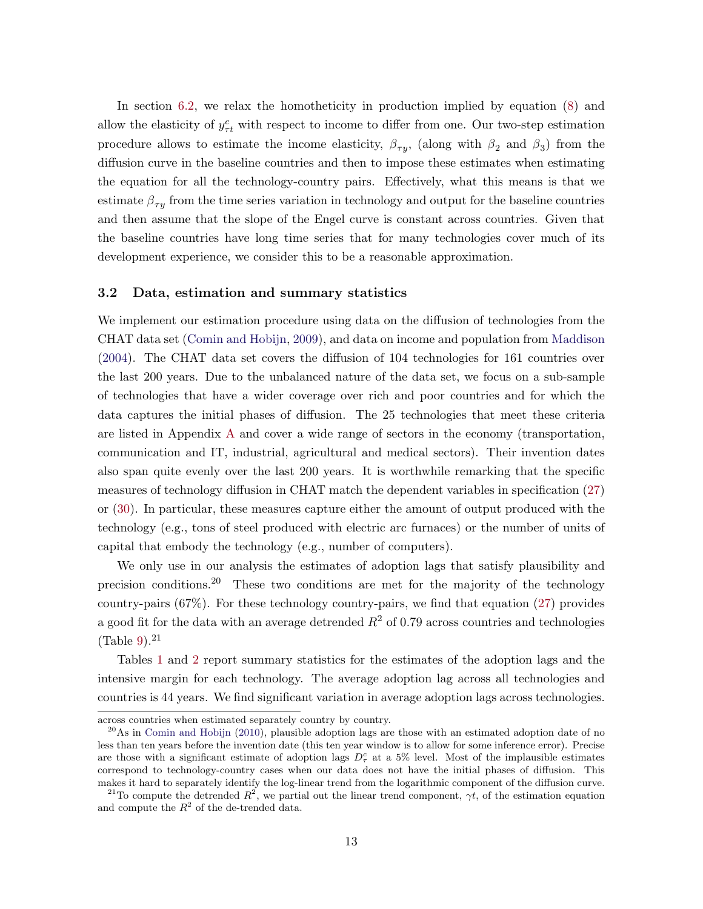In section 6.2, we relax the homotheticity in production implied by equation (8) and allow the elasticity of $y_{\tau t}^c$ with respect to income to differ from one. Our two-step estimation procedure allows to estimate the income elasticity, $\beta_{\tau y}$, (along with $\beta_2$ and $\beta_3$) from the diffusion curve in the baseline countries and then to impose these estimates when estimating the equation for all the technology-country pairs. Effectively, what this means is that we estimate $\beta_{\tau y}$ from the time series variation in technology and output for the baseline countries and then assume that the slope of the Engel curve is constant across countries. Given that the baseline countries have long time series that for many technologies cover much of its development experience, we consider this to be a reasonable approximation.

### 3.2 Data, estimation and summary statistics

We implement our estimation procedure using data on the diffusion of technologies from the CHAT data set (Comin and Hobijn, 2009), and data on income and population from Maddison (2004). The CHAT data set covers the diffusion of 104 technologies for 161 countries over the last 200 years. Due to the unbalanced nature of the data set, we focus on a sub-sample of technologies that have a wider coverage over rich and poor countries and for which the data captures the initial phases of diffusion. The 25 technologies that meet these criteria are listed in Appendix A and cover a wide range of sectors in the economy (transportation, communication and IT, industrial, agricultural and medical sectors). Their invention dates also span quite evenly over the last 200 years. It is worthwhile remarking that the specific measures of technology diffusion in CHAT match the dependent variables in specification (27) or (30). In particular, these measures capture either the amount of output produced with the technology (e.g., tons of steel produced with electric arc furnaces) or the number of units of capital that embody the technology (e.g., number of computers).

We only use in our analysis the estimates of adoption lags that satisfy plausibility and precision conditions.[20] These two conditions are met for the majority of the technology country-pairs (67%). For these technology country-pairs, we find that equation (27) provides a good fit for the data with an average detrended $R^2$ of 0.79 across countries and technologies (Table 9).[21]

Tables 1 and 2 report summary statistics for the estimates of the adoption lags and the intensive margin for each technology. The average adoption lag across all technologies and countries is 44 years. We find significant variation in average adoption lags across technologies.

across countries when estimated separately country by country.

[20] As in Comin and Hobijn (2010), plausible adoption lags are those with an estimated adoption date of no less than ten years before the invention date (this ten year window is to allow for some inference error). Precise are those with a significant estimate of adoption lags $D_\tau^c$ at a 5% level. Most of the implausible estimates correspond to technology-country cases when our data does not have the initial phases of diffusion. This makes it hard to separately identify the log-linear trend from the logarithmic component of the diffusion curve.

[21] To compute the detrended $R^2$, we partial out the linear trend component, $\gamma t$, of the estimation equation and compute the $R^2$ of the de-trended data.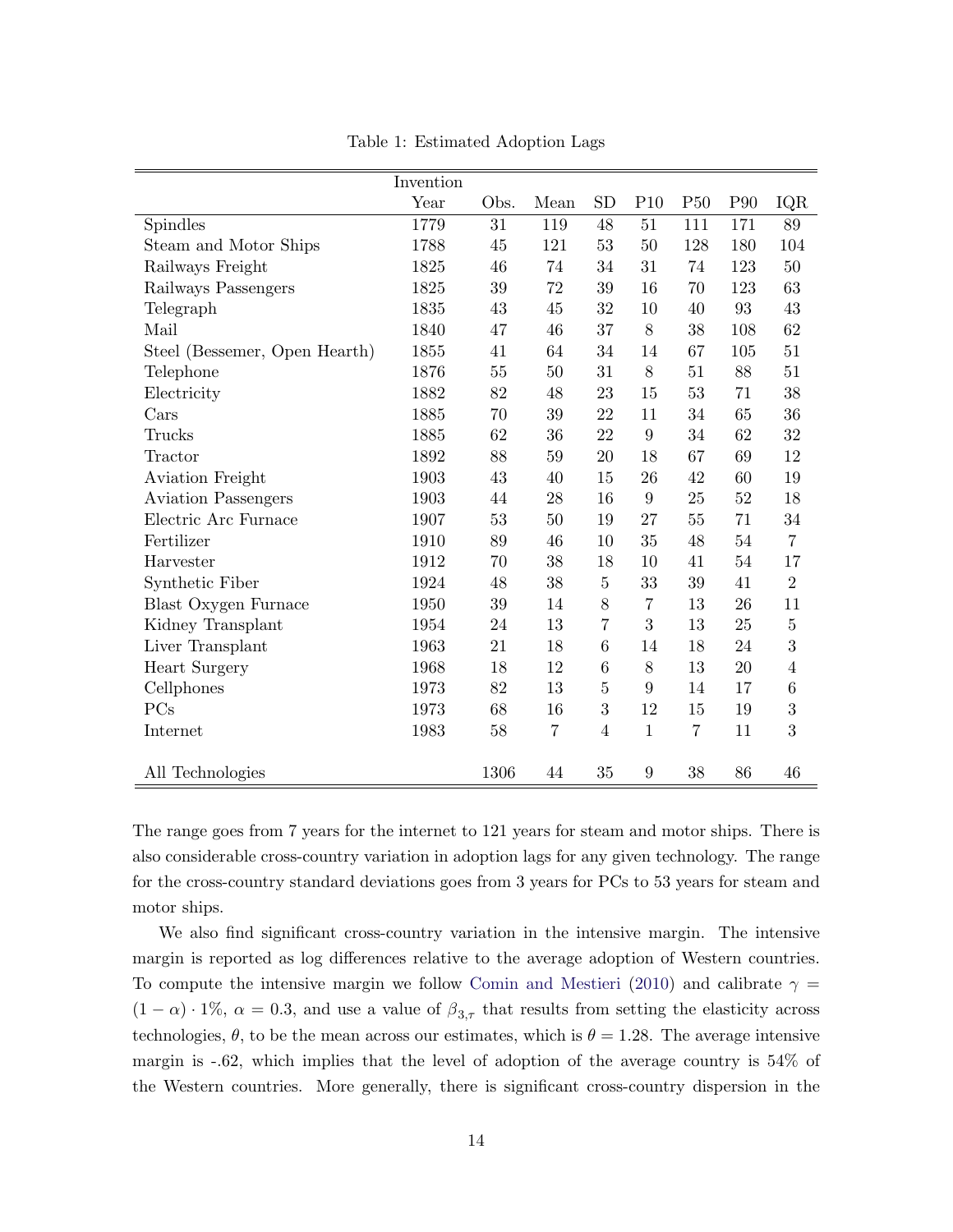Table 1: Estimated Adoption Lags

| | Invention Year | Obs. | Mean | SD | P10 | P50 | P90 | IQR |
|---|---|---|---|---|---|---|---|---|
| Spindles | 1779 | 31 | 119 | 48 | 51 | 111 | 171 | 89 |
| Steam and Motor Ships | 1788 | 45 | 121 | 53 | 50 | 128 | 180 | 104 |
| Railways Freight | 1825 | 46 | 74 | 34 | 31 | 74 | 123 | 50 |
| Railways Passengers | 1825 | 39 | 72 | 39 | 16 | 70 | 123 | 63 |
| Telegraph | 1835 | 43 | 45 | 32 | 10 | 40 | 93 | 43 |
| Mail | 1840 | 47 | 46 | 37 | 8 | 38 | 108 | 62 |
| Steel (Bessemer, Open Hearth) | 1855 | 41 | 64 | 34 | 14 | 67 | 105 | 51 |
| Telephone | 1876 | 55 | 50 | 31 | 8 | 51 | 88 | 51 |
| Electricity | 1882 | 82 | 48 | 23 | 15 | 53 | 71 | 38 |
| Cars | 1885 | 70 | 39 | 22 | 11 | 34 | 65 | 36 |
| Trucks | 1885 | 62 | 36 | 22 | 9 | 34 | 62 | 32 |
| Tractor | 1892 | 88 | 59 | 20 | 18 | 67 | 69 | 12 |
| Aviation Freight | 1903 | 43 | 40 | 15 | 26 | 42 | 60 | 19 |
| Aviation Passengers | 1903 | 44 | 28 | 16 | 9 | 25 | 52 | 18 |
| Electric Arc Furnace | 1907 | 53 | 50 | 19 | 27 | 55 | 71 | 34 |
| Fertilizer | 1910 | 89 | 46 | 10 | 35 | 48 | 54 | 7 |
| Harvester | 1912 | 70 | 38 | 18 | 10 | 41 | 54 | 17 |
| Synthetic Fiber | 1924 | 48 | 38 | 5 | 33 | 39 | 41 | 2 |
| Blast Oxygen Furnace | 1950 | 39 | 14 | 8 | 7 | 13 | 26 | 11 |
| Kidney Transplant | 1954 | 24 | 13 | 7 | 3 | 13 | 25 | 5 |
| Liver Transplant | 1963 | 21 | 18 | 6 | 14 | 18 | 24 | 3 |
| Heart Surgery | 1968 | 18 | 12 | 6 | 8 | 13 | 20 | 4 |
| Cellphones | 1973 | 82 | 13 | 5 | 9 | 14 | 17 | 6 |
| PCs | 1973 | 68 | 16 | 3 | 12 | 15 | 19 | 3 |
| Internet | 1983 | 58 | 7 | 4 | 1 | 7 | 11 | 3 |
| All Technologies | | 1306 | 44 | 35 | 9 | 38 | 86 | 46 |

The range goes from 7 years for the internet to 121 years for steam and motor ships. There is also considerable cross-country variation in adoption lags for any given technology. The range for the cross-country standard deviations goes from 3 years for PCs to 53 years for steam and motor ships.

We also find significant cross-country variation in the intensive margin. The intensive margin is reported as log differences relative to the average adoption of Western countries. To compute the intensive margin we follow Comin and Mestieri (2010) and calibrate $\gamma = (1-\alpha) \cdot 1\%$, $\alpha = 0.3$, and use a value of $\beta_{3,\tau}$ that results from setting the elasticity across technologies, $\theta$, to be the mean across our estimates, which is $\theta = 1.28$. The average intensive margin is -.62, which implies that the level of adoption of the average country is 54% of the Western countries. More generally, there is significant cross-country dispersion in the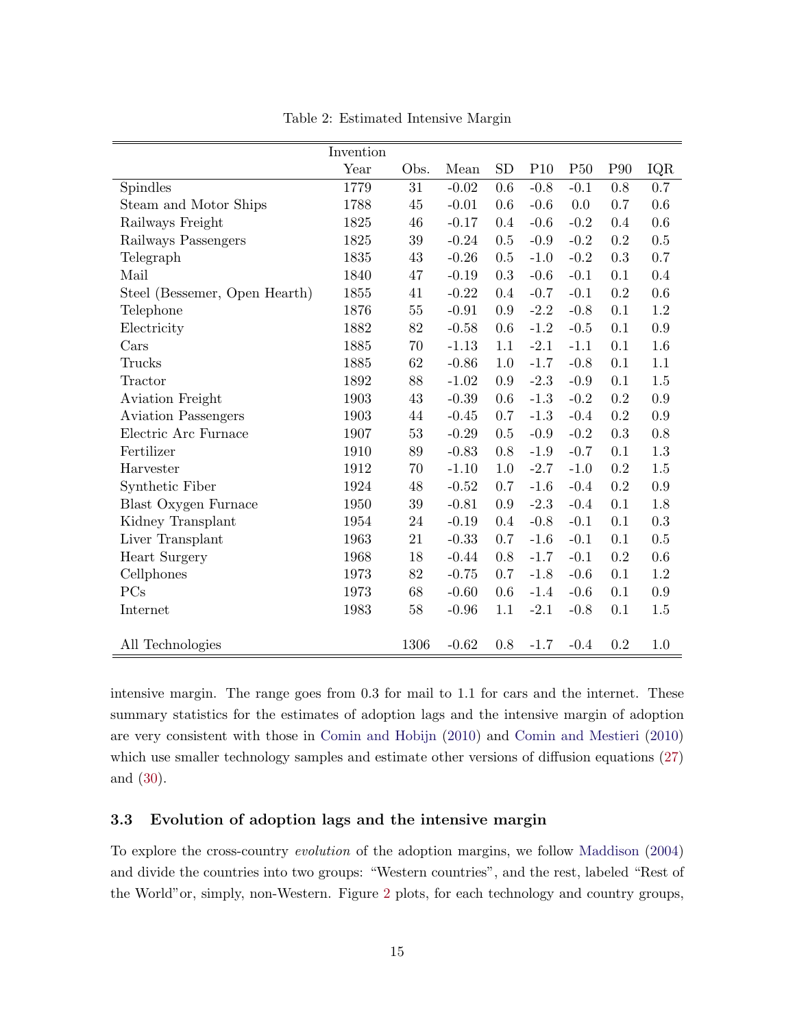Table 2: Estimated Intensive Margin

| | Invention Year | Obs. | Mean | SD | P10 | P50 | P90 | IQR |
|---|---|---|---|---|---|---|---|---|
| Spindles | 1779 | 31 | -0.02 | 0.6 | -0.8 | -0.1 | 0.8 | 0.7 |
| Steam and Motor Ships | 1788 | 45 | -0.01 | 0.6 | -0.6 | 0.0 | 0.7 | 0.6 |
| Railways Freight | 1825 | 46 | -0.17 | 0.4 | -0.6 | -0.2 | 0.4 | 0.6 |
| Railways Passengers | 1825 | 39 | -0.24 | 0.5 | -0.9 | -0.2 | 0.2 | 0.5 |
| Telegraph | 1835 | 43 | -0.26 | 0.5 | -1.0 | -0.2 | 0.3 | 0.7 |
| Mail | 1840 | 47 | -0.19 | 0.3 | -0.6 | -0.1 | 0.1 | 0.4 |
| Steel (Bessemer, Open Hearth) | 1855 | 41 | -0.22 | 0.4 | -0.7 | -0.1 | 0.2 | 0.6 |
| Telephone | 1876 | 55 | -0.91 | 0.9 | -2.2 | -0.8 | 0.1 | 1.2 |
| Electricity | 1882 | 82 | -0.58 | 0.6 | -1.2 | -0.5 | 0.1 | 0.9 |
| Cars | 1885 | 70 | -1.13 | 1.1 | -2.1 | -1.1 | 0.1 | 1.6 |
| Trucks | 1885 | 62 | -0.86 | 1.0 | -1.7 | -0.8 | 0.1 | 1.1 |
| Tractor | 1892 | 88 | -1.02 | 0.9 | -2.3 | -0.9 | 0.1 | 1.5 |
| Aviation Freight | 1903 | 43 | -0.39 | 0.6 | -1.3 | -0.2 | 0.2 | 0.9 |
| Aviation Passengers | 1903 | 44 | -0.45 | 0.7 | -1.3 | -0.4 | 0.2 | 0.9 |
| Electric Arc Furnace | 1907 | 53 | -0.29 | 0.5 | -0.9 | -0.2 | 0.3 | 0.8 |
| Fertilizer | 1910 | 89 | -0.83 | 0.8 | -1.9 | -0.7 | 0.1 | 1.3 |
| Harvester | 1912 | 70 | -1.10 | 1.0 | -2.7 | -1.0 | 0.2 | 1.5 |
| Synthetic Fiber | 1924 | 48 | -0.52 | 0.7 | -1.6 | -0.4 | 0.2 | 0.9 |
| Blast Oxygen Furnace | 1950 | 39 | -0.81 | 0.9 | -2.3 | -0.4 | 0.1 | 1.8 |
| Kidney Transplant | 1954 | 24 | -0.19 | 0.4 | -0.8 | -0.1 | 0.1 | 0.3 |
| Liver Transplant | 1963 | 21 | -0.33 | 0.7 | -1.6 | -0.1 | 0.1 | 0.5 |
| Heart Surgery | 1968 | 18 | -0.44 | 0.8 | -1.7 | -0.1 | 0.2 | 0.6 |
| Cellphones | 1973 | 82 | -0.75 | 0.7 | -1.8 | -0.6 | 0.1 | 1.2 |
| PCs | 1973 | 68 | -0.60 | 0.6 | -1.4 | -0.6 | 0.1 | 0.9 |
| Internet | 1983 | 58 | -0.96 | 1.1 | -2.1 | -0.8 | 0.1 | 1.5 |
| All Technologies | | 1306 | -0.62 | 0.8 | -1.7 | -0.4 | 0.2 | 1.0 |

intensive margin. The range goes from 0.3 for mail to 1.1 for cars and the internet. These summary statistics for the estimates of adoption lags and the intensive margin of adoption are very consistent with those in Comin and Hobijn (2010) and Comin and Mestieri (2010) which use smaller technology samples and estimate other versions of diffusion equations (27) and (30).

### 3.3 Evolution of adoption lags and the intensive margin

To explore the cross-country *evolution* of the adoption margins, we follow Maddison (2004) and divide the countries into two groups: "Western countries", and the rest, labeled "Rest of the World"or, simply, non-Western. Figure 2 plots, for each technology and country groups,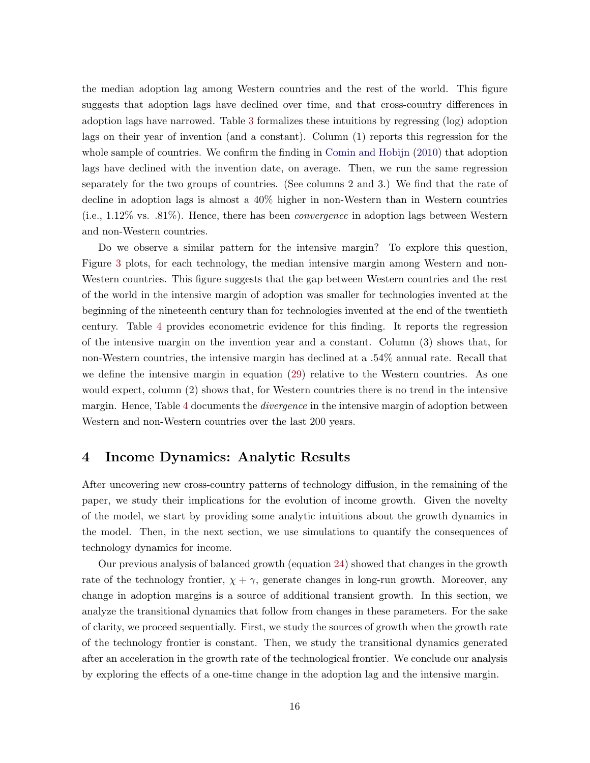the median adoption lag among Western countries and the rest of the world. This figure suggests that adoption lags have declined over time, and that cross-country differences in adoption lags have narrowed. Table 3 formalizes these intuitions by regressing (log) adoption lags on their year of invention (and a constant). Column (1) reports this regression for the whole sample of countries. We confirm the finding in Comin and Hobijn (2010) that adoption lags have declined with the invention date, on average. Then, we run the same regression separately for the two groups of countries. (See columns 2 and 3.) We find that the rate of decline in adoption lags is almost a 40% higher in non-Western than in Western countries (i.e., 1.12% vs. .81%). Hence, there has been *convergence* in adoption lags between Western and non-Western countries.

Do we observe a similar pattern for the intensive margin? To explore this question, Figure 3 plots, for each technology, the median intensive margin among Western and non-Western countries. This figure suggests that the gap between Western countries and the rest of the world in the intensive margin of adoption was smaller for technologies invented at the beginning of the nineteenth century than for technologies invented at the end of the twentieth century. Table 4 provides econometric evidence for this finding. It reports the regression of the intensive margin on the invention year and a constant. Column (3) shows that, for non-Western countries, the intensive margin has declined at a .54% annual rate. Recall that we define the intensive margin in equation (29) relative to the Western countries. As one would expect, column (2) shows that, for Western countries there is no trend in the intensive margin. Hence, Table 4 documents the *divergence* in the intensive margin of adoption between Western and non-Western countries over the last 200 years.

# 4 Income Dynamics: Analytic Results

After uncovering new cross-country patterns of technology diffusion, in the remaining of the paper, we study their implications for the evolution of income growth. Given the novelty of the model, we start by providing some analytic intuitions about the growth dynamics in the model. Then, in the next section, we use simulations to quantify the consequences of technology dynamics for income.

Our previous analysis of balanced growth (equation 24) showed that changes in the growth rate of the technology frontier, $\chi + \gamma$, generate changes in long-run growth. Moreover, any change in adoption margins is a source of additional transient growth. In this section, we analyze the transitional dynamics that follow from changes in these parameters. For the sake of clarity, we proceed sequentially. First, we study the sources of growth when the growth rate of the technology frontier is constant. Then, we study the transitional dynamics generated after an acceleration in the growth rate of the technological frontier. We conclude our analysis by exploring the effects of a one-time change in the adoption lag and the intensive margin.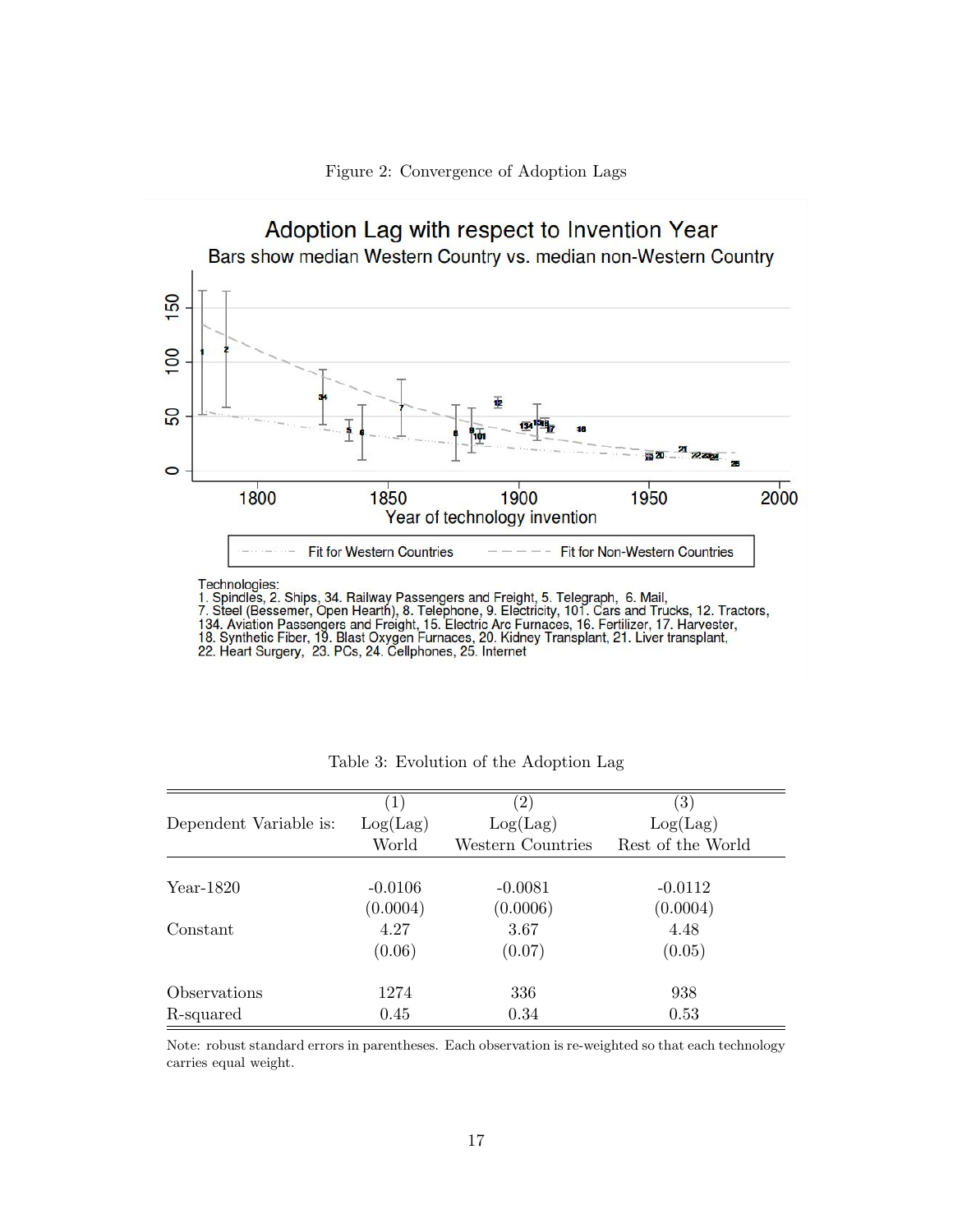Figure 2: Convergence of Adoption Lags

Table 3: Evolution of the Adoption Lag

| Dependent Variable is: | (1) Log(Lag) World | (2) Log(Lag) Western Countries | (3) Log(Lag) Rest of the World |
|---|---|---|---|
| Year-1820 | -0.0106 | -0.0081 | -0.0112 |
| | (0.0004) | (0.0006) | (0.0004) |
| Constant | 4.27 | 3.67 | 4.48 |
| | (0.06) | (0.07) | (0.05) |
| Observations | 1274 | 336 | 938 |
| R-squared | 0.45 | 0.34 | 0.53 |

Note: robust standard errors in parentheses. Each observation is re-weighted so that each technology carries equal weight.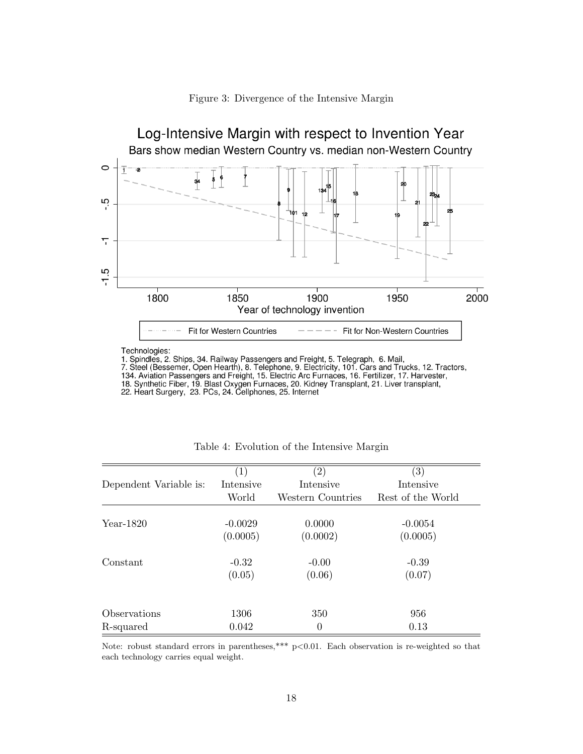Figure 3: Divergence of the Intensive Margin

Technologies:
1. Spindles, 2. Ships, 34. Railway Passengers and Freight, 5. Telegraph, 6. Mail,
7. Steel (Bessemer, Open Hearth), 8. Telephone, 9. Electricity, 101. Cars and Trucks, 12. Tractors,
134. Aviation Passengers and Freight, 15. Electric Arc Furnaces, 16. Fertilizer, 17. Harvester,
18. Synthetic Fiber, 19. Blast Oxygen Furnaces, 20. Kidney Transplant, 21. Liver transplant,
22. Heart Surgery, 23. PCs, 24. Cellphones, 25. Internet

Table 4: Evolution of the Intensive Margin

| | (1) | (2) | (3) |
|---|---|---|---|
| Dependent Variable is: | Intensive World | Intensive Western Countries | Intensive Rest of the World |
| Year-1820 | -0.0029 | 0.0000 | -0.0054 |
| | (0.0005) | (0.0002) | (0.0005) |
| Constant | -0.32 | -0.00 | -0.39 |
| | (0.05) | (0.06) | (0.07) |
| Observations | 1306 | 350 | 956 |
| R-squared | 0.042 | 0 | 0.13 |

Note: robust standard errors in parentheses,*** $p<0.01$. Each observation is re-weighted so that each technology carries equal weight.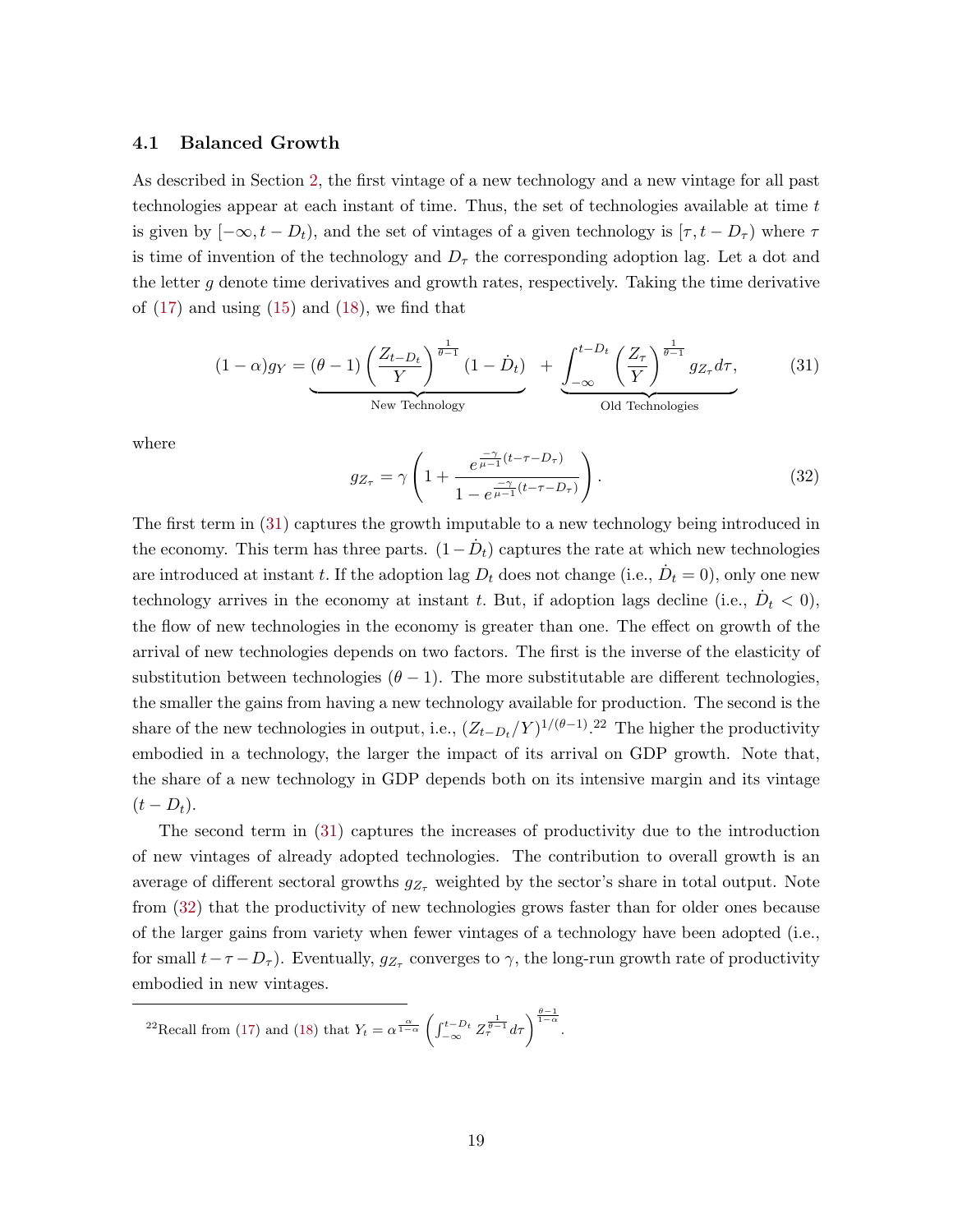### 4.1 Balanced Growth

As described in Section 2, the first vintage of a new technology and a new vintage for all past technologies appear at each instant of time. Thus, the set of technologies available at time $t$ is given by $[-\infty, t - D_t)$, and the set of vintages of a given technology is $[\tau, t - D_\tau)$ where $\tau$ is time of invention of the technology and $D_\tau$ the corresponding adoption lag. Let a dot and the letter $g$ denote time derivatives and growth rates, respectively. Taking the time derivative of (17) and using (15) and (18), we find that

$$(1-\alpha) g_Y = \underbrace{(\theta - 1)\left(\frac{Z_{t-D_t}}{Y}\right)^{\frac{1}{\theta-1}} (1 - \dot{D}_t)}_{\text{New Technology}} + \underbrace{\int_{-\infty}^{t-D_t} \left(\frac{Z_\tau}{Y}\right)^{\frac{1}{\theta-1}} g_{Z_\tau} d\tau}_{\text{Old Technologies}}, \tag{31}$$

where

$$g_{Z_\tau} = \gamma \left(1 + \frac{e^{\frac{-\gamma}{\mu-1}(t-\tau-D_\tau)}}{1 - e^{\frac{-\gamma}{\mu-1}(t-\tau-D_\tau)}}\right). \tag{32}$$

The first term in (31) captures the growth imputable to a new technology being introduced in the economy. This term has three parts. $(1 - \dot{D}_t)$ captures the rate at which new technologies are introduced at instant $t$. If the adoption lag $D_t$ does not change (i.e., $\dot{D}_t = 0$), only one new technology arrives in the economy at instant $t$. But, if adoption lags decline (i.e., $\dot{D}_t < 0$), the flow of new technologies in the economy is greater than one. The effect on growth of the arrival of new technologies depends on two factors. The first is the inverse of the elasticity of substitution between technologies $(\theta - 1)$. The more substitutable are different technologies, the smaller the gains from having a new technology available for production. The second is the share of the new technologies in output, i.e., $(Z_{t-D_t}/Y)^{1/(\theta-1)}$.[22] The higher the productivity embodied in a technology, the larger the impact of its arrival on GDP growth. Note that, the share of a new technology in GDP depends both on its intensive margin and its vintage $(t - D_t)$.

The second term in (31) captures the increases of productivity due to the introduction of new vintages of already adopted technologies. The contribution to overall growth is an average of different sectoral growths $g_{Z_\tau}$ weighted by the sector's share in total output. Note from (32) that the productivity of new technologies grows faster than for older ones because of the larger gains from variety when fewer vintages of a technology have been adopted (i.e., for small $t - \tau - D_\tau$). Eventually, $g_{Z_\tau}$ converges to $\gamma$, the long-run growth rate of productivity embodied in new vintages.

[22] Recall from (17) and (18) that $Y_t = \alpha^{\frac{\alpha}{1-\alpha}} \left(\int_{-\infty}^{t-D_t} Z_\tau^{\frac{1}{\theta-1}} d\tau\right)^{\frac{\theta-1}{1-\alpha}}$.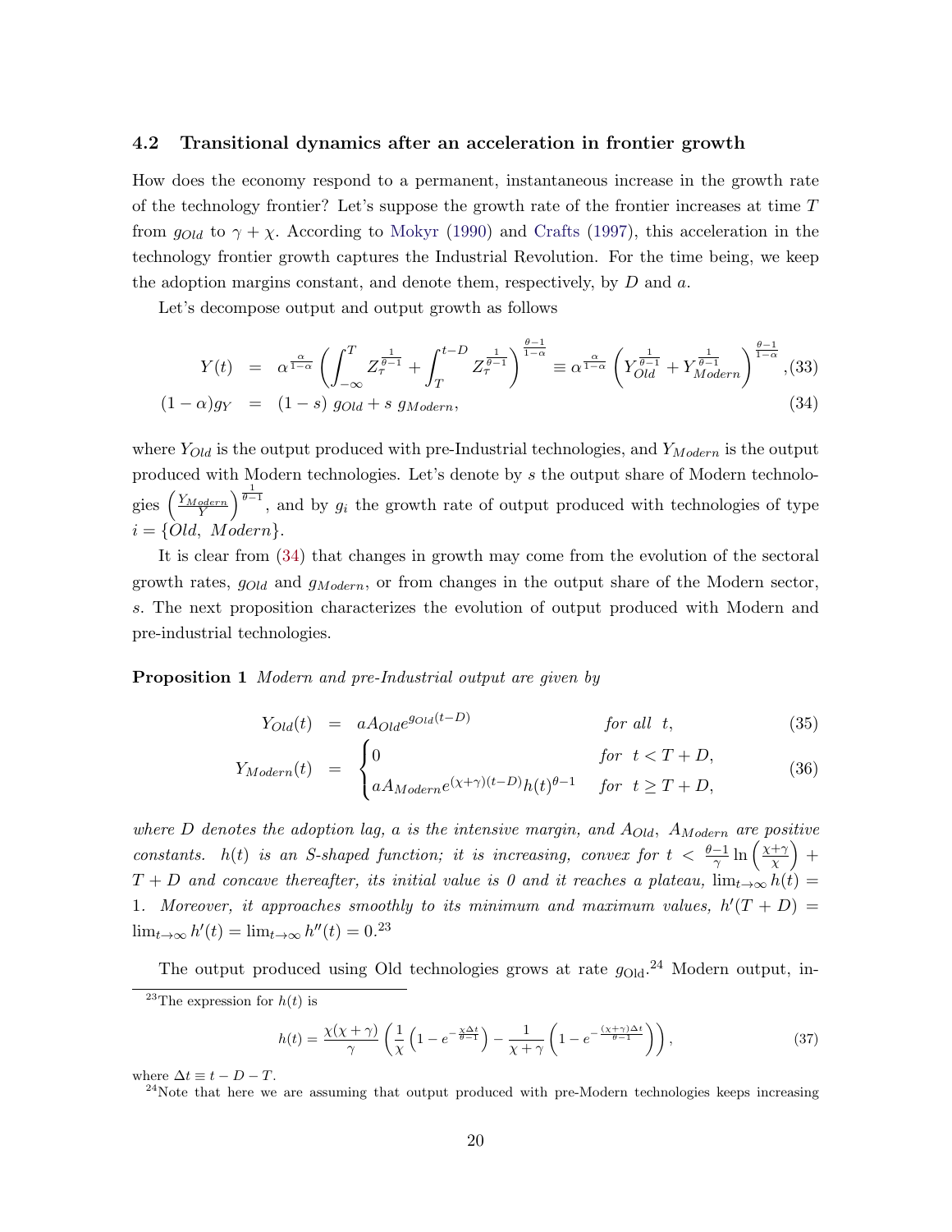### 4.2 Transitional dynamics after an acceleration in frontier growth

How does the economy respond to a permanent, instantaneous increase in the growth rate of the technology frontier? Let's suppose the growth rate of the frontier increases at time $T$ from $g_{Old}$ to $\gamma + \chi$. According to Mokyr (1990) and Crafts (1997), this acceleration in the technology frontier growth captures the Industrial Revolution. For the time being, we keep the adoption margins constant, and denote them, respectively, by $D$ and $a$.

Let's decompose output and output growth as follows

$$
\begin{aligned}
Y(t) &= \alpha^{\frac{\alpha}{1-\alpha}} \left( \int_{-\infty}^{T} Z_\tau^{\frac{1}{\theta-1}} + \int_{T}^{t-D} Z_\tau^{\frac{1}{\theta-1}} \right)^{\frac{\theta-1}{1-\alpha}} \equiv \alpha^{\frac{\alpha}{1-\alpha}} \left( Y_{Old}^{\frac{1}{\theta-1}} + Y_{Modern}^{\frac{1}{\theta-1}} \right)^{\frac{\theta-1}{1-\alpha}}, \quad (33)\\
(1-\alpha) g_Y &= (1-s)\, g_{Old} + s\; g_{Modern}, \quad (34)
\end{aligned}
$$

where $Y_{Old}$ is the output produced with pre-Industrial technologies, and $Y_{Modern}$ is the output produced with Modern technologies. Let's denote by $s$ the output share of Modern technologies $\left(\frac{Y_{Modern}}{Y}\right)^{\frac{1}{\theta-1}}$, and by $g_i$ the growth rate of output produced with technologies of type $i = \{Old,\ Modern\}$.

It is clear from (34) that changes in growth may come from the evolution of the sectoral growth rates, $g_{Old}$ and $g_{Modern}$, or from changes in the output share of the Modern sector, $s$. The next proposition characterizes the evolution of output produced with Modern and pre-industrial technologies.

**Proposition 1** *Modern and pre-Industrial output are given by*

$$
Y_{Old}(t) = a A_{Old} e^{g_{Old}(t-D)} \qquad \textit{for all } t, \quad (35)
$$

$$
Y_{Modern}(t) = \begin{cases} 0 & \textit{for } t < T+D, \\ a A_{Modern} e^{(\chi+\gamma)(t-D)} h(t)^{\theta-1} & \textit{for } t \geq T+D, \end{cases} \quad (36)
$$

*where $D$ denotes the adoption lag, $a$ is the intensive margin, and $A_{Old}$, $A_{Modern}$ are positive constants. $h(t)$ is an S-shaped function; it is increasing, convex for $t < \frac{\theta-1}{\gamma}\ln\left(\frac{\chi+\gamma}{\chi}\right) + T + D$ and concave thereafter, its initial value is 0 and it reaches a plateau, $\lim_{t\to\infty} h(t) = 1$. Moreover, it approaches smoothly to its minimum and maximum values, $h'(T+D) = \lim_{t\to\infty} h'(t) = \lim_{t\to\infty} h''(t) = 0$.*[23]

The output produced using Old technologies grows at rate $g_{\text{Old}}$.[24] Modern output, in-

[23] The expression for $h(t)$ is

$$
h(t) = \frac{\chi(\chi+\gamma)}{\gamma} \left( \frac{1}{\chi}\left(1 - e^{-\frac{\chi \Delta t}{\theta-1}}\right) - \frac{1}{\chi+\gamma}\left(1 - e^{-\frac{(\chi+\gamma)\Delta t}{\theta-1}}\right) \right), \quad (37)
$$

where $\Delta t \equiv t - D - T$.

[24] Note that here we are assuming that output produced with pre-Modern technologies keeps increasing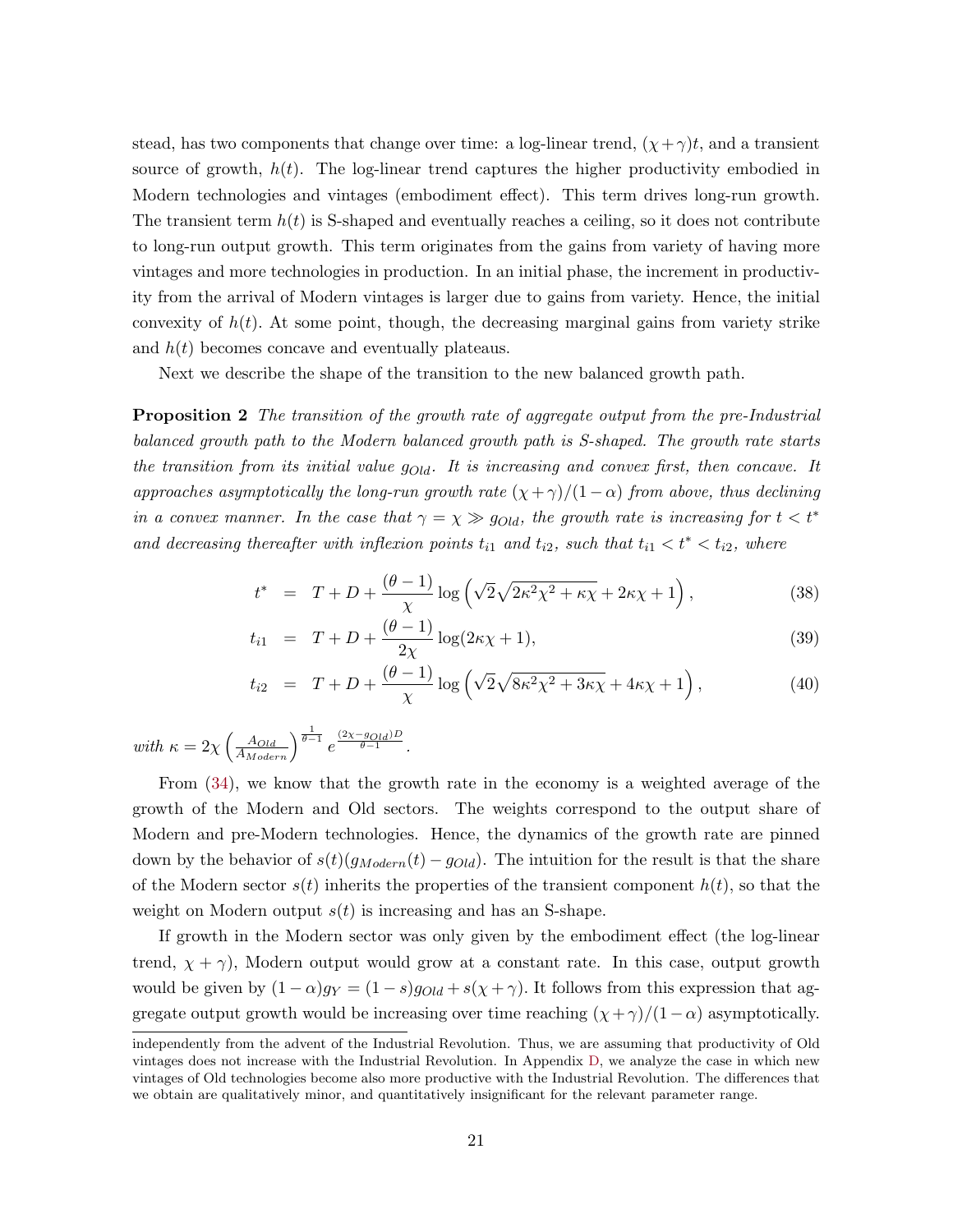stead, has two components that change over time: a log-linear trend, $(\chi+\gamma)t$, and a transient source of growth, $h(t)$. The log-linear trend captures the higher productivity embodied in Modern technologies and vintages (embodiment effect). This term drives long-run growth. The transient term $h(t)$ is S-shaped and eventually reaches a ceiling, so it does not contribute to long-run output growth. This term originates from the gains from variety of having more vintages and more technologies in production. In an initial phase, the increment in productivity from the arrival of Modern vintages is larger due to gains from variety. Hence, the initial convexity of $h(t)$. At some point, though, the decreasing marginal gains from variety strike and $h(t)$ becomes concave and eventually plateaus.

Next we describe the shape of the transition to the new balanced growth path.

**Proposition 2** *The transition of the growth rate of aggregate output from the pre-Industrial balanced growth path to the Modern balanced growth path is S-shaped. The growth rate starts the transition from its initial value $g_{Old}$. It is increasing and convex first, then concave. It approaches asymptotically the long-run growth rate $(\chi+\gamma)/(1-\alpha)$ from above, thus declining in a convex manner. In the case that $\gamma = \chi \gg g_{Old}$, the growth rate is increasing for $t < t^*$ and decreasing thereafter with inflexion points $t_{i1}$ and $t_{i2}$, such that $t_{i1} < t^* < t_{i2}$, where*

$$t^* = T + D + \frac{(\theta-1)}{\chi}\log\left(\sqrt{2}\sqrt{2\kappa^2\chi^2+\kappa\chi}+2\kappa\chi+1\right), \tag{38}$$

$$t_{i1} = T + D + \frac{(\theta-1)}{2\chi}\log(2\kappa\chi+1), \tag{39}$$

$$t_{i2} = T + D + \frac{(\theta-1)}{\chi}\log\left(\sqrt{2}\sqrt{8\kappa^2\chi^2+3\kappa\chi}+4\kappa\chi+1\right), \tag{40}$$

*with* $\kappa = 2\chi\left(\frac{A_{Old}}{A_{Modern}}\right)^{\frac{1}{\theta-1}} e^{\frac{(2\chi-g_{Old})D}{\theta-1}}$.

From (34), we know that the growth rate in the economy is a weighted average of the growth of the Modern and Old sectors. The weights correspond to the output share of Modern and pre-Modern technologies. Hence, the dynamics of the growth rate are pinned down by the behavior of $s(t)(g_{Modern}(t) - g_{Old})$. The intuition for the result is that the share of the Modern sector $s(t)$ inherits the properties of the transient component $h(t)$, so that the weight on Modern output $s(t)$ is increasing and has an S-shape.

If growth in the Modern sector was only given by the embodiment effect (the log-linear trend, $\chi+\gamma$), Modern output would grow at a constant rate. In this case, output growth would be given by $(1-\alpha)g_Y = (1-s)g_{Old} + s(\chi+\gamma)$. It follows from this expression that aggregate output growth would be increasing over time reaching $(\chi+\gamma)/(1-\alpha)$ asymptotically.

independently from the advent of the Industrial Revolution. Thus, we are assuming that productivity of Old vintages does not increase with the Industrial Revolution. In Appendix D, we analyze the case in which new vintages of Old technologies become also more productive with the Industrial Revolution. The differences that we obtain are qualitatively minor, and quantitatively insignificant for the relevant parameter range.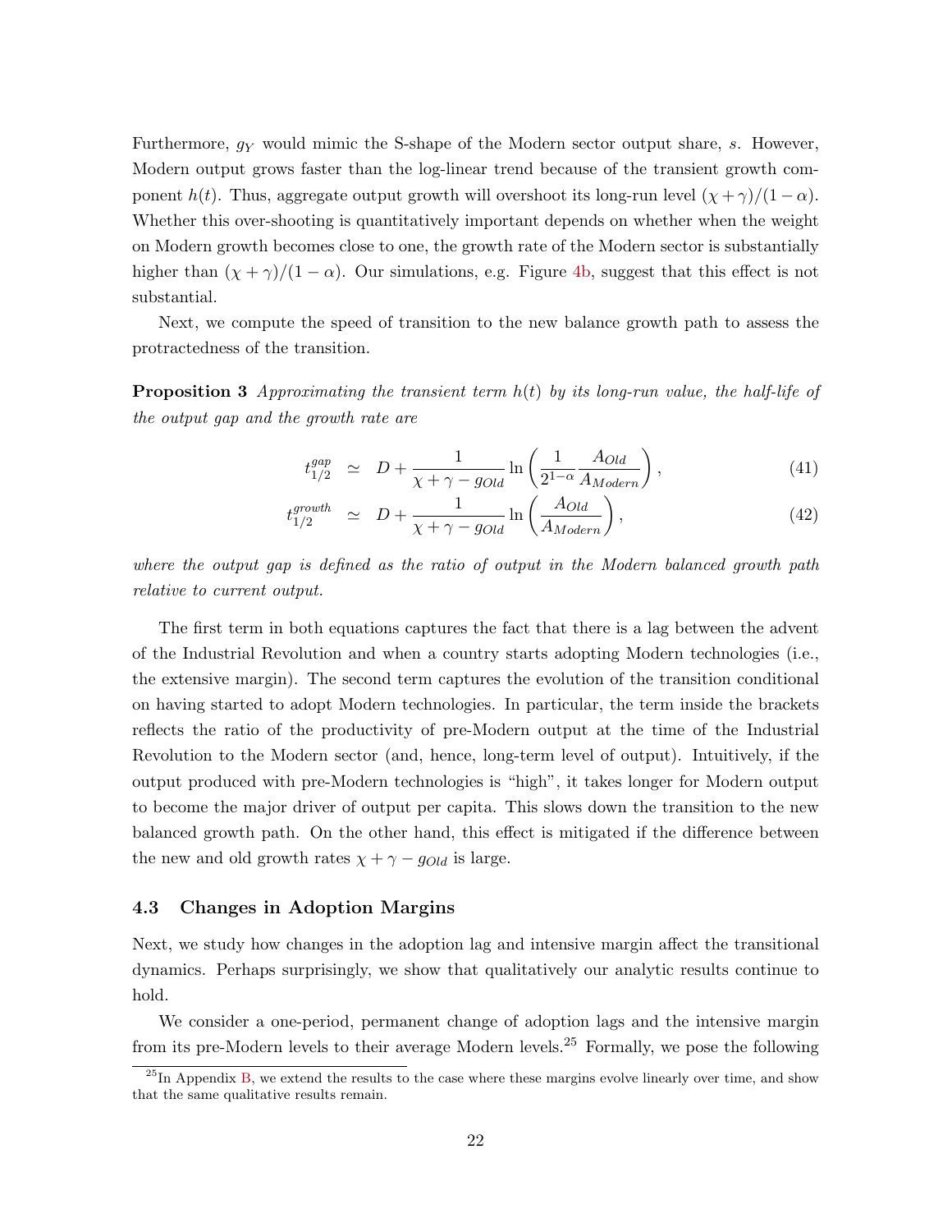Furthermore, $g_Y$ would mimic the S-shape of the Modern sector output share, $s$. However, Modern output grows faster than the log-linear trend because of the transient growth component $h(t)$. Thus, aggregate output growth will overshoot its long-run level $(\chi + \gamma)/(1-\alpha)$. Whether this over-shooting is quantitatively important depends on whether when the weight on Modern growth becomes close to one, the growth rate of the Modern sector is substantially higher than $(\chi + \gamma)/(1-\alpha)$. Our simulations, e.g. Figure 4b, suggest that this effect is not substantial.

Next, we compute the speed of transition to the new balance growth path to assess the protractedness of the transition.

**Proposition 3** *Approximating the transient term $h(t)$ by its long-run value, the half-life of the output gap and the growth rate are*

$$t_{1/2}^{gap} \simeq D + \frac{1}{\chi + \gamma - g_{Old}} \ln\left(\frac{1}{2^{1-\alpha}} \frac{A_{Old}}{A_{Modern}}\right), \tag{41}$$

$$t_{1/2}^{growth} \simeq D + \frac{1}{\chi + \gamma - g_{Old}} \ln\left(\frac{A_{Old}}{A_{Modern}}\right), \tag{42}$$

*where the output gap is defined as the ratio of output in the Modern balanced growth path relative to current output.*

The first term in both equations captures the fact that there is a lag between the advent of the Industrial Revolution and when a country starts adopting Modern technologies (i.e., the extensive margin). The second term captures the evolution of the transition conditional on having started to adopt Modern technologies. In particular, the term inside the brackets reflects the ratio of the productivity of pre-Modern output at the time of the Industrial Revolution to the Modern sector (and, hence, long-term level of output). Intuitively, if the output produced with pre-Modern technologies is "high", it takes longer for Modern output to become the major driver of output per capita. This slows down the transition to the new balanced growth path. On the other hand, this effect is mitigated if the difference between the new and old growth rates $\chi + \gamma - g_{Old}$ is large.

### 4.3 Changes in Adoption Margins

Next, we study how changes in the adoption lag and intensive margin affect the transitional dynamics. Perhaps surprisingly, we show that qualitatively our analytic results continue to hold.

We consider a one-period, permanent change of adoption lags and the intensive margin from its pre-Modern levels to their average Modern levels.[25] Formally, we pose the following

[25] In Appendix B, we extend the results to the case where these margins evolve linearly over time, and show that the same qualitative results remain.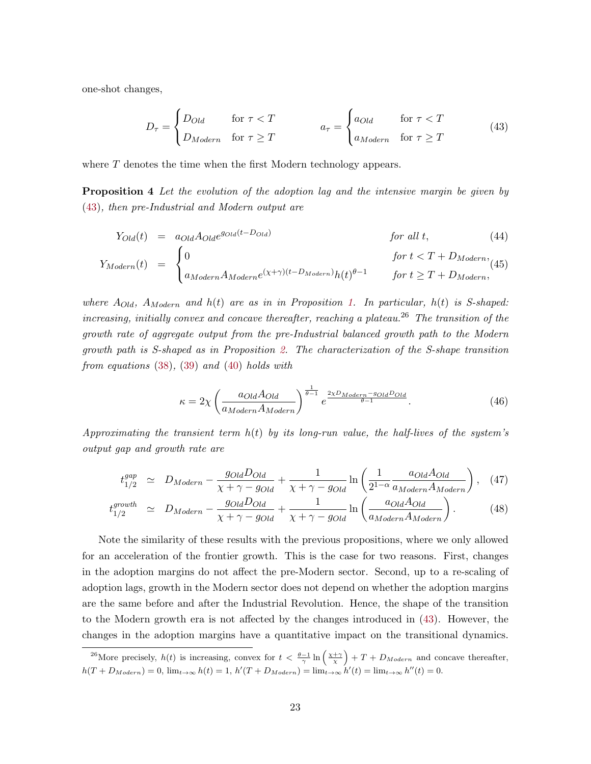one-shot changes,

$$D_\tau = \begin{cases} D_{Old} & \text{for } \tau < T \\ D_{Modern} & \text{for } \tau \geq T \end{cases} \qquad a_\tau = \begin{cases} a_{Old} & \text{for } \tau < T \\ a_{Modern} & \text{for } \tau \geq T \end{cases} \tag{43}$$

where $T$ denotes the time when the first Modern technology appears.

**Proposition 4** *Let the evolution of the adoption lag and the intensive margin be given by (43), then pre-Industrial and Modern output are*

$$Y_{Old}(t) = a_{Old} A_{Old} e^{g_{Old}(t - D_{Old})} \qquad \textit{for all } t, \tag{44}$$

$$Y_{Modern}(t) = \begin{cases} 0 & \textit{for } t < T + D_{Modern}, \\ a_{Modern} A_{Modern} e^{(\chi+\gamma)(t - D_{Modern})} h(t)^{\theta - 1} & \textit{for } t \geq T + D_{Modern}, \end{cases} \tag{45}$$

*where $A_{Old}$, $A_{Modern}$ and $h(t)$ are as in in Proposition 1. In particular, $h(t)$ is S-shaped: increasing, initially convex and concave thereafter, reaching a plateau.*[26] *The transition of the growth rate of aggregate output from the pre-Industrial balanced growth path to the Modern growth path is S-shaped as in Proposition 2. The characterization of the S-shape transition from equations (38), (39) and (40) holds with*

$$\kappa = 2\chi \left( \frac{a_{Old} A_{Old}}{a_{Modern} A_{Modern}} \right)^{\frac{1}{\theta - 1}} e^{\frac{2\chi D_{Modern} - g_{Old} D_{Old}}{\theta - 1}}. \tag{46}$$

*Approximating the transient term $h(t)$ by its long-run value, the half-lives of the system's output gap and growth rate are*

$$t_{1/2}^{gap} \simeq D_{Modern} - \frac{g_{Old} D_{Old}}{\chi + \gamma - g_{Old}} + \frac{1}{\chi + \gamma - g_{Old}} \ln \left( \frac{1}{2^{1-\alpha}} \frac{a_{Old} A_{Old}}{a_{Modern} A_{Modern}} \right), \tag{47}$$

$$t_{1/2}^{growth} \simeq D_{Modern} - \frac{g_{Old} D_{Old}}{\chi + \gamma - g_{Old}} + \frac{1}{\chi + \gamma - g_{Old}} \ln \left( \frac{a_{Old} A_{Old}}{a_{Modern} A_{Modern}} \right). \tag{48}$$

Note the similarity of these results with the previous propositions, where we only allowed for an acceleration of the frontier growth. This is the case for two reasons. First, changes in the adoption margins do not affect the pre-Modern sector. Second, up to a re-scaling of adoption lags, growth in the Modern sector does not depend on whether the adoption margins are the same before and after the Industrial Revolution. Hence, the shape of the transition to the Modern growth era is not affected by the changes introduced in (43). However, the changes in the adoption margins have a quantitative impact on the transitional dynamics.

[26] More precisely, $h(t)$ is increasing, convex for $t < \frac{\theta-1}{\gamma} \ln \left( \frac{\chi+\gamma}{\chi} \right) + T + D_{Modern}$ and concave thereafter, $h(T + D_{Modern}) = 0$, $\lim_{t\to\infty} h(t) = 1$, $h'(T + D_{Modern}) = \lim_{t\to\infty} h'(t) = \lim_{t\to\infty} h''(t) = 0$.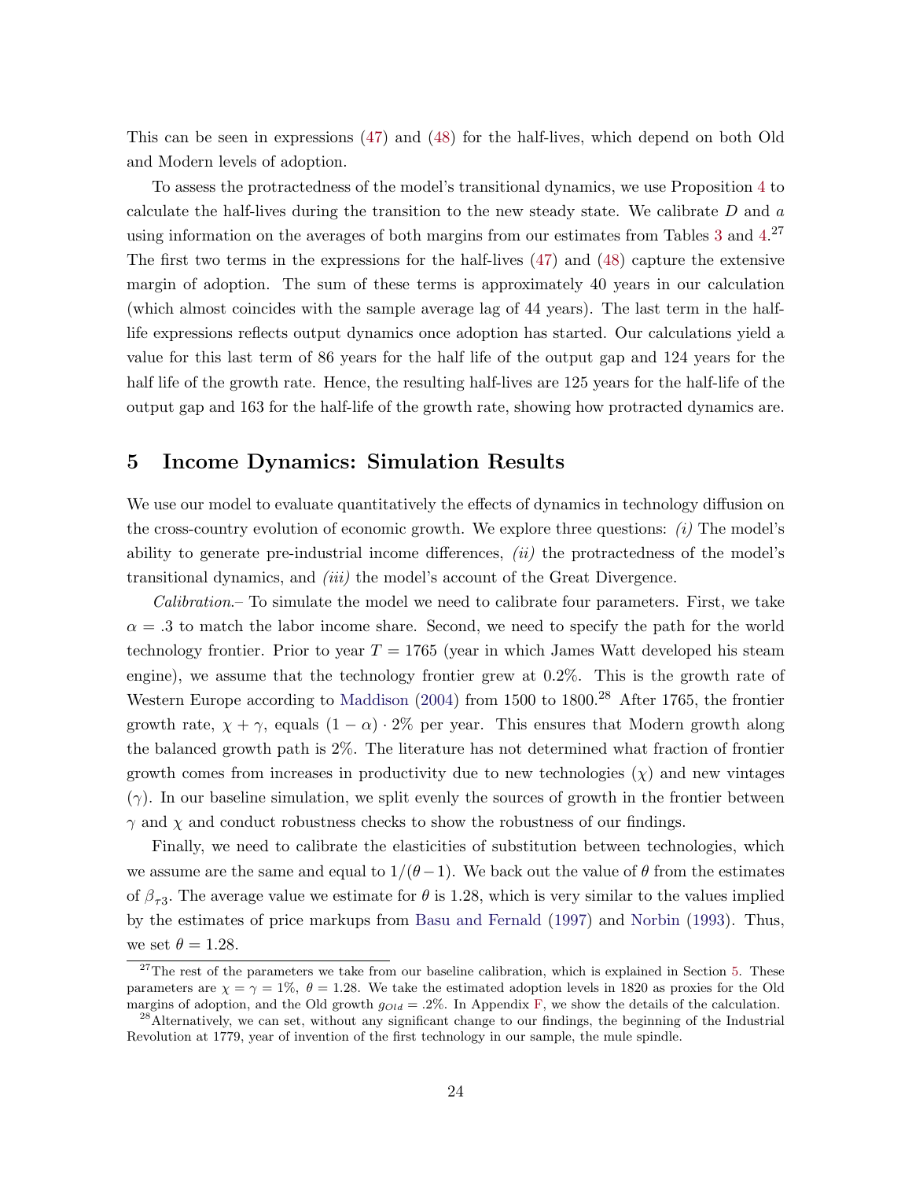This can be seen in expressions (47) and (48) for the half-lives, which depend on both Old and Modern levels of adoption.

To assess the protractedness of the model's transitional dynamics, we use Proposition 4 to calculate the half-lives during the transition to the new steady state. We calibrate $D$ and $a$ using information on the averages of both margins from our estimates from Tables 3 and 4.[27] The first two terms in the expressions for the half-lives (47) and (48) capture the extensive margin of adoption. The sum of these terms is approximately 40 years in our calculation (which almost coincides with the sample average lag of 44 years). The last term in the half-life expressions reflects output dynamics once adoption has started. Our calculations yield a value for this last term of 86 years for the half life of the output gap and 124 years for the half life of the growth rate. Hence, the resulting half-lives are 125 years for the half-life of the output gap and 163 for the half-life of the growth rate, showing how protracted dynamics are.

## 5 Income Dynamics: Simulation Results

We use our model to evaluate quantitatively the effects of dynamics in technology diffusion on the cross-country evolution of economic growth. We explore three questions: *(i)* The model's ability to generate pre-industrial income differences, *(ii)* the protractedness of the model's transitional dynamics, and *(iii)* the model's account of the Great Divergence.

*Calibration.*– To simulate the model we need to calibrate four parameters. First, we take $\alpha = .3$ to match the labor income share. Second, we need to specify the path for the world technology frontier. Prior to year $T = 1765$ (year in which James Watt developed his steam engine), we assume that the technology frontier grew at 0.2%. This is the growth rate of Western Europe according to Maddison (2004) from 1500 to 1800.[28] After 1765, the frontier growth rate, $\chi + \gamma$, equals $(1 - \alpha) \cdot 2\%$ per year. This ensures that Modern growth along the balanced growth path is 2%. The literature has not determined what fraction of frontier growth comes from increases in productivity due to new technologies ($\chi$) and new vintages ($\gamma$). In our baseline simulation, we split evenly the sources of growth in the frontier between $\gamma$ and $\chi$ and conduct robustness checks to show the robustness of our findings.

Finally, we need to calibrate the elasticities of substitution between technologies, which we assume are the same and equal to $1/(\theta - 1)$. We back out the value of $\theta$ from the estimates of $\beta_{\tau 3}$. The average value we estimate for $\theta$ is 1.28, which is very similar to the values implied by the estimates of price markups from Basu and Fernald (1997) and Norbin (1993). Thus, we set $\theta = 1.28$.

---

[27] The rest of the parameters we take from our baseline calibration, which is explained in Section 5. These parameters are $\chi = \gamma = 1\%$, $\theta = 1.28$. We take the estimated adoption levels in 1820 as proxies for the Old margins of adoption, and the Old growth $g_{Old} = .2\%$. In Appendix F, we show the details of the calculation.

[28] Alternatively, we can set, without any significant change to our findings, the beginning of the Industrial Revolution at 1779, year of invention of the first technology in our sample, the mule spindle.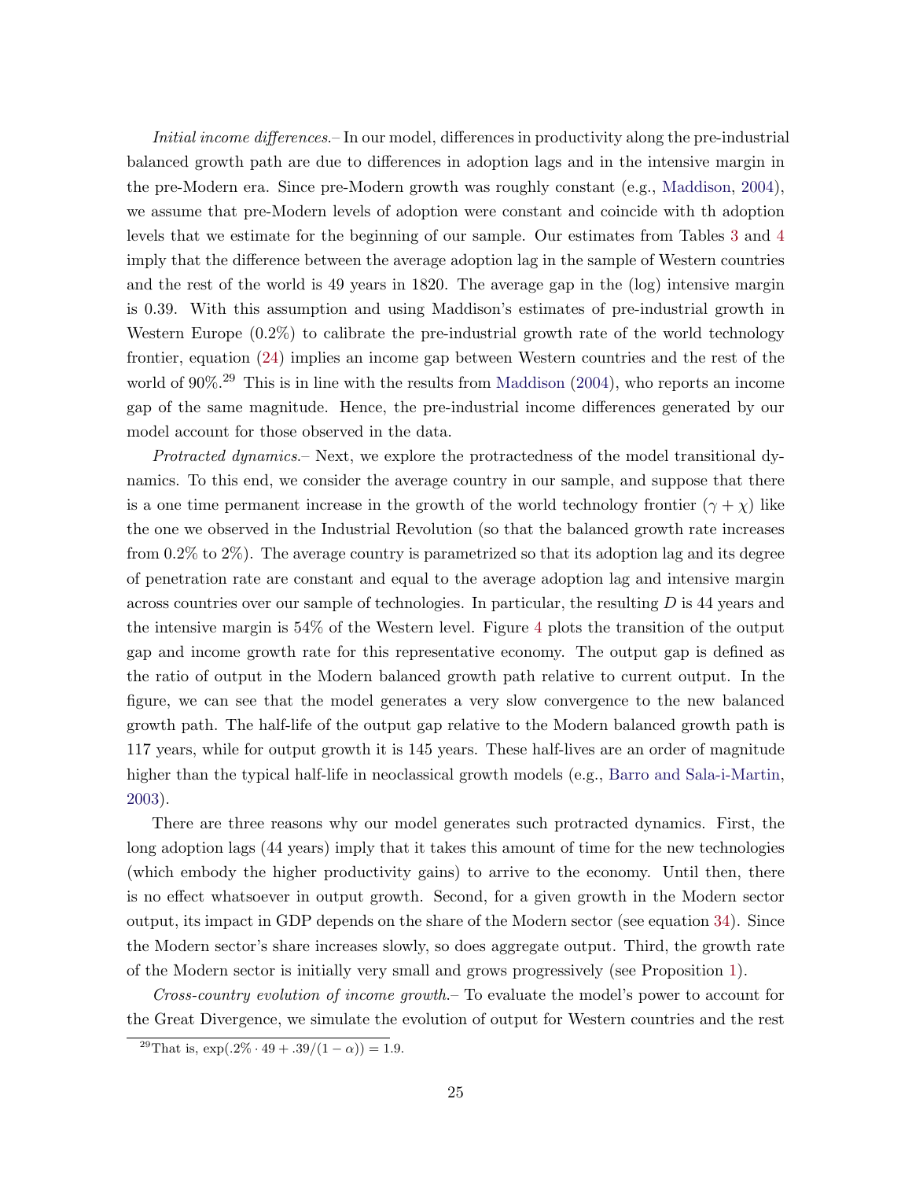*Initial income differences.–* In our model, differences in productivity along the pre-industrial balanced growth path are due to differences in adoption lags and in the intensive margin in the pre-Modern era. Since pre-Modern growth was roughly constant (e.g., Maddison, 2004), we assume that pre-Modern levels of adoption were constant and coincide with th adoption levels that we estimate for the beginning of our sample. Our estimates from Tables 3 and 4 imply that the difference between the average adoption lag in the sample of Western countries and the rest of the world is 49 years in 1820. The average gap in the (log) intensive margin is 0.39. With this assumption and using Maddison's estimates of pre-industrial growth in Western Europe (0.2%) to calibrate the pre-industrial growth rate of the world technology frontier, equation (24) implies an income gap between Western countries and the rest of the world of 90%.[29] This is in line with the results from Maddison (2004), who reports an income gap of the same magnitude. Hence, the pre-industrial income differences generated by our model account for those observed in the data.

*Protracted dynamics.–* Next, we explore the protractedness of the model transitional dynamics. To this end, we consider the average country in our sample, and suppose that there is a one time permanent increase in the growth of the world technology frontier ($\gamma + \chi$) like the one we observed in the Industrial Revolution (so that the balanced growth rate increases from 0.2% to 2%). The average country is parametrized so that its adoption lag and its degree of penetration rate are constant and equal to the average adoption lag and intensive margin across countries over our sample of technologies. In particular, the resulting $D$ is 44 years and the intensive margin is 54% of the Western level. Figure 4 plots the transition of the output gap and income growth rate for this representative economy. The output gap is defined as the ratio of output in the Modern balanced growth path relative to current output. In the figure, we can see that the model generates a very slow convergence to the new balanced growth path. The half-life of the output gap relative to the Modern balanced growth path is 117 years, while for output growth it is 145 years. These half-lives are an order of magnitude higher than the typical half-life in neoclassical growth models (e.g., Barro and Sala-i-Martin, 2003).

There are three reasons why our model generates such protracted dynamics. First, the long adoption lags (44 years) imply that it takes this amount of time for the new technologies (which embody the higher productivity gains) to arrive to the economy. Until then, there is no effect whatsoever in output growth. Second, for a given growth in the Modern sector output, its impact in GDP depends on the share of the Modern sector (see equation 34). Since the Modern sector's share increases slowly, so does aggregate output. Third, the growth rate of the Modern sector is initially very small and grows progressively (see Proposition 1).

*Cross-country evolution of income growth.–* To evaluate the model's power to account for the Great Divergence, we simulate the evolution of output for Western countries and the rest

[29] That is, $\exp(.2\% \cdot 49 + .39/(1-\alpha)) = 1.9$.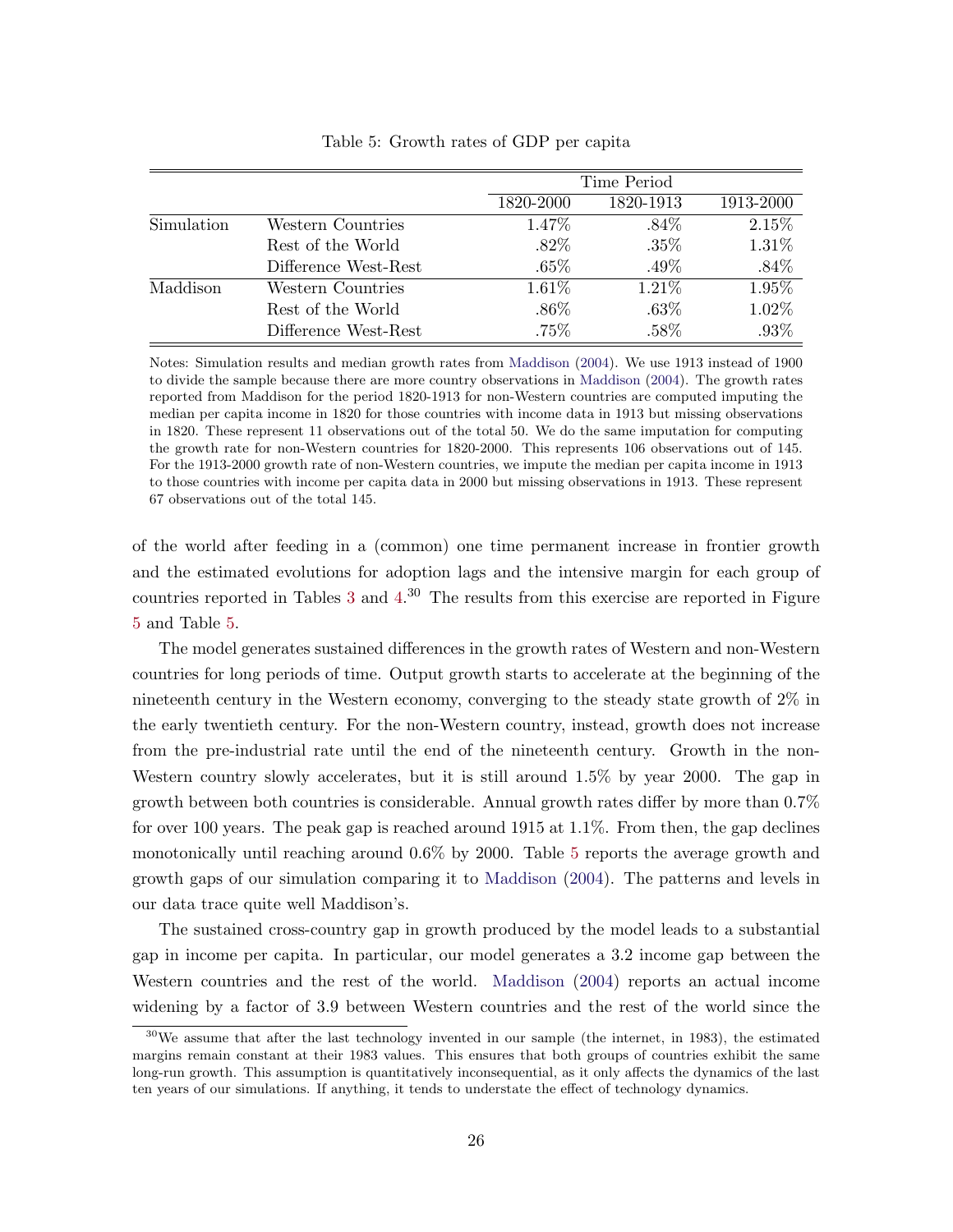Table 5: Growth rates of GDP per capita

| | | Time Period | | |
|---|---|---|---|---|
| | | 1820-2000 | 1820-1913 | 1913-2000 |
| Simulation | Western Countries | 1.47% | .84% | 2.15% |
| | Rest of the World | .82% | .35% | 1.31% |
| | Difference West-Rest | .65% | .49% | .84% |
| Maddison | Western Countries | 1.61% | 1.21% | 1.95% |
| | Rest of the World | .86% | .63% | 1.02% |
| | Difference West-Rest | .75% | .58% | .93% |

Notes: Simulation results and median growth rates from Maddison (2004). We use 1913 instead of 1900 to divide the sample because there are more country observations in Maddison (2004). The growth rates reported from Maddison for the period 1820-1913 for non-Western countries are computed imputing the median per capita income in 1820 for those countries with income data in 1913 but missing observations in 1820. These represent 11 observations out of the total 50. We do the same imputation for computing the growth rate for non-Western countries for 1820-2000. This represents 106 observations out of 145. For the 1913-2000 growth rate of non-Western countries, we impute the median per capita income in 1913 to those countries with income per capita data in 2000 but missing observations in 1913. These represent 67 observations out of the total 145.

of the world after feeding in a (common) one time permanent increase in frontier growth and the estimated evolutions for adoption lags and the intensive margin for each group of countries reported in Tables 3 and 4.[30] The results from this exercise are reported in Figure 5 and Table 5.

The model generates sustained differences in the growth rates of Western and non-Western countries for long periods of time. Output growth starts to accelerate at the beginning of the nineteenth century in the Western economy, converging to the steady state growth of 2% in the early twentieth century. For the non-Western country, instead, growth does not increase from the pre-industrial rate until the end of the nineteenth century. Growth in the non-Western country slowly accelerates, but it is still around 1.5% by year 2000. The gap in growth between both countries is considerable. Annual growth rates differ by more than 0.7% for over 100 years. The peak gap is reached around 1915 at 1.1%. From then, the gap declines monotonically until reaching around 0.6% by 2000. Table 5 reports the average growth and growth gaps of our simulation comparing it to Maddison (2004). The patterns and levels in our data trace quite well Maddison's.

The sustained cross-country gap in growth produced by the model leads to a substantial gap in income per capita. In particular, our model generates a 3.2 income gap between the Western countries and the rest of the world. Maddison (2004) reports an actual income widening by a factor of 3.9 between Western countries and the rest of the world since the

[30] We assume that after the last technology invented in our sample (the internet, in 1983), the estimated margins remain constant at their 1983 values. This ensures that both groups of countries exhibit the same long-run growth. This assumption is quantitatively inconsequential, as it only affects the dynamics of the last ten years of our simulations. If anything, it tends to understate the effect of technology dynamics.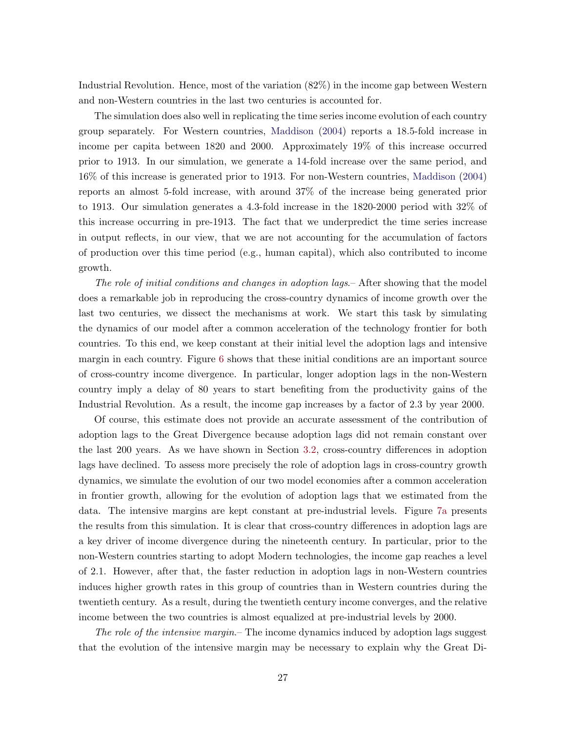Industrial Revolution. Hence, most of the variation (82%) in the income gap between Western and non-Western countries in the last two centuries is accounted for.

The simulation does also well in replicating the time series income evolution of each country group separately. For Western countries, Maddison (2004) reports a 18.5-fold increase in income per capita between 1820 and 2000. Approximately 19% of this increase occurred prior to 1913. In our simulation, we generate a 14-fold increase over the same period, and 16% of this increase is generated prior to 1913. For non-Western countries, Maddison (2004) reports an almost 5-fold increase, with around 37% of the increase being generated prior to 1913. Our simulation generates a 4.3-fold increase in the 1820-2000 period with 32% of this increase occurring in pre-1913. The fact that we underpredict the time series increase in output reflects, in our view, that we are not accounting for the accumulation of factors of production over this time period (e.g., human capital), which also contributed to income growth.

*The role of initial conditions and changes in adoption lags.*– After showing that the model does a remarkable job in reproducing the cross-country dynamics of income growth over the last two centuries, we dissect the mechanisms at work. We start this task by simulating the dynamics of our model after a common acceleration of the technology frontier for both countries. To this end, we keep constant at their initial level the adoption lags and intensive margin in each country. Figure 6 shows that these initial conditions are an important source of cross-country income divergence. In particular, longer adoption lags in the non-Western country imply a delay of 80 years to start benefiting from the productivity gains of the Industrial Revolution. As a result, the income gap increases by a factor of 2.3 by year 2000.

Of course, this estimate does not provide an accurate assessment of the contribution of adoption lags to the Great Divergence because adoption lags did not remain constant over the last 200 years. As we have shown in Section 3.2, cross-country differences in adoption lags have declined. To assess more precisely the role of adoption lags in cross-country growth dynamics, we simulate the evolution of our two model economies after a common acceleration in frontier growth, allowing for the evolution of adoption lags that we estimated from the data. The intensive margins are kept constant at pre-industrial levels. Figure 7a presents the results from this simulation. It is clear that cross-country differences in adoption lags are a key driver of income divergence during the nineteenth century. In particular, prior to the non-Western countries starting to adopt Modern technologies, the income gap reaches a level of 2.1. However, after that, the faster reduction in adoption lags in non-Western countries induces higher growth rates in this group of countries than in Western countries during the twentieth century. As a result, during the twentieth century income converges, and the relative income between the two countries is almost equalized at pre-industrial levels by 2000.

*The role of the intensive margin.*– The income dynamics induced by adoption lags suggest that the evolution of the intensive margin may be necessary to explain why the Great Di-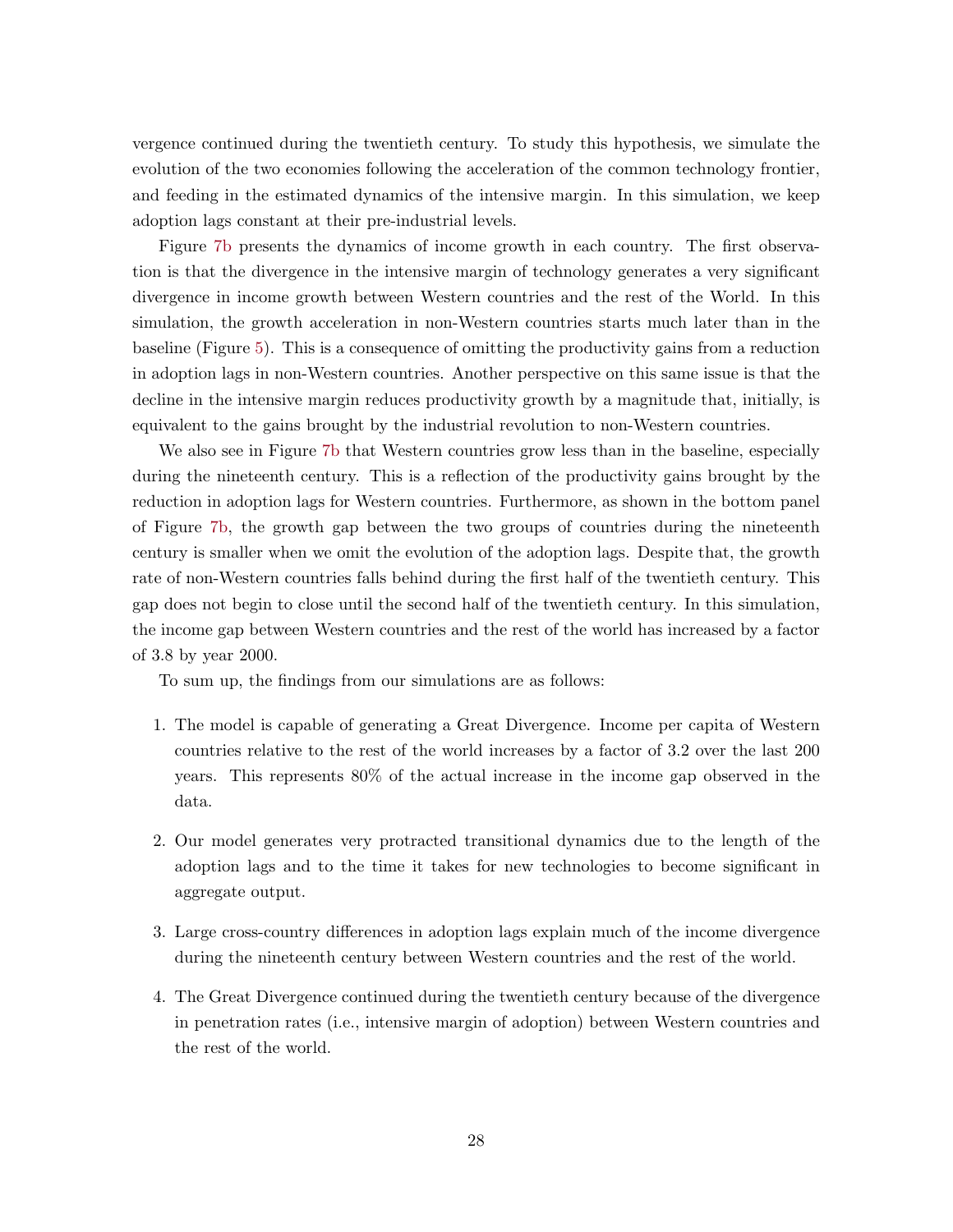vergence continued during the twentieth century. To study this hypothesis, we simulate the evolution of the two economies following the acceleration of the common technology frontier, and feeding in the estimated dynamics of the intensive margin. In this simulation, we keep adoption lags constant at their pre-industrial levels.

Figure 7b presents the dynamics of income growth in each country. The first observation is that the divergence in the intensive margin of technology generates a very significant divergence in income growth between Western countries and the rest of the World. In this simulation, the growth acceleration in non-Western countries starts much later than in the baseline (Figure 5). This is a consequence of omitting the productivity gains from a reduction in adoption lags in non-Western countries. Another perspective on this same issue is that the decline in the intensive margin reduces productivity growth by a magnitude that, initially, is equivalent to the gains brought by the industrial revolution to non-Western countries.

We also see in Figure 7b that Western countries grow less than in the baseline, especially during the nineteenth century. This is a reflection of the productivity gains brought by the reduction in adoption lags for Western countries. Furthermore, as shown in the bottom panel of Figure 7b, the growth gap between the two groups of countries during the nineteenth century is smaller when we omit the evolution of the adoption lags. Despite that, the growth rate of non-Western countries falls behind during the first half of the twentieth century. This gap does not begin to close until the second half of the twentieth century. In this simulation, the income gap between Western countries and the rest of the world has increased by a factor of 3.8 by year 2000.

To sum up, the findings from our simulations are as follows:

1. The model is capable of generating a Great Divergence. Income per capita of Western countries relative to the rest of the world increases by a factor of 3.2 over the last 200 years. This represents 80% of the actual increase in the income gap observed in the data.

2. Our model generates very protracted transitional dynamics due to the length of the adoption lags and to the time it takes for new technologies to become significant in aggregate output.

3. Large cross-country differences in adoption lags explain much of the income divergence during the nineteenth century between Western countries and the rest of the world.

4. The Great Divergence continued during the twentieth century because of the divergence in penetration rates (i.e., intensive margin of adoption) between Western countries and the rest of the world.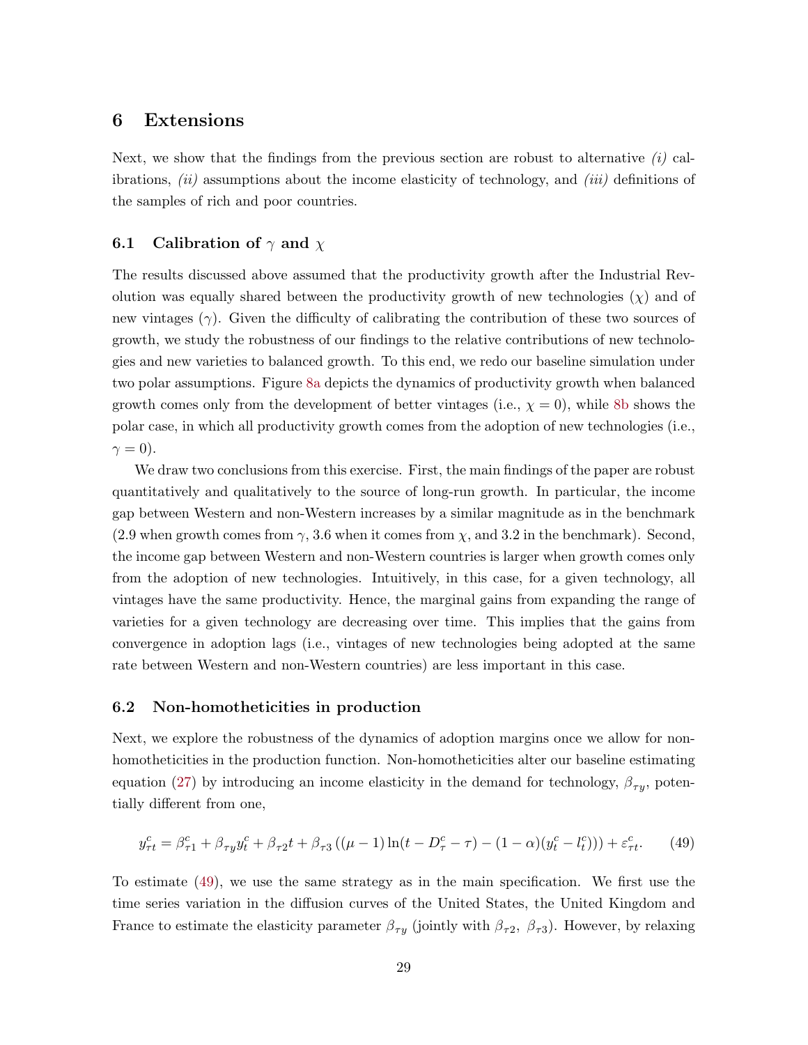# 6 Extensions

Next, we show that the findings from the previous section are robust to alternative *(i)* calibrations, *(ii)* assumptions about the income elasticity of technology, and *(iii)* definitions of the samples of rich and poor countries.

## 6.1 Calibration of $\gamma$ and $\chi$

The results discussed above assumed that the productivity growth after the Industrial Revolution was equally shared between the productivity growth of new technologies ($\chi$) and of new vintages ($\gamma$). Given the difficulty of calibrating the contribution of these two sources of growth, we study the robustness of our findings to the relative contributions of new technologies and new varieties to balanced growth. To this end, we redo our baseline simulation under two polar assumptions. Figure 8a depicts the dynamics of productivity growth when balanced growth comes only from the development of better vintages (i.e., $\chi = 0$), while 8b shows the polar case, in which all productivity growth comes from the adoption of new technologies (i.e., $\gamma = 0$).

We draw two conclusions from this exercise. First, the main findings of the paper are robust quantitatively and qualitatively to the source of long-run growth. In particular, the income gap between Western and non-Western increases by a similar magnitude as in the benchmark (2.9 when growth comes from $\gamma$, 3.6 when it comes from $\chi$, and 3.2 in the benchmark). Second, the income gap between Western and non-Western countries is larger when growth comes only from the adoption of new technologies. Intuitively, in this case, for a given technology, all vintages have the same productivity. Hence, the marginal gains from expanding the range of varieties for a given technology are decreasing over time. This implies that the gains from convergence in adoption lags (i.e., vintages of new technologies being adopted at the same rate between Western and non-Western countries) are less important in this case.

## 6.2 Non-homotheticities in production

Next, we explore the robustness of the dynamics of adoption margins once we allow for non-homotheticities in the production function. Non-homotheticities alter our baseline estimating equation (27) by introducing an income elasticity in the demand for technology, $\beta_{\tau y}$, potentially different from one,

$$y^c_{\tau t} = \beta^c_{\tau 1} + \beta_{\tau y} y^c_t + \beta_{\tau 2} t + \beta_{\tau 3} \left( (\mu - 1) \ln(t - D^c_\tau - \tau) - (1 - \alpha)(y^c_t - l^c_t) \right) + \varepsilon^c_{\tau t}. \tag{49}$$

To estimate (49), we use the same strategy as in the main specification. We first use the time series variation in the diffusion curves of the United States, the United Kingdom and France to estimate the elasticity parameter $\beta_{\tau y}$ (jointly with $\beta_{\tau 2}$, $\beta_{\tau 3}$). However, by relaxing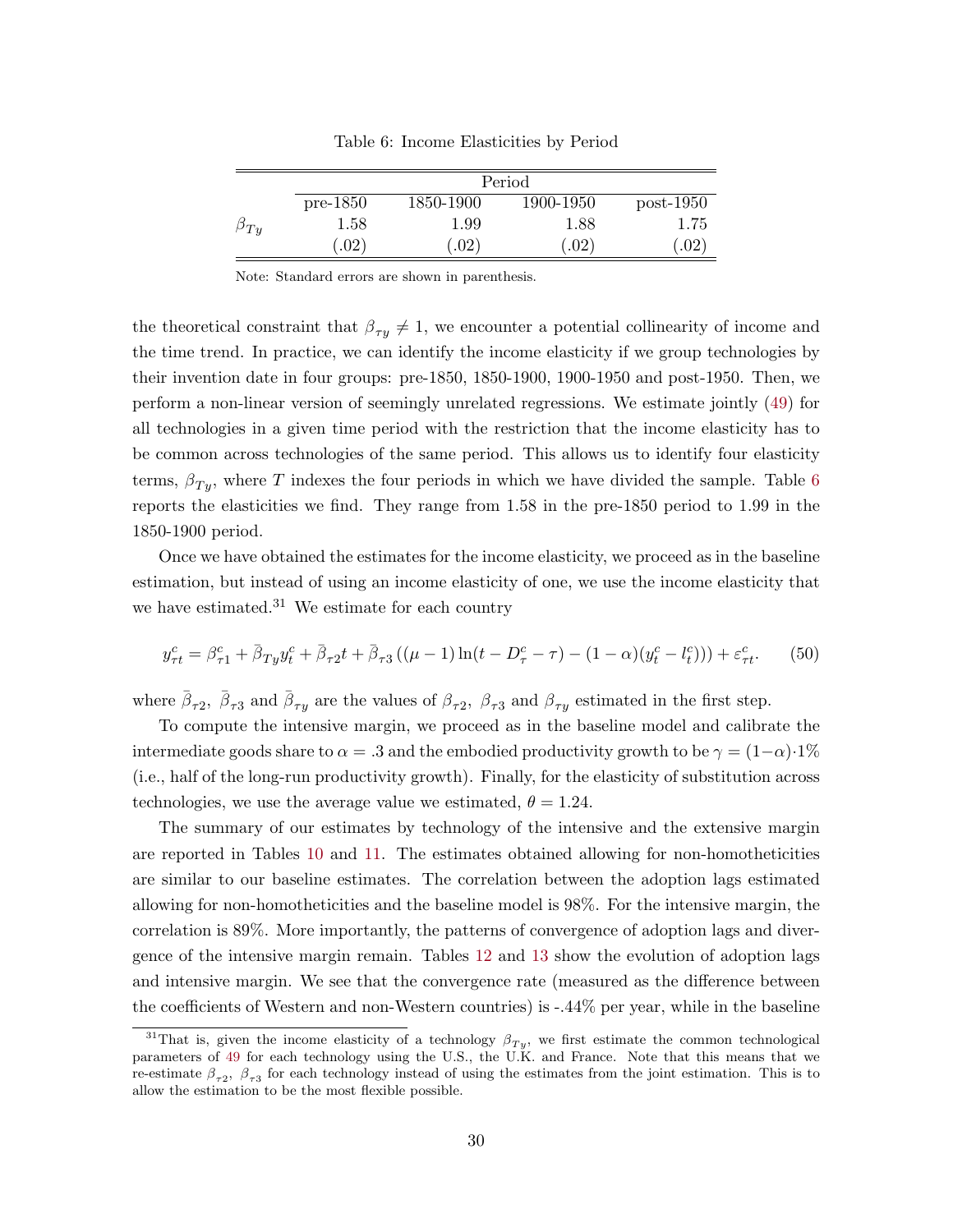Table 6: Income Elasticities by Period

| | Period | | | |
|---|---|---|---|---|
| | pre-1850 | 1850-1900 | 1900-1950 | post-1950 |
| $\beta_{Ty}$ | 1.58 | 1.99 | 1.88 | 1.75 |
| | (.02) | (.02) | (.02) | (.02) |

Note: Standard errors are shown in parenthesis.

the theoretical constraint that $\beta_{\tau y} \neq 1$, we encounter a potential collinearity of income and the time trend. In practice, we can identify the income elasticity if we group technologies by their invention date in four groups: pre-1850, 1850-1900, 1900-1950 and post-1950. Then, we perform a non-linear version of seemingly unrelated regressions. We estimate jointly (49) for all technologies in a given time period with the restriction that the income elasticity has to be common across technologies of the same period. This allows us to identify four elasticity terms, $\beta_{Ty}$, where $T$ indexes the four periods in which we have divided the sample. Table 6 reports the elasticities we find. They range from 1.58 in the pre-1850 period to 1.99 in the 1850-1900 period.

Once we have obtained the estimates for the income elasticity, we proceed as in the baseline estimation, but instead of using an income elasticity of one, we use the income elasticity that we have estimated.[31] We estimate for each country

$$y_{\tau t}^{c} = \beta_{\tau 1}^{c} + \bar{\beta}_{Ty} y_{t}^{c} + \bar{\beta}_{\tau 2} t + \bar{\beta}_{\tau 3} \left( (\mu - 1) \ln(t - D_{\tau}^{c} - \tau) - (1 - \alpha)(y_{t}^{c} - l_{t}^{c}) ) \right) + \varepsilon_{\tau t}^{c}. \tag{50}$$

where $\bar{\beta}_{\tau 2}$, $\bar{\beta}_{\tau 3}$ and $\bar{\beta}_{\tau y}$ are the values of $\beta_{\tau 2}$, $\beta_{\tau 3}$ and $\beta_{\tau y}$ estimated in the first step.

To compute the intensive margin, we proceed as in the baseline model and calibrate the intermediate goods share to $\alpha = .3$ and the embodied productivity growth to be $\gamma = (1-\alpha) \cdot 1\%$ (i.e., half of the long-run productivity growth). Finally, for the elasticity of substitution across technologies, we use the average value we estimated, $\theta = 1.24$.

The summary of our estimates by technology of the intensive and the extensive margin are reported in Tables 10 and 11. The estimates obtained allowing for non-homotheticities are similar to our baseline estimates. The correlation between the adoption lags estimated allowing for non-homotheticities and the baseline model is 98%. For the intensive margin, the correlation is 89%. More importantly, the patterns of convergence of adoption lags and divergence of the intensive margin remain. Tables 12 and 13 show the evolution of adoption lags and intensive margin. We see that the convergence rate (measured as the difference between the coefficients of Western and non-Western countries) is -.44% per year, while in the baseline

[31] That is, given the income elasticity of a technology $\beta_{Ty}$, we first estimate the common technological parameters of 49 for each technology using the U.S., the U.K. and France. Note that this means that we re-estimate $\beta_{\tau 2}$, $\beta_{\tau 3}$ for each technology instead of using the estimates from the joint estimation. This is to allow the estimation to be the most flexible possible.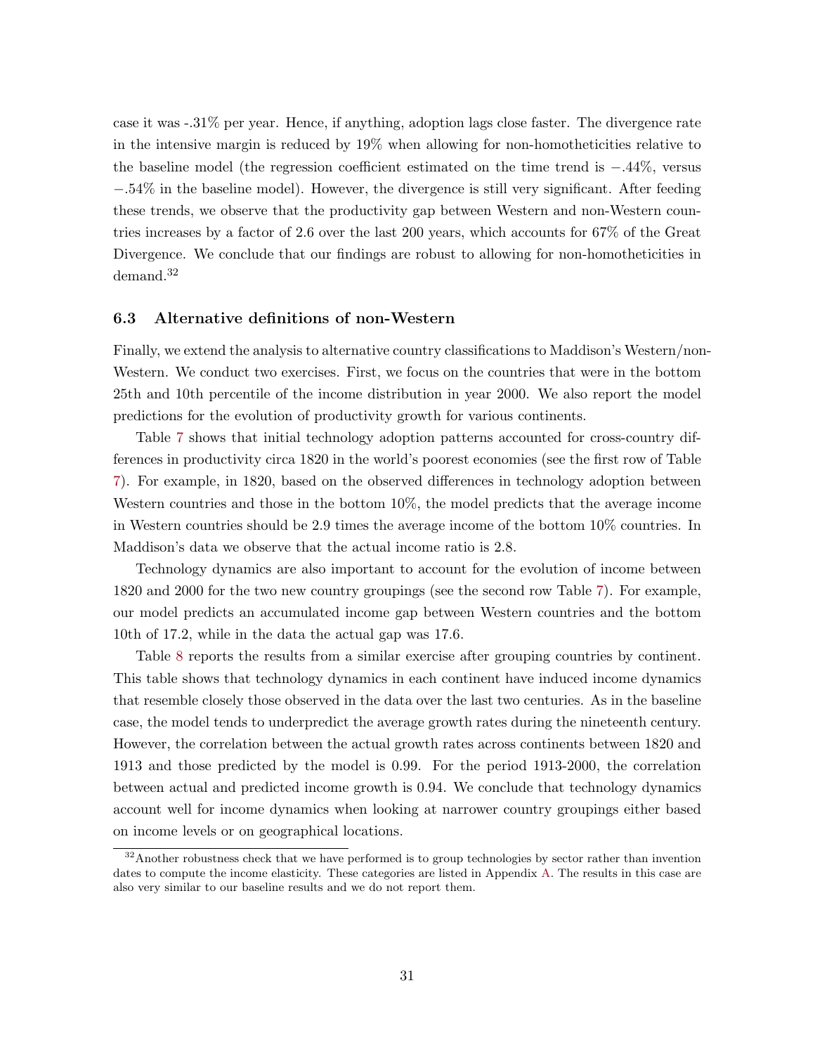case it was -.31% per year. Hence, if anything, adoption lags close faster. The divergence rate in the intensive margin is reduced by 19% when allowing for non-homotheticities relative to the baseline model (the regression coefficient estimated on the time trend is $-.44\%$, versus $-.54\%$ in the baseline model). However, the divergence is still very significant. After feeding these trends, we observe that the productivity gap between Western and non-Western countries increases by a factor of 2.6 over the last 200 years, which accounts for 67% of the Great Divergence. We conclude that our findings are robust to allowing for non-homotheticities in demand.[32]

### 6.3 Alternative definitions of non-Western

Finally, we extend the analysis to alternative country classifications to Maddison's Western/non-Western. We conduct two exercises. First, we focus on the countries that were in the bottom 25th and 10th percentile of the income distribution in year 2000. We also report the model predictions for the evolution of productivity growth for various continents.

Table 7 shows that initial technology adoption patterns accounted for cross-country differences in productivity circa 1820 in the world's poorest economies (see the first row of Table 7). For example, in 1820, based on the observed differences in technology adoption between Western countries and those in the bottom 10%, the model predicts that the average income in Western countries should be 2.9 times the average income of the bottom 10% countries. In Maddison's data we observe that the actual income ratio is 2.8.

Technology dynamics are also important to account for the evolution of income between 1820 and 2000 for the two new country groupings (see the second row Table 7). For example, our model predicts an accumulated income gap between Western countries and the bottom 10th of 17.2, while in the data the actual gap was 17.6.

Table 8 reports the results from a similar exercise after grouping countries by continent. This table shows that technology dynamics in each continent have induced income dynamics that resemble closely those observed in the data over the last two centuries. As in the baseline case, the model tends to underpredict the average growth rates during the nineteenth century. However, the correlation between the actual growth rates across continents between 1820 and 1913 and those predicted by the model is 0.99. For the period 1913-2000, the correlation between actual and predicted income growth is 0.94. We conclude that technology dynamics account well for income dynamics when looking at narrower country groupings either based on income levels or on geographical locations.

[32] Another robustness check that we have performed is to group technologies by sector rather than invention dates to compute the income elasticity. These categories are listed in Appendix A. The results in this case are also very similar to our baseline results and we do not report them.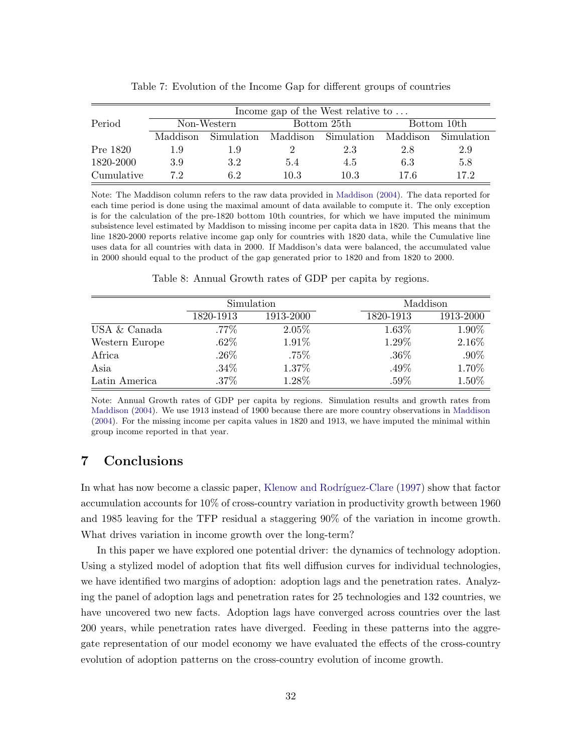Table 7: Evolution of the Income Gap for different groups of countries

| Period | Income gap of the West relative to … | | | | | |
|---|---|---|---|---|---|---|
| | Non-Western | | Bottom 25th | | Bottom 10th | |
| | Maddison | Simulation | Maddison | Simulation | Maddison | Simulation |
| Pre 1820 | 1.9 | 1.9 | 2 | 2.3 | 2.8 | 2.9 |
| 1820-2000 | 3.9 | 3.2 | 5.4 | 4.5 | 6.3 | 5.8 |
| Cumulative | 7.2 | 6.2 | 10.3 | 10.3 | 17.6 | 17.2 |

Note: The Maddison column refers to the raw data provided in Maddison (2004). The data reported for each time period is done using the maximal amount of data available to compute it. The only exception is for the calculation of the pre-1820 bottom 10th countries, for which we have imputed the minimum subsistence level estimated by Maddison to missing income per capita data in 1820. This means that the line 1820-2000 reports relative income gap only for countries with 1820 data, while the Cumulative line uses data for all countries with data in 2000. If Maddison's data were balanced, the accumulated value in 2000 should equal to the product of the gap generated prior to 1820 and from 1820 to 2000.

Table 8: Annual Growth rates of GDP per capita by regions.

| | Simulation | | Maddison | |
|---|---|---|---|---|
| | 1820-1913 | 1913-2000 | 1820-1913 | 1913-2000 |
| USA & Canada | .77% | 2.05% | 1.63% | 1.90% |
| Western Europe | .62% | 1.91% | 1.29% | 2.16% |
| Africa | .26% | .75% | .36% | .90% |
| Asia | .34% | 1.37% | .49% | 1.70% |
| Latin America | .37% | 1.28% | .59% | 1.50% |

Note: Annual Growth rates of GDP per capita by regions. Simulation results and growth rates from Maddison (2004). We use 1913 instead of 1900 because there are more country observations in Maddison (2004). For the missing income per capita values in 1820 and 1913, we have imputed the minimal within group income reported in that year.

# 7 Conclusions

In what has now become a classic paper, Klenow and Rodríguez-Clare (1997) show that factor accumulation accounts for 10% of cross-country variation in productivity growth between 1960 and 1985 leaving for the TFP residual a staggering 90% of the variation in income growth. What drives variation in income growth over the long-term?

In this paper we have explored one potential driver: the dynamics of technology adoption. Using a stylized model of adoption that fits well diffusion curves for individual technologies, we have identified two margins of adoption: adoption lags and the penetration rates. Analyzing the panel of adoption lags and penetration rates for 25 technologies and 132 countries, we have uncovered two new facts. Adoption lags have converged across countries over the last 200 years, while penetration rates have diverged. Feeding in these patterns into the aggregate representation of our model economy we have evaluated the effects of the cross-country evolution of adoption patterns on the cross-country evolution of income growth.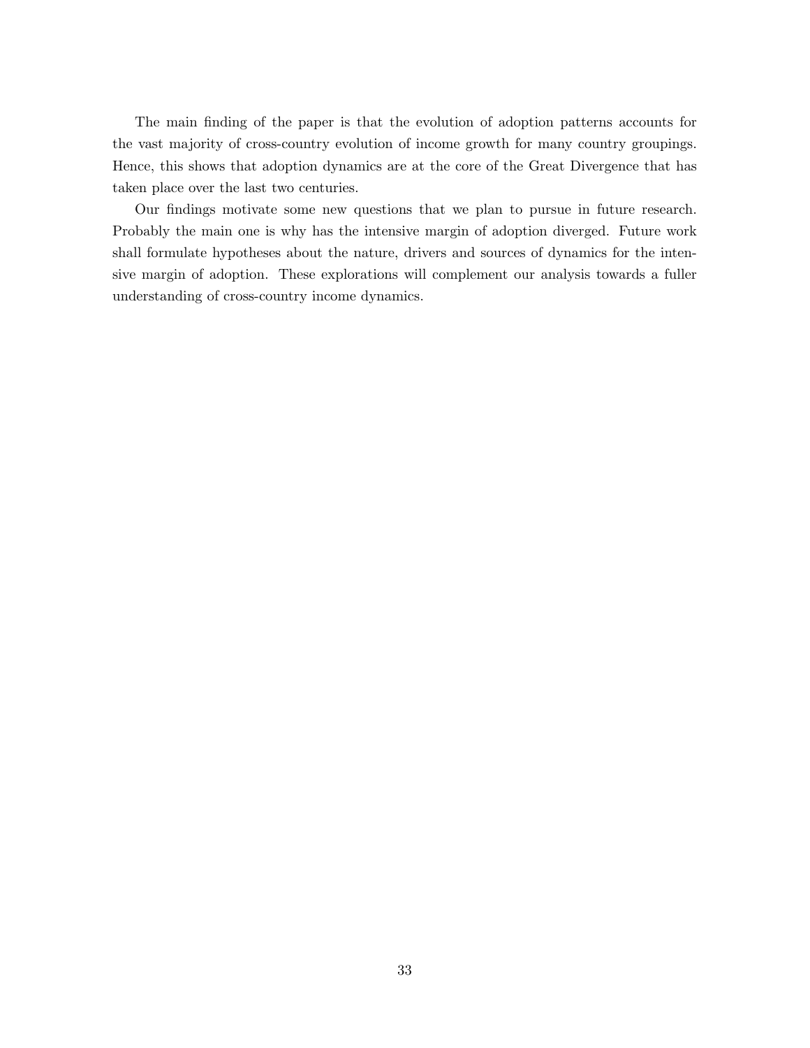The main finding of the paper is that the evolution of adoption patterns accounts for the vast majority of cross-country evolution of income growth for many country groupings. Hence, this shows that adoption dynamics are at the core of the Great Divergence that has taken place over the last two centuries.

Our findings motivate some new questions that we plan to pursue in future research. Probably the main one is why has the intensive margin of adoption diverged. Future work shall formulate hypotheses about the nature, drivers and sources of dynamics for the intensive margin of adoption. These explorations will complement our analysis towards a fuller understanding of cross-country income dynamics.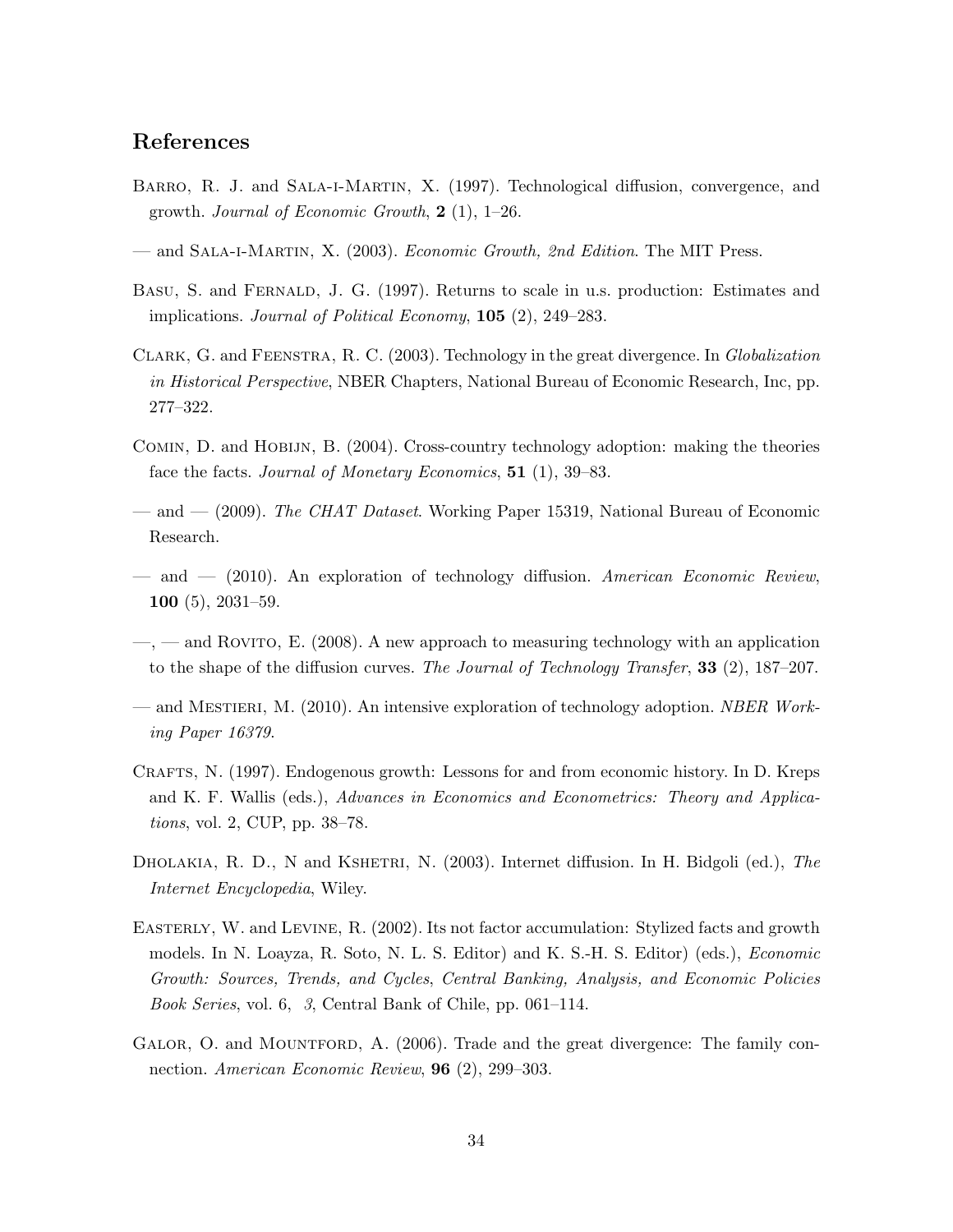## References

Barro, R. J. and Sala-i-Martin, X. (1997). Technological diffusion, convergence, and growth. *Journal of Economic Growth*, **2** (1), 1–26.

— and Sala-i-Martin, X. (2003). *Economic Growth, 2nd Edition*. The MIT Press.

Basu, S. and Fernald, J. G. (1997). Returns to scale in u.s. production: Estimates and implications. *Journal of Political Economy*, **105** (2), 249–283.

Clark, G. and Feenstra, R. C. (2003). Technology in the great divergence. In *Globalization in Historical Perspective*, NBER Chapters, National Bureau of Economic Research, Inc, pp. 277–322.

Comin, D. and Hobijn, B. (2004). Cross-country technology adoption: making the theories face the facts. *Journal of Monetary Economics*, **51** (1), 39–83.

— and — (2009). *The CHAT Dataset*. Working Paper 15319, National Bureau of Economic Research.

— and — (2010). An exploration of technology diffusion. *American Economic Review*, **100** (5), 2031–59.

—, — and Rovito, E. (2008). A new approach to measuring technology with an application to the shape of the diffusion curves. *The Journal of Technology Transfer*, **33** (2), 187–207.

— and Mestieri, M. (2010). An intensive exploration of technology adoption. *NBER Working Paper 16379*.

Crafts, N. (1997). Endogenous growth: Lessons for and from economic history. In D. Kreps and K. F. Wallis (eds.), *Advances in Economics and Econometrics: Theory and Applications*, vol. 2, CUP, pp. 38–78.

Dholakia, R. D., N and Kshetri, N. (2003). Internet diffusion. In H. Bidgoli (ed.), *The Internet Encyclopedia*, Wiley.

Easterly, W. and Levine, R. (2002). Its not factor accumulation: Stylized facts and growth models. In N. Loayza, R. Soto, N. L. S. Editor) and K. S.-H. S. Editor) (eds.), *Economic Growth: Sources, Trends, and Cycles*, *Central Banking, Analysis, and Economic Policies Book Series*, vol. 6, *3*, Central Bank of Chile, pp. 061–114.

Galor, O. and Mountford, A. (2006). Trade and the great divergence: The family connection. *American Economic Review*, **96** (2), 299–303.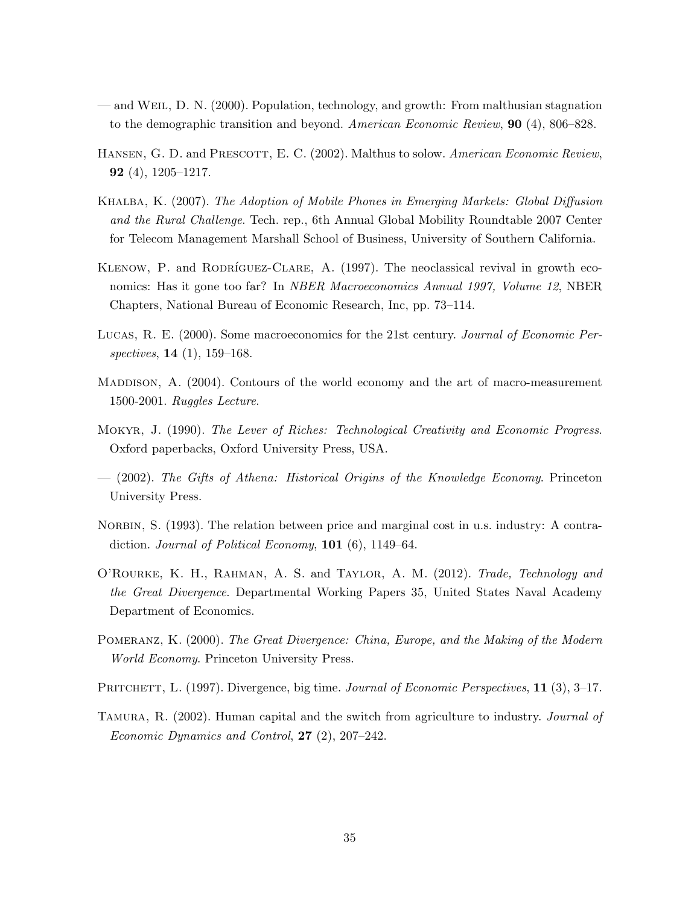— and Weil, D. N. (2000). Population, technology, and growth: From malthusian stagnation to the demographic transition and beyond. *American Economic Review*, **90** (4), 806–828.

Hansen, G. D. and Prescott, E. C. (2002). Malthus to solow. *American Economic Review*, **92** (4), 1205–1217.

Khalba, K. (2007). *The Adoption of Mobile Phones in Emerging Markets: Global Diffusion and the Rural Challenge*. Tech. rep., 6th Annual Global Mobility Roundtable 2007 Center for Telecom Management Marshall School of Business, University of Southern California.

Klenow, P. and Rodríguez-Clare, A. (1997). The neoclassical revival in growth economics: Has it gone too far? In *NBER Macroeconomics Annual 1997, Volume 12*, NBER Chapters, National Bureau of Economic Research, Inc, pp. 73–114.

Lucas, R. E. (2000). Some macroeconomics for the 21st century. *Journal of Economic Perspectives*, **14** (1), 159–168.

Maddison, A. (2004). Contours of the world economy and the art of macro-measurement 1500-2001. *Ruggles Lecture*.

Mokyr, J. (1990). *The Lever of Riches: Technological Creativity and Economic Progress*. Oxford paperbacks, Oxford University Press, USA.

— (2002). *The Gifts of Athena: Historical Origins of the Knowledge Economy*. Princeton University Press.

Norbin, S. (1993). The relation between price and marginal cost in u.s. industry: A contradiction. *Journal of Political Economy*, **101** (6), 1149–64.

O'Rourke, K. H., Rahman, A. S. and Taylor, A. M. (2012). *Trade, Technology and the Great Divergence*. Departmental Working Papers 35, United States Naval Academy Department of Economics.

Pomeranz, K. (2000). *The Great Divergence: China, Europe, and the Making of the Modern World Economy*. Princeton University Press.

Pritchett, L. (1997). Divergence, big time. *Journal of Economic Perspectives*, **11** (3), 3–17.

Tamura, R. (2002). Human capital and the switch from agriculture to industry. *Journal of Economic Dynamics and Control*, **27** (2), 207–242.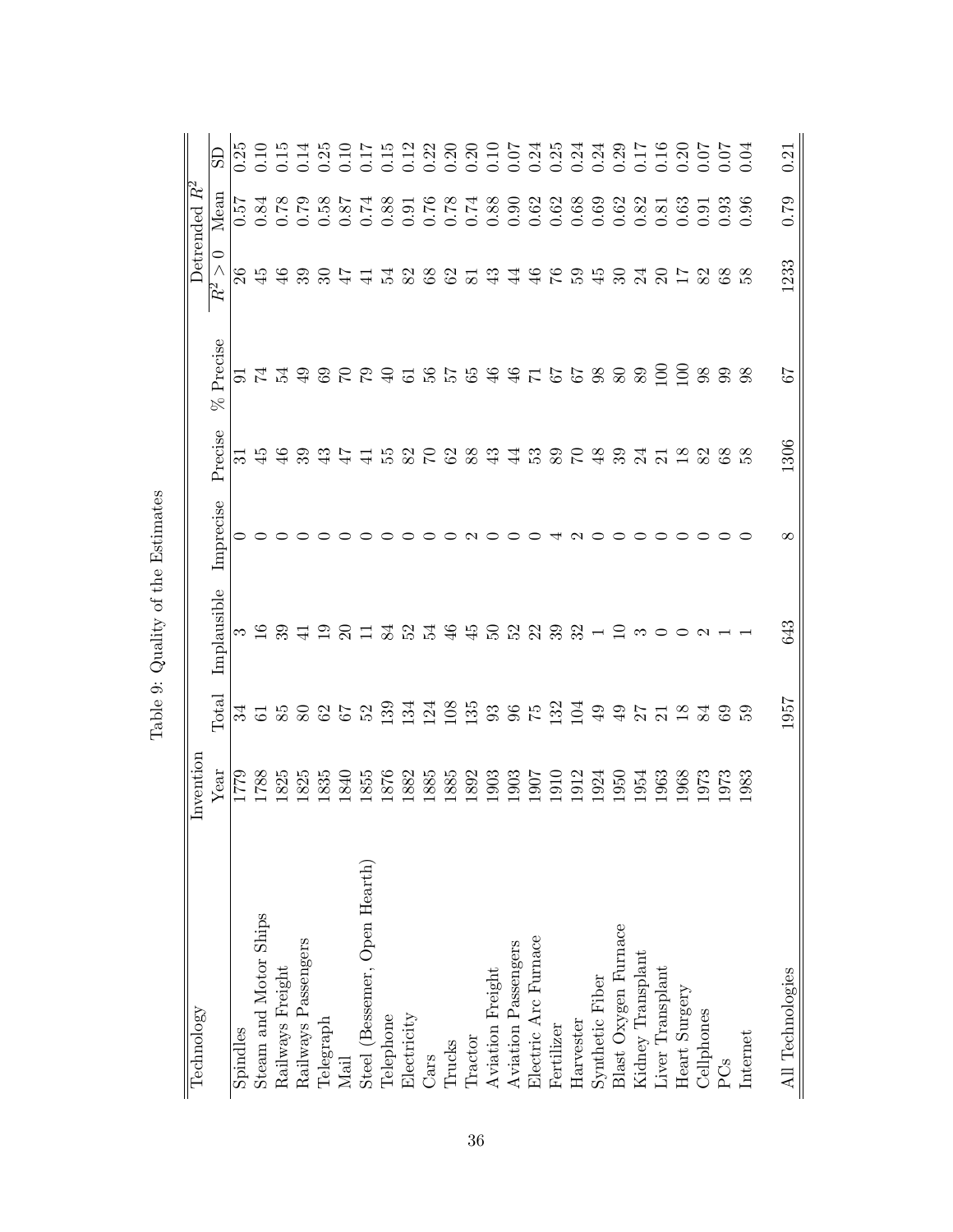Table 9: Quality of the Estimates

| Technology | Invention Year | Total | Implausible | Imprecise | Precise | % Precise | Detrended $R^2$ | | |
|---|---|---|---|---|---|---|---|---|---|
| | | | | | | | $R^2 > 0$ | Mean | SD |
| Spindles | 1779 | 34 | 3 | 0 | 31 | 91 | 26 | 0.57 | 0.25 |
| Steam and Motor Ships | 1788 | 61 | 16 | 0 | 45 | 74 | 45 | 0.84 | 0.10 |
| Railways Freight | 1825 | 85 | 39 | 0 | 46 | 54 | 46 | 0.78 | 0.15 |
| Railways Passengers | 1825 | 80 | 41 | 0 | 39 | 49 | 39 | 0.79 | 0.14 |
| Telegraph | 1835 | 62 | 19 | 0 | 43 | 69 | 30 | 0.58 | 0.25 |
| Mail | 1840 | 67 | 20 | 0 | 47 | 70 | 47 | 0.87 | 0.10 |
| Steel (Bessemer, Open Hearth) | 1855 | 52 | 11 | 0 | 41 | 79 | 41 | 0.74 | 0.17 |
| Telephone | 1876 | 139 | 84 | 0 | 55 | 40 | 54 | 0.88 | 0.15 |
| Electricity | 1882 | 134 | 52 | 0 | 82 | 61 | 82 | 0.91 | 0.12 |
| Cars | 1885 | 124 | 54 | 0 | 70 | 56 | 68 | 0.76 | 0.22 |
| Trucks | 1885 | 108 | 46 | 0 | 62 | 57 | 62 | 0.78 | 0.20 |
| Tractor | 1892 | 135 | 45 | 2 | 88 | 65 | 81 | 0.74 | 0.20 |
| Aviation Freight | 1903 | 93 | 50 | 0 | 43 | 46 | 43 | 0.88 | 0.10 |
| Aviation Passengers | 1903 | 96 | 52 | 0 | 44 | 46 | 44 | 0.90 | 0.07 |
| Electric Arc Furnace | 1907 | 75 | 22 | 0 | 53 | 71 | 46 | 0.62 | 0.24 |
| Fertilizer | 1910 | 132 | 39 | 4 | 89 | 67 | 76 | 0.62 | 0.25 |
| Harvester | 1912 | 104 | 32 | 2 | 70 | 67 | 59 | 0.68 | 0.24 |
| Synthetic Fiber | 1924 | 49 | 1 | 0 | 48 | 98 | 45 | 0.69 | 0.24 |
| Blast Oxygen Furnace | 1950 | 49 | 10 | 0 | 39 | 80 | 30 | 0.62 | 0.29 |
| Kidney Transplant | 1954 | 27 | 3 | 0 | 24 | 89 | 24 | 0.82 | 0.17 |
| Liver Transplant | 1963 | 21 | 0 | 0 | 21 | 100 | 20 | 0.81 | 0.16 |
| Heart Surgery | 1968 | 18 | 0 | 0 | 18 | 100 | 17 | 0.63 | 0.20 |
| Cellphones | 1973 | 84 | 2 | 0 | 82 | 98 | 82 | 0.91 | 0.07 |
| PCs | 1973 | 69 | 1 | 0 | 68 | 99 | 68 | 0.93 | 0.07 |
| Internet | 1983 | 59 | 1 | 0 | 58 | 98 | 58 | 0.96 | 0.04 |
| All Technologies | | 1957 | 643 | 8 | 1306 | 67 | 1233 | 0.79 | 0.21 |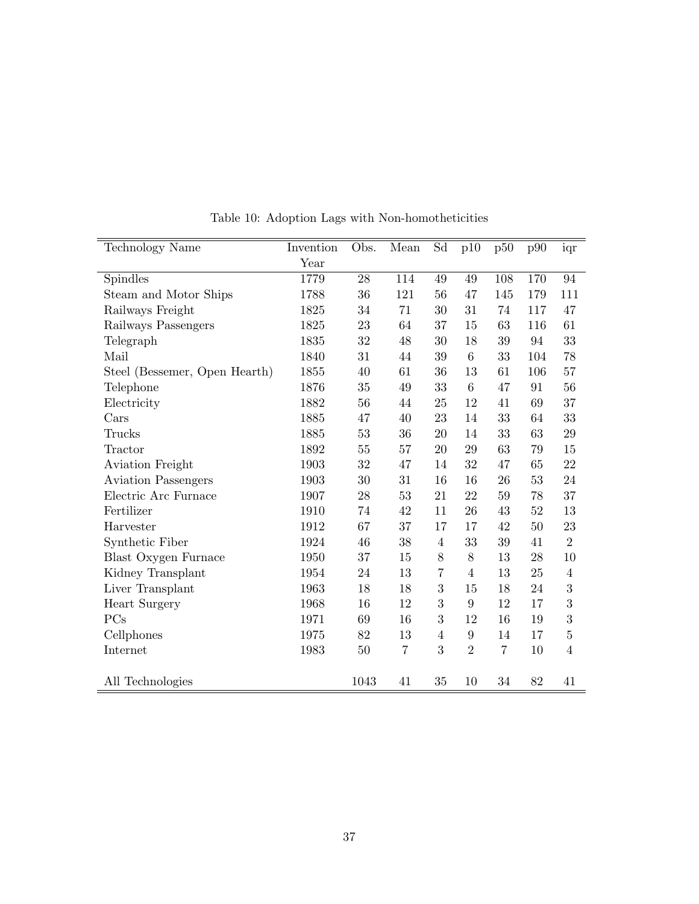Table 10: Adoption Lags with Non-homotheticities

| Technology Name | Invention Year | Obs. | Mean | Sd | p10 | p50 | p90 | iqr |
|---|---|---|---|---|---|---|---|---|
| Spindles | 1779 | 28 | 114 | 49 | 49 | 108 | 170 | 94 |
| Steam and Motor Ships | 1788 | 36 | 121 | 56 | 47 | 145 | 179 | 111 |
| Railways Freight | 1825 | 34 | 71 | 30 | 31 | 74 | 117 | 47 |
| Railways Passengers | 1825 | 23 | 64 | 37 | 15 | 63 | 116 | 61 |
| Telegraph | 1835 | 32 | 48 | 30 | 18 | 39 | 94 | 33 |
| Mail | 1840 | 31 | 44 | 39 | 6 | 33 | 104 | 78 |
| Steel (Bessemer, Open Hearth) | 1855 | 40 | 61 | 36 | 13 | 61 | 106 | 57 |
| Telephone | 1876 | 35 | 49 | 33 | 6 | 47 | 91 | 56 |
| Electricity | 1882 | 56 | 44 | 25 | 12 | 41 | 69 | 37 |
| Cars | 1885 | 47 | 40 | 23 | 14 | 33 | 64 | 33 |
| Trucks | 1885 | 53 | 36 | 20 | 14 | 33 | 63 | 29 |
| Tractor | 1892 | 55 | 57 | 20 | 29 | 63 | 79 | 15 |
| Aviation Freight | 1903 | 32 | 47 | 14 | 32 | 47 | 65 | 22 |
| Aviation Passengers | 1903 | 30 | 31 | 16 | 16 | 26 | 53 | 24 |
| Electric Arc Furnace | 1907 | 28 | 53 | 21 | 22 | 59 | 78 | 37 |
| Fertilizer | 1910 | 74 | 42 | 11 | 26 | 43 | 52 | 13 |
| Harvester | 1912 | 67 | 37 | 17 | 17 | 42 | 50 | 23 |
| Synthetic Fiber | 1924 | 46 | 38 | 4 | 33 | 39 | 41 | 2 |
| Blast Oxygen Furnace | 1950 | 37 | 15 | 8 | 8 | 13 | 28 | 10 |
| Kidney Transplant | 1954 | 24 | 13 | 7 | 4 | 13 | 25 | 4 |
| Liver Transplant | 1963 | 18 | 18 | 3 | 15 | 18 | 24 | 3 |
| Heart Surgery | 1968 | 16 | 12 | 3 | 9 | 12 | 17 | 3 |
| PCs | 1971 | 69 | 16 | 3 | 12 | 16 | 19 | 3 |
| Cellphones | 1975 | 82 | 13 | 4 | 9 | 14 | 17 | 5 |
| Internet | 1983 | 50 | 7 | 3 | 2 | 7 | 10 | 4 |
| All Technologies | | 1043 | 41 | 35 | 10 | 34 | 82 | 41 |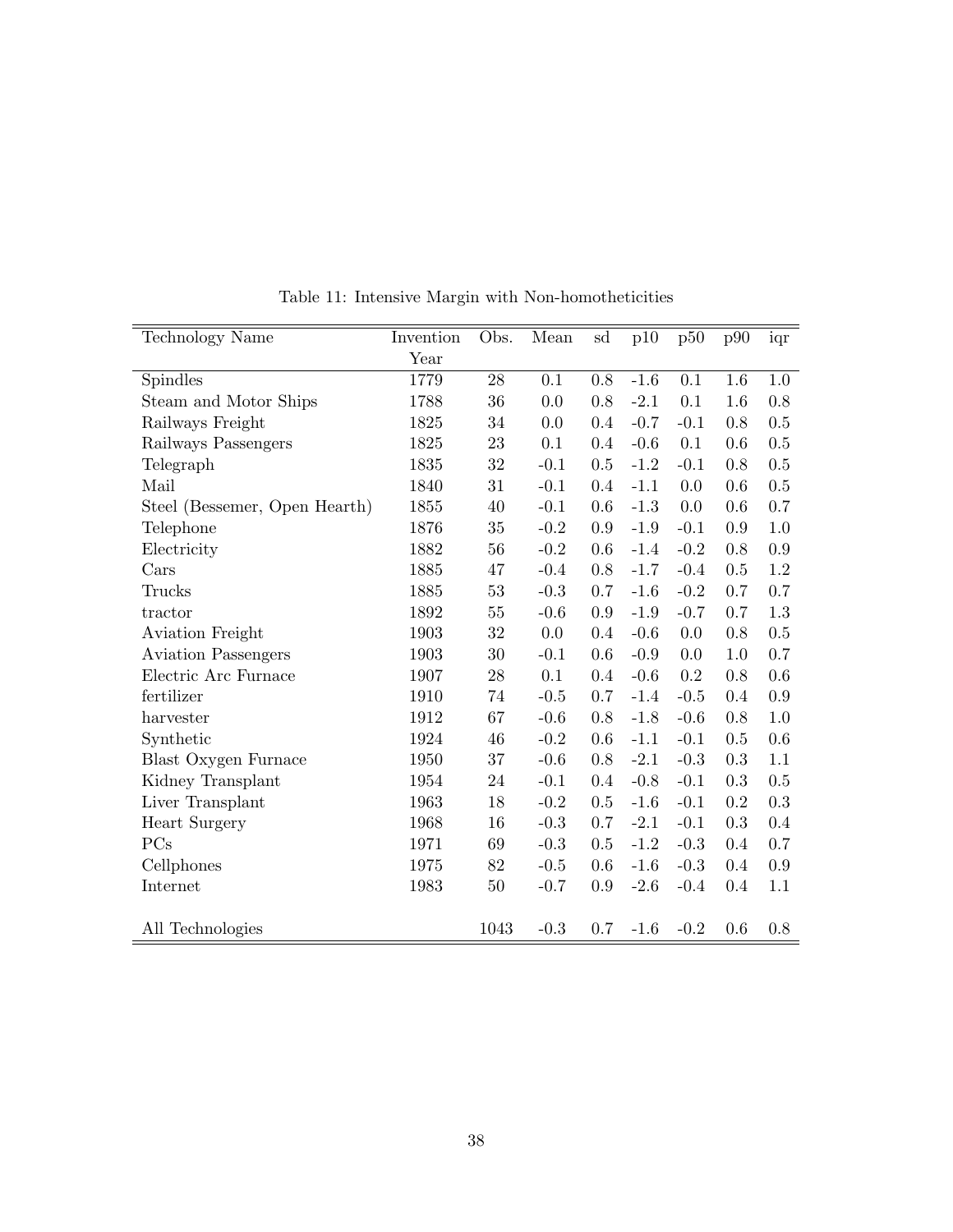Table 11: Intensive Margin with Non-homotheticities

| Technology Name | Invention Year | Obs. | Mean | sd | p10 | p50 | p90 | iqr |
|---|---|---|---|---|---|---|---|---|
| Spindles | 1779 | 28 | 0.1 | 0.8 | -1.6 | 0.1 | 1.6 | 1.0 |
| Steam and Motor Ships | 1788 | 36 | 0.0 | 0.8 | -2.1 | 0.1 | 1.6 | 0.8 |
| Railways Freight | 1825 | 34 | 0.0 | 0.4 | -0.7 | -0.1 | 0.8 | 0.5 |
| Railways Passengers | 1825 | 23 | 0.1 | 0.4 | -0.6 | 0.1 | 0.6 | 0.5 |
| Telegraph | 1835 | 32 | -0.1 | 0.5 | -1.2 | -0.1 | 0.8 | 0.5 |
| Mail | 1840 | 31 | -0.1 | 0.4 | -1.1 | 0.0 | 0.6 | 0.5 |
| Steel (Bessemer, Open Hearth) | 1855 | 40 | -0.1 | 0.6 | -1.3 | 0.0 | 0.6 | 0.7 |
| Telephone | 1876 | 35 | -0.2 | 0.9 | -1.9 | -0.1 | 0.9 | 1.0 |
| Electricity | 1882 | 56 | -0.2 | 0.6 | -1.4 | -0.2 | 0.8 | 0.9 |
| Cars | 1885 | 47 | -0.4 | 0.8 | -1.7 | -0.4 | 0.5 | 1.2 |
| Trucks | 1885 | 53 | -0.3 | 0.7 | -1.6 | -0.2 | 0.7 | 0.7 |
| tractor | 1892 | 55 | -0.6 | 0.9 | -1.9 | -0.7 | 0.7 | 1.3 |
| Aviation Freight | 1903 | 32 | 0.0 | 0.4 | -0.6 | 0.0 | 0.8 | 0.5 |
| Aviation Passengers | 1903 | 30 | -0.1 | 0.6 | -0.9 | 0.0 | 1.0 | 0.7 |
| Electric Arc Furnace | 1907 | 28 | 0.1 | 0.4 | -0.6 | 0.2 | 0.8 | 0.6 |
| fertilizer | 1910 | 74 | -0.5 | 0.7 | -1.4 | -0.5 | 0.4 | 0.9 |
| harvester | 1912 | 67 | -0.6 | 0.8 | -1.8 | -0.6 | 0.8 | 1.0 |
| Synthetic | 1924 | 46 | -0.2 | 0.6 | -1.1 | -0.1 | 0.5 | 0.6 |
| Blast Oxygen Furnace | 1950 | 37 | -0.6 | 0.8 | -2.1 | -0.3 | 0.3 | 1.1 |
| Kidney Transplant | 1954 | 24 | -0.1 | 0.4 | -0.8 | -0.1 | 0.3 | 0.5 |
| Liver Transplant | 1963 | 18 | -0.2 | 0.5 | -1.6 | -0.1 | 0.2 | 0.3 |
| Heart Surgery | 1968 | 16 | -0.3 | 0.7 | -2.1 | -0.1 | 0.3 | 0.4 |
| PCs | 1971 | 69 | -0.3 | 0.5 | -1.2 | -0.3 | 0.4 | 0.7 |
| Cellphones | 1975 | 82 | -0.5 | 0.6 | -1.6 | -0.3 | 0.4 | 0.9 |
| Internet | 1983 | 50 | -0.7 | 0.9 | -2.6 | -0.4 | 0.4 | 1.1 |
| All Technologies | | 1043 | -0.3 | 0.7 | -1.6 | -0.2 | 0.6 | 0.8 |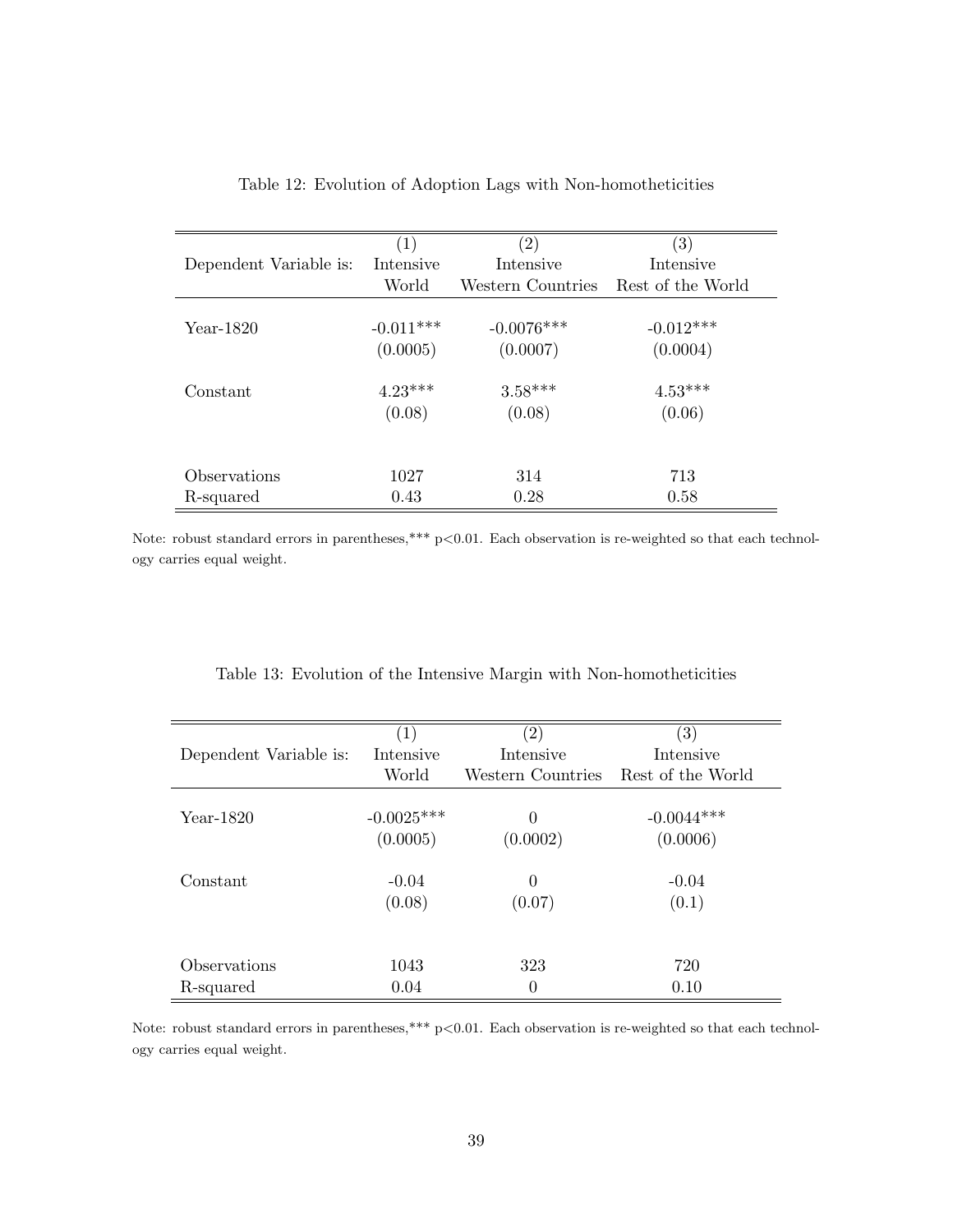Table 12: Evolution of Adoption Lags with Non-homotheticities

| Dependent Variable is: | (1) Intensive World | (2) Intensive Western Countries | (3) Intensive Rest of the World |
|---|---|---|---|
| Year-1820 | -0.011*** | -0.0076*** | -0.012*** |
| | (0.0005) | (0.0007) | (0.0004) |
| Constant | 4.23*** | 3.58*** | 4.53*** |
| | (0.08) | (0.08) | (0.06) |
| Observations | 1027 | 314 | 713 |
| R-squared | 0.43 | 0.28 | 0.58 |

Note: robust standard errors in parentheses,*** p<0.01. Each observation is re-weighted so that each technology carries equal weight.

Table 13: Evolution of the Intensive Margin with Non-homotheticities

| Dependent Variable is: | (1) Intensive World | (2) Intensive Western Countries | (3) Intensive Rest of the World |
|---|---|---|---|
| Year-1820 | -0.0025*** | 0 | -0.0044*** |
| | (0.0005) | (0.0002) | (0.0006) |
| Constant | -0.04 | 0 | -0.04 |
| | (0.08) | (0.07) | (0.1) |
| Observations | 1043 | 323 | 720 |
| R-squared | 0.04 | 0 | 0.10 |

Note: robust standard errors in parentheses,*** p<0.01. Each observation is re-weighted so that each technology carries equal weight.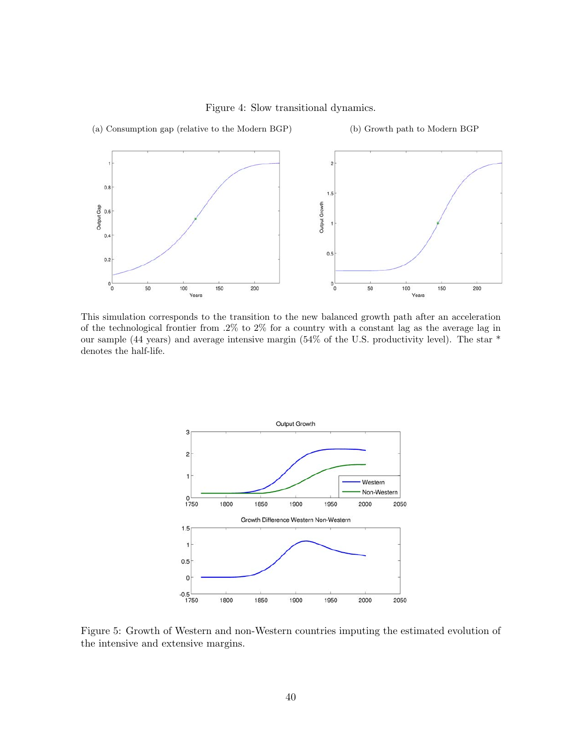Figure 4: Slow transitional dynamics.

(a) Consumption gap (relative to the Modern BGP)

(b) Growth path to Modern BGP

This simulation corresponds to the transition to the new balanced growth path after an acceleration of the technological frontier from .2% to 2% for a country with a constant lag as the average lag in our sample (44 years) and average intensive margin (54% of the U.S. productivity level). The star * denotes the half-life.

Figure 5: Growth of Western and non-Western countries imputing the estimated evolution of the intensive and extensive margins.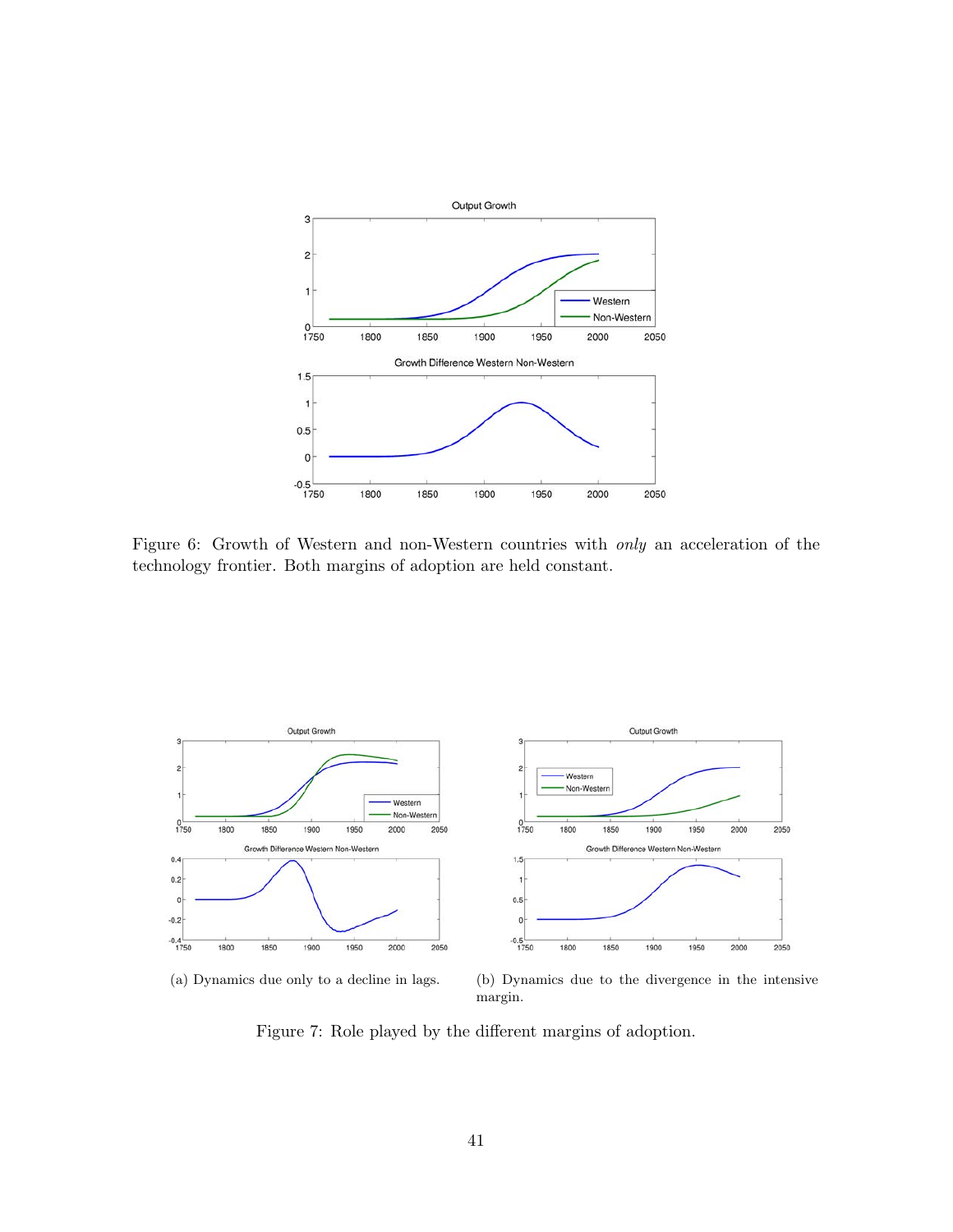Figure 6: Growth of Western and non-Western countries with *only* an acceleration of the technology frontier. Both margins of adoption are held constant.

(a) Dynamics due only to a decline in lags.

(b) Dynamics due to the divergence in the intensive margin.

Figure 7: Role played by the different margins of adoption.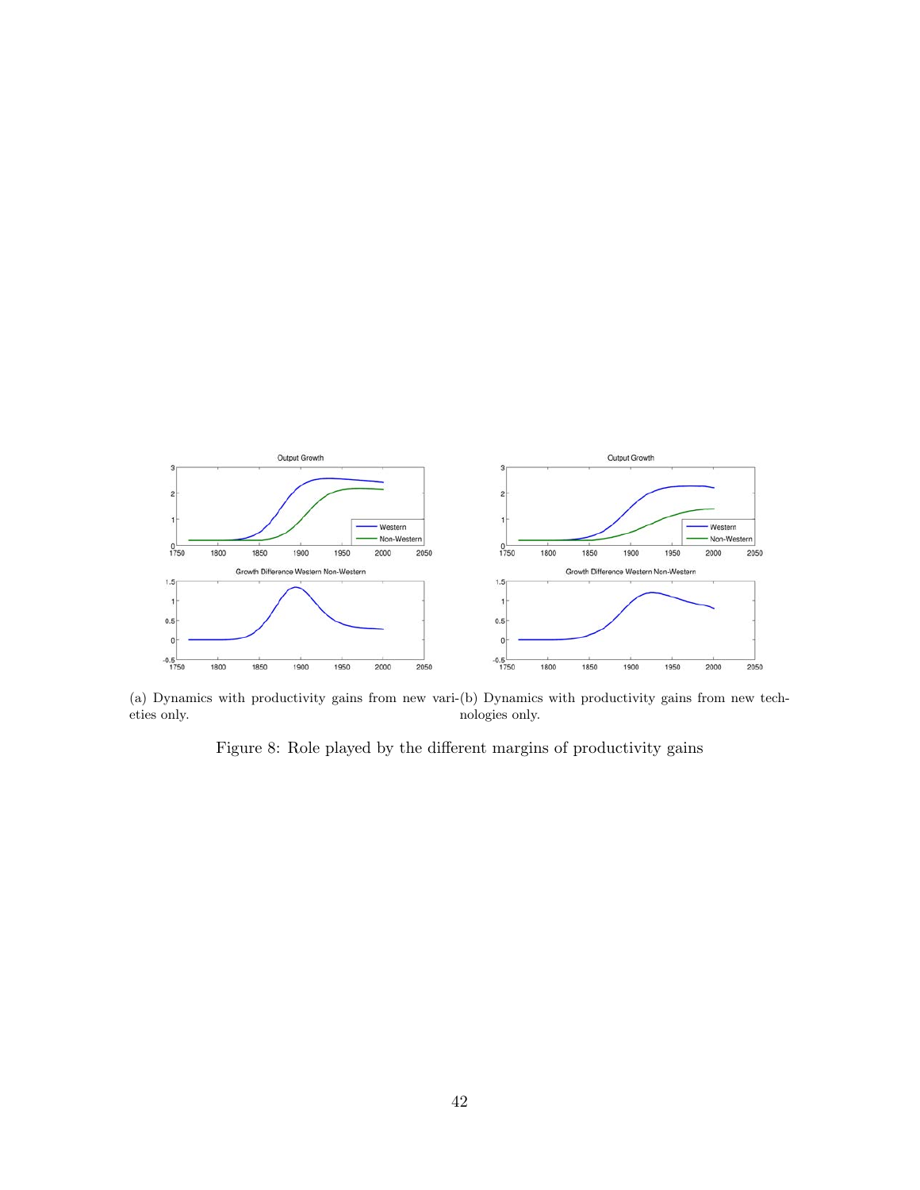(a) Dynamics with productivity gains from new varieties only.

(b) Dynamics with productivity gains from new technologies only.

Figure 8: Role played by the different margins of productivity gains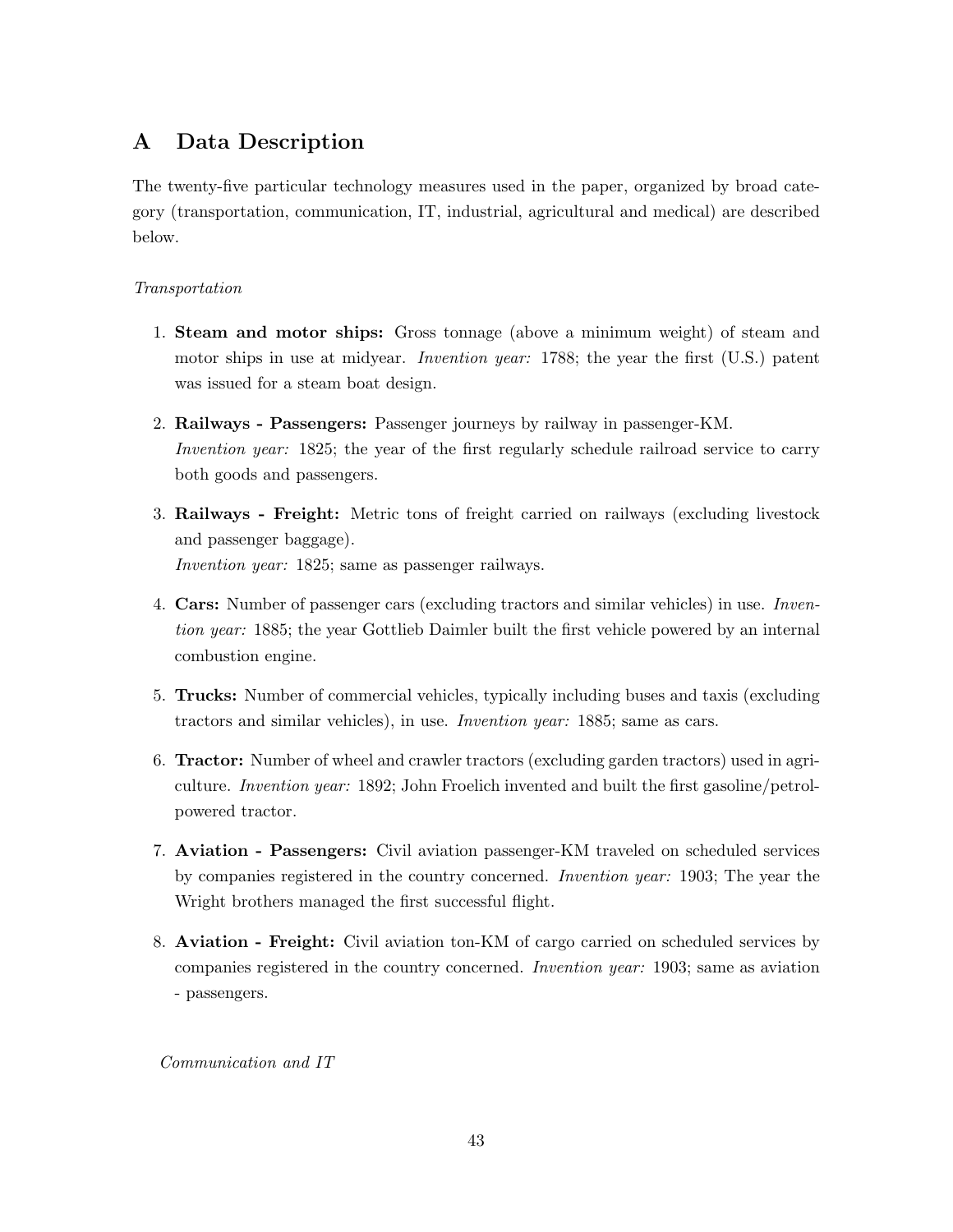# A Data Description

The twenty-five particular technology measures used in the paper, organized by broad category (transportation, communication, IT, industrial, agricultural and medical) are described below.

*Transportation*

1. **Steam and motor ships:** Gross tonnage (above a minimum weight) of steam and motor ships in use at midyear. *Invention year:* 1788; the year the first (U.S.) patent was issued for a steam boat design.

2. **Railways - Passengers:** Passenger journeys by railway in passenger-KM. *Invention year:* 1825; the year of the first regularly schedule railroad service to carry both goods and passengers.

3. **Railways - Freight:** Metric tons of freight carried on railways (excluding livestock and passenger baggage). *Invention year:* 1825; same as passenger railways.

4. **Cars:** Number of passenger cars (excluding tractors and similar vehicles) in use. *Invention year:* 1885; the year Gottlieb Daimler built the first vehicle powered by an internal combustion engine.

5. **Trucks:** Number of commercial vehicles, typically including buses and taxis (excluding tractors and similar vehicles), in use. *Invention year:* 1885; same as cars.

6. **Tractor:** Number of wheel and crawler tractors (excluding garden tractors) used in agriculture. *Invention year:* 1892; John Froelich invented and built the first gasoline/petrol-powered tractor.

7. **Aviation - Passengers:** Civil aviation passenger-KM traveled on scheduled services by companies registered in the country concerned. *Invention year:* 1903; The year the Wright brothers managed the first successful flight.

8. **Aviation - Freight:** Civil aviation ton-KM of cargo carried on scheduled services by companies registered in the country concerned. *Invention year:* 1903; same as aviation - passengers.

*Communication and IT*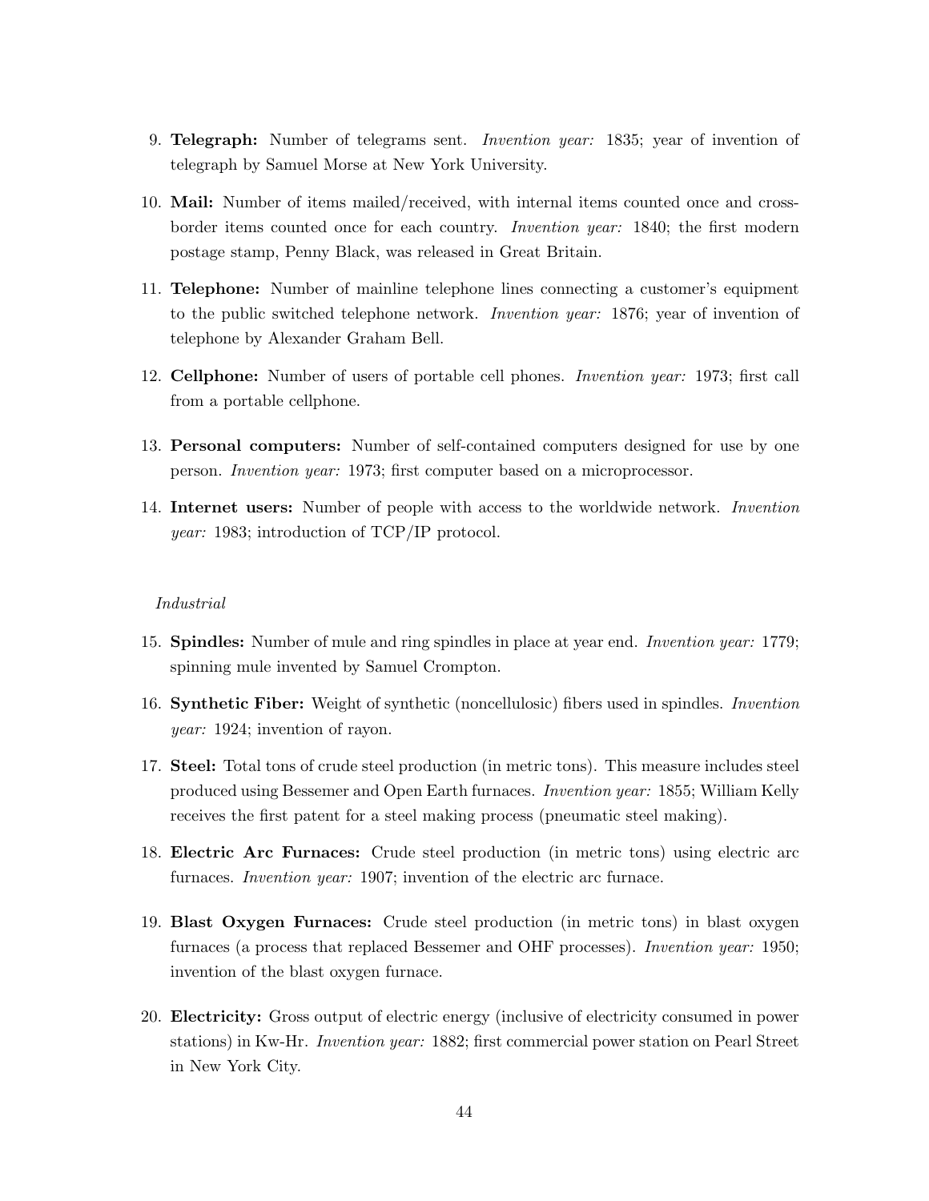9. **Telegraph:** Number of telegrams sent. *Invention year:* 1835; year of invention of telegraph by Samuel Morse at New York University.

10. **Mail:** Number of items mailed/received, with internal items counted once and cross-border items counted once for each country. *Invention year:* 1840; the first modern postage stamp, Penny Black, was released in Great Britain.

11. **Telephone:** Number of mainline telephone lines connecting a customer's equipment to the public switched telephone network. *Invention year:* 1876; year of invention of telephone by Alexander Graham Bell.

12. **Cellphone:** Number of users of portable cell phones. *Invention year:* 1973; first call from a portable cellphone.

13. **Personal computers:** Number of self-contained computers designed for use by one person. *Invention year:* 1973; first computer based on a microprocessor.

14. **Internet users:** Number of people with access to the worldwide network. *Invention year:* 1983; introduction of TCP/IP protocol.

*Industrial*

15. **Spindles:** Number of mule and ring spindles in place at year end. *Invention year:* 1779; spinning mule invented by Samuel Crompton.

16. **Synthetic Fiber:** Weight of synthetic (noncellulosic) fibers used in spindles. *Invention year:* 1924; invention of rayon.

17. **Steel:** Total tons of crude steel production (in metric tons). This measure includes steel produced using Bessemer and Open Earth furnaces. *Invention year:* 1855; William Kelly receives the first patent for a steel making process (pneumatic steel making).

18. **Electric Arc Furnaces:** Crude steel production (in metric tons) using electric arc furnaces. *Invention year:* 1907; invention of the electric arc furnace.

19. **Blast Oxygen Furnaces:** Crude steel production (in metric tons) in blast oxygen furnaces (a process that replaced Bessemer and OHF processes). *Invention year:* 1950; invention of the blast oxygen furnace.

20. **Electricity:** Gross output of electric energy (inclusive of electricity consumed in power stations) in Kw-Hr. *Invention year:* 1882; first commercial power station on Pearl Street in New York City.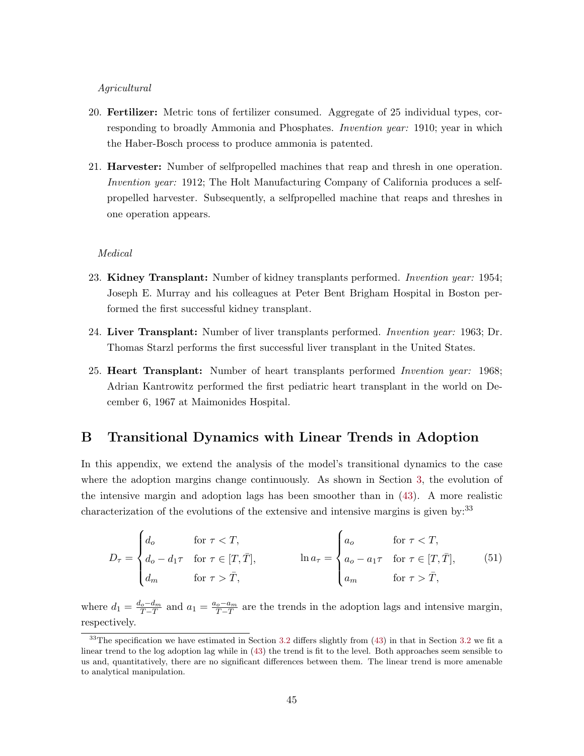*Agricultural*

20. **Fertilizer:** Metric tons of fertilizer consumed. Aggregate of 25 individual types, corresponding to broadly Ammonia and Phosphates. *Invention year:* 1910; year in which the Haber-Bosch process to produce ammonia is patented.

21. **Harvester:** Number of selfpropelled machines that reap and thresh in one operation. *Invention year:* 1912; The Holt Manufacturing Company of California produces a selfpropelled harvester. Subsequently, a selfpropelled machine that reaps and threshes in one operation appears.

*Medical*

23. **Kidney Transplant:** Number of kidney transplants performed. *Invention year:* 1954; Joseph E. Murray and his colleagues at Peter Bent Brigham Hospital in Boston performed the first successful kidney transplant.

24. **Liver Transplant:** Number of liver transplants performed. *Invention year:* 1963; Dr. Thomas Starzl performs the first successful liver transplant in the United States.

25. **Heart Transplant:** Number of heart transplants performed *Invention year:* 1968; Adrian Kantrowitz performed the first pediatric heart transplant in the world on December 6, 1967 at Maimonides Hospital.

# B Transitional Dynamics with Linear Trends in Adoption

In this appendix, we extend the analysis of the model's transitional dynamics to the case where the adoption margins change continuously. As shown in Section 3, the evolution of the intensive margin and adoption lags has been smoother than in (43). A more realistic characterization of the evolutions of the extensive and intensive margins is given by:[33]

$$D_\tau = \begin{cases} d_o & \text{for } \tau < T, \\ d_o - d_1\tau & \text{for } \tau \in [T, \bar{T}], \\ d_m & \text{for } \tau > \bar{T}, \end{cases} \qquad \ln a_\tau = \begin{cases} a_o & \text{for } \tau < T, \\ a_o - a_1\tau & \text{for } \tau \in [T, \bar{T}], \\ a_m & \text{for } \tau > \bar{T}, \end{cases} \tag{51}$$

where $d_1 = \frac{d_o - d_m}{\bar{T} - T}$ and $a_1 = \frac{a_o - a_m}{\bar{T} - T}$ are the trends in the adoption lags and intensive margin, respectively.

[33] The specification we have estimated in Section 3.2 differs slightly from (43) in that in Section 3.2 we fit a linear trend to the log adoption lag while in (43) the trend is fit to the level. Both approaches seem sensible to us and, quantitatively, there are no significant differences between them. The linear trend is more amenable to analytical manipulation.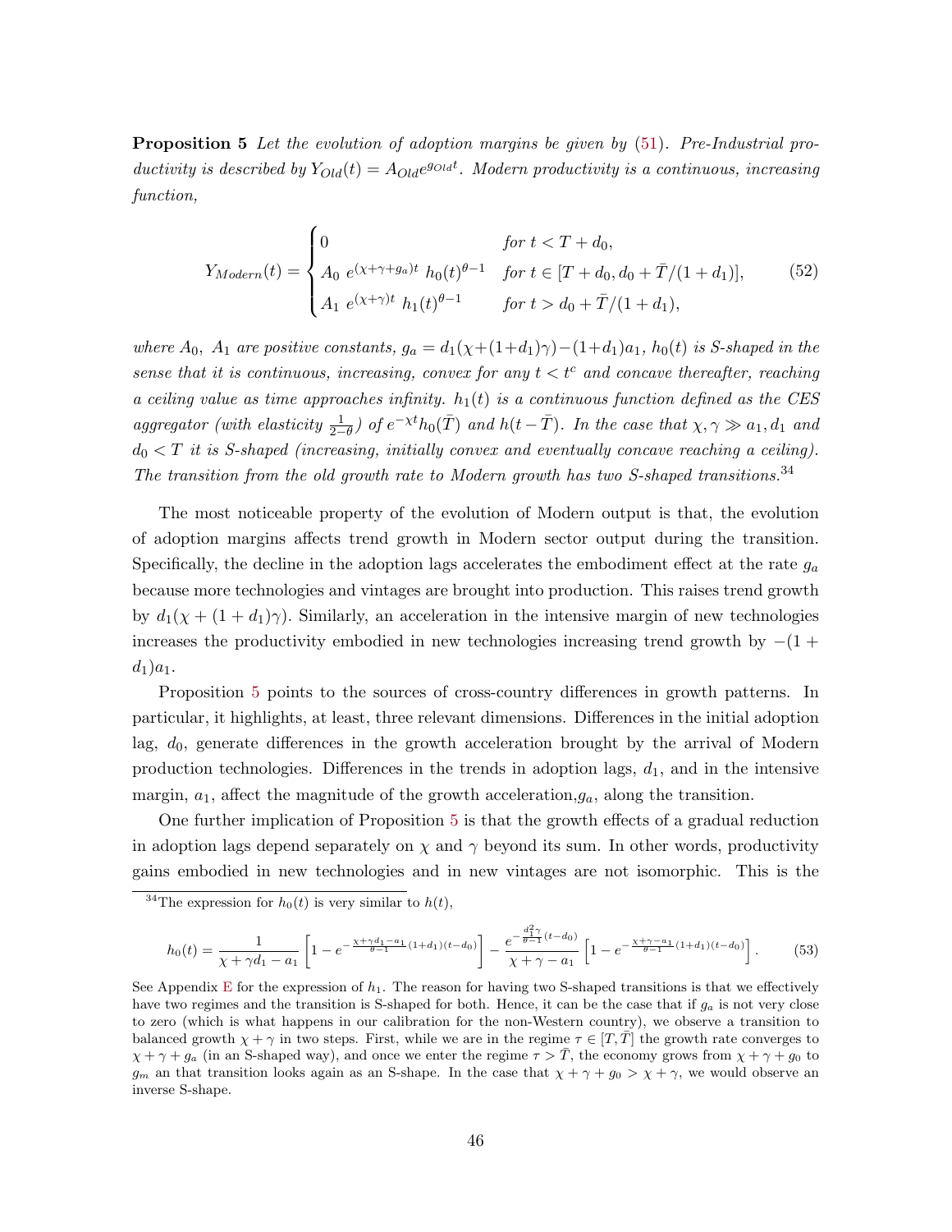**Proposition 5** *Let the evolution of adoption margins be given by (51). Pre-Industrial productivity is described by $Y_{Old}(t) = A_{Old}e^{g_{Old}t}$. Modern productivity is a continuous, increasing function,*

$$Y_{Modern}(t) = \begin{cases} 0 & \text{for } t < T + d_0, \\ A_0 \; e^{(\chi+\gamma+g_a)t} \; h_0(t)^{\theta-1} & \text{for } t \in [T + d_0, d_0 + \bar{T}/(1+d_1)], \\ A_1 \; e^{(\chi+\gamma)t} \; h_1(t)^{\theta-1} & \text{for } t > d_0 + \bar{T}/(1+d_1), \end{cases} \tag{52}$$

*where $A_0$, $A_1$ are positive constants, $g_a = d_1(\chi+(1+d_1)\gamma)-(1+d_1)a_1$, $h_0(t)$ is S-shaped in the sense that it is continuous, increasing, convex for any $t < t^c$ and concave thereafter, reaching a ceiling value as time approaches infinity. $h_1(t)$ is a continuous function defined as the CES aggregator (with elasticity $\frac{1}{2-\theta}$) of $e^{-\chi t}h_0(\bar{T})$ and $h(t-\bar{T})$. In the case that $\chi, \gamma \gg a_1, d_1$ and $d_0 < T$ it is S-shaped (increasing, initially convex and eventually concave reaching a ceiling). The transition from the old growth rate to Modern growth has two S-shaped transitions.*[34]

The most noticeable property of the evolution of Modern output is that, the evolution of adoption margins affects trend growth in Modern sector output during the transition. Specifically, the decline in the adoption lags accelerates the embodiment effect at the rate $g_a$ because more technologies and vintages are brought into production. This raises trend growth by $d_1(\chi + (1 + d_1)\gamma)$. Similarly, an acceleration in the intensive margin of new technologies increases the productivity embodied in new technologies increasing trend growth by $-(1 + d_1)a_1$.

Proposition 5 points to the sources of cross-country differences in growth patterns. In particular, it highlights, at least, three relevant dimensions. Differences in the initial adoption lag, $d_0$, generate differences in the growth acceleration brought by the arrival of Modern production technologies. Differences in the trends in adoption lags, $d_1$, and in the intensive margin, $a_1$, affect the magnitude of the growth acceleration,$g_a$, along the transition.

One further implication of Proposition 5 is that the growth effects of a gradual reduction in adoption lags depend separately on $\chi$ and $\gamma$ beyond its sum. In other words, productivity gains embodied in new technologies and in new vintages are not isomorphic. This is the

---

[34] The expression for $h_0(t)$ is very similar to $h(t)$,

$$h_0(t) = \frac{1}{\chi + \gamma d_1 - a_1}\left[1 - e^{-\frac{\chi+\gamma d_1 - a_1}{\theta-1}(1+d_1)(t-d_0)}\right] - \frac{e^{-\frac{d_1^2\gamma}{\theta-1}(t-d_0)}}{\chi+\gamma-a_1}\left[1 - e^{-\frac{\chi+\gamma-a_1}{\theta-1}(1+d_1)(t-d_0)}\right]. \tag{53}$$

See Appendix E for the expression of $h_1$. The reason for having two S-shaped transitions is that we effectively have two regimes and the transition is S-shaped for both. Hence, it can be the case that if $g_a$ is not very close to zero (which is what happens in our calibration for the non-Western country), we observe a transition to balanced growth $\chi + \gamma$ in two steps. First, while we are in the regime $\tau \in [T, \bar{T}]$ the growth rate converges to $\chi + \gamma + g_a$ (in an S-shaped way), and once we enter the regime $\tau > \bar{T}$, the economy grows from $\chi + \gamma + g_0$ to $g_m$ an that transition looks again as an S-shape. In the case that $\chi + \gamma + g_0 > \chi + \gamma$, we would observe an inverse S-shape.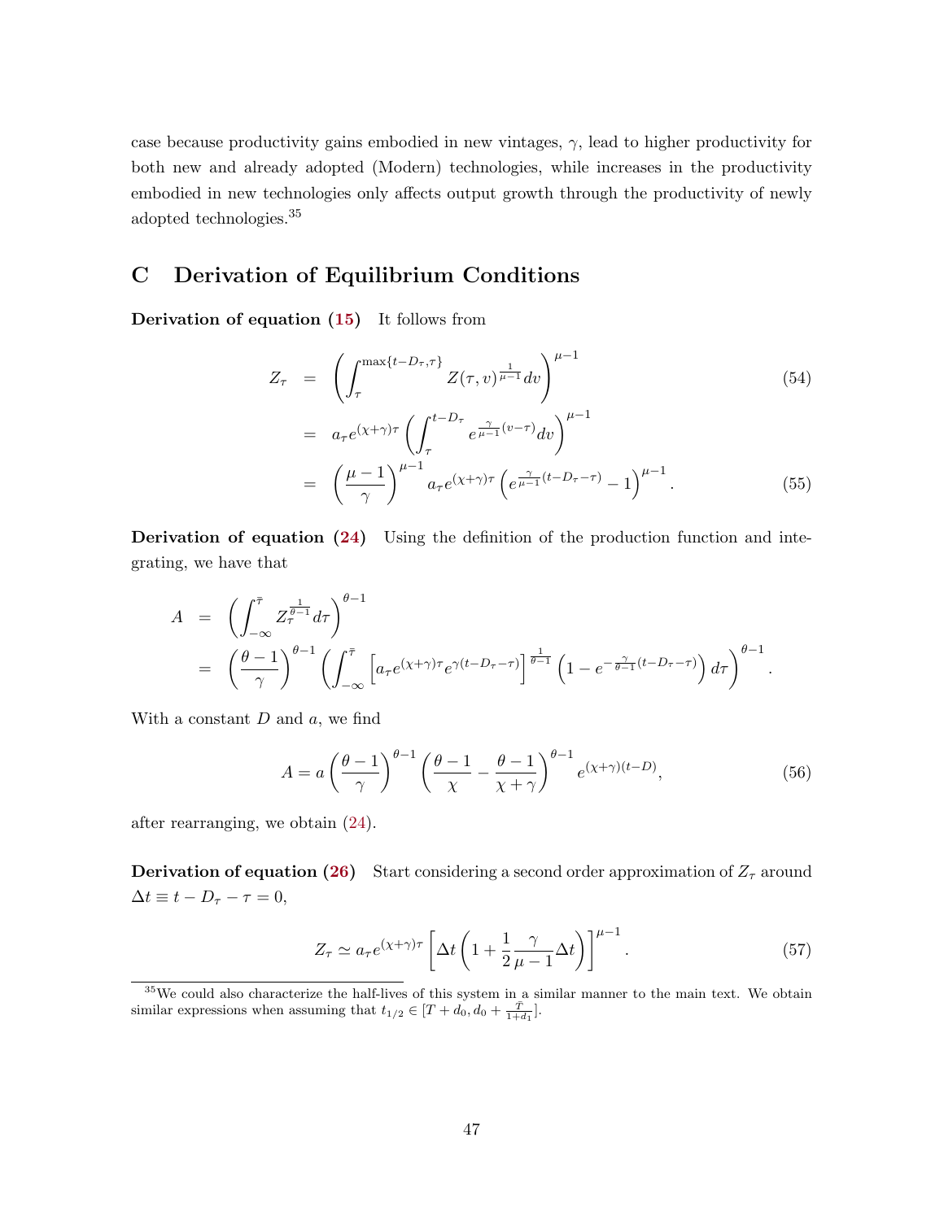case because productivity gains embodied in new vintages, $\gamma$, lead to higher productivity for both new and already adopted (Modern) technologies, while increases in the productivity embodied in new technologies only affects output growth through the productivity of newly adopted technologies.[35]

## C Derivation of Equilibrium Conditions

**Derivation of equation (15)** It follows from

$$
\begin{aligned}
Z_\tau &= \left( \int_{\tau}^{\max\{t-D_\tau,\tau\}} Z(\tau,v)^{\frac{1}{\mu-1}} dv \right)^{\mu-1} \qquad (54)\\
&= a_\tau e^{(\chi+\gamma)\tau} \left( \int_{\tau}^{t-D_\tau} e^{\frac{\gamma}{\mu-1}(v-\tau)} dv \right)^{\mu-1} \\
&= \left( \frac{\mu-1}{\gamma} \right)^{\mu-1} a_\tau e^{(\chi+\gamma)\tau} \left( e^{\frac{\gamma}{\mu-1}(t-D_\tau-\tau)} - 1 \right)^{\mu-1}. \qquad (55)
\end{aligned}
$$

**Derivation of equation (24)** Using the definition of the production function and integrating, we have that

$$
\begin{aligned}
A &= \left( \int_{-\infty}^{\bar{\tau}} Z_\tau^{\frac{1}{\theta-1}} d\tau \right)^{\theta-1} \\
&= \left( \frac{\theta-1}{\gamma} \right)^{\theta-1} \left( \int_{-\infty}^{\bar{\tau}} \left[ a_\tau e^{(\chi+\gamma)\tau} e^{\gamma(t-D_\tau-\tau)} \right]^{\frac{1}{\theta-1}} \left( 1 - e^{-\frac{\gamma}{\theta-1}(t-D_\tau-\tau)} \right) d\tau \right)^{\theta-1}.
\end{aligned}
$$

With a constant $D$ and $a$, we find

$$
A = a \left( \frac{\theta-1}{\gamma} \right)^{\theta-1} \left( \frac{\theta-1}{\chi} - \frac{\theta-1}{\chi+\gamma} \right)^{\theta-1} e^{(\chi+\gamma)(t-D)}, \qquad (56)
$$

after rearranging, we obtain (24).

**Derivation of equation (26)** Start considering a second order approximation of $Z_\tau$ around $\Delta t \equiv t - D_\tau - \tau = 0$,

$$
Z_\tau \simeq a_\tau e^{(\chi+\gamma)\tau} \left[ \Delta t \left( 1 + \frac{1}{2} \frac{\gamma}{\mu-1} \Delta t \right) \right]^{\mu-1}. \qquad (57)
$$

[35] We could also characterize the half-lives of this system in a similar manner to the main text. We obtain similar expressions when assuming that $t_{1/2} \in [T + d_0, d_0 + \frac{\bar{T}}{1+d_1}]$.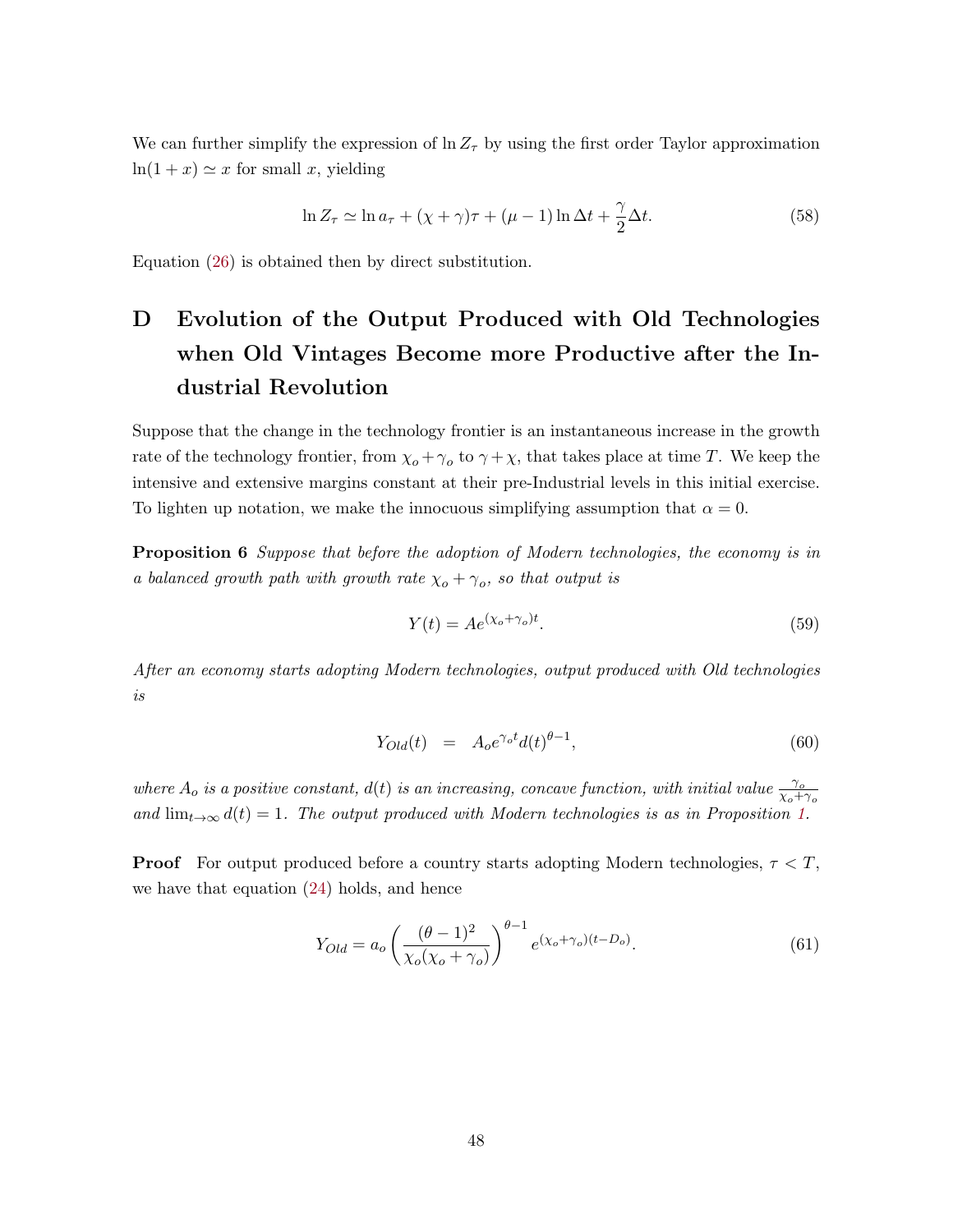We can further simplify the expression of $\ln Z_\tau$ by using the first order Taylor approximation $\ln(1+x) \simeq x$ for small $x$, yielding

$$\ln Z_\tau \simeq \ln a_\tau + (\chi + \gamma)\tau + (\mu - 1)\ln \Delta t + \frac{\gamma}{2}\Delta t. \tag{58}$$

Equation (26) is obtained then by direct substitution.

# D Evolution of the Output Produced with Old Technologies when Old Vintages Become more Productive after the Industrial Revolution

Suppose that the change in the technology frontier is an instantaneous increase in the growth rate of the technology frontier, from $\chi_o + \gamma_o$ to $\gamma + \chi$, that takes place at time $T$. We keep the intensive and extensive margins constant at their pre-Industrial levels in this initial exercise. To lighten up notation, we make the innocuous simplifying assumption that $\alpha = 0$.

**Proposition 6** *Suppose that before the adoption of Modern technologies, the economy is in a balanced growth path with growth rate $\chi_o + \gamma_o$, so that output is*

$$Y(t) = Ae^{(\chi_o + \gamma_o)t}. \tag{59}$$

*After an economy starts adopting Modern technologies, output produced with Old technologies is*

$$Y_{Old}(t) \quad = \quad A_o e^{\gamma_o t} d(t)^{\theta - 1}, \tag{60}$$

*where $A_o$ is a positive constant, $d(t)$ is an increasing, concave function, with initial value $\frac{\gamma_o}{\chi_o + \gamma_o}$ and $\lim_{t\to\infty} d(t) = 1$. The output produced with Modern technologies is as in Proposition 1.*

**Proof** For output produced before a country starts adopting Modern technologies, $\tau < T$, we have that equation (24) holds, and hence

$$Y_{Old} = a_o \left( \frac{(\theta - 1)^2}{\chi_o(\chi_o + \gamma_o)} \right)^{\theta - 1} e^{(\chi_o + \gamma_o)(t - D_o)}. \tag{61}$$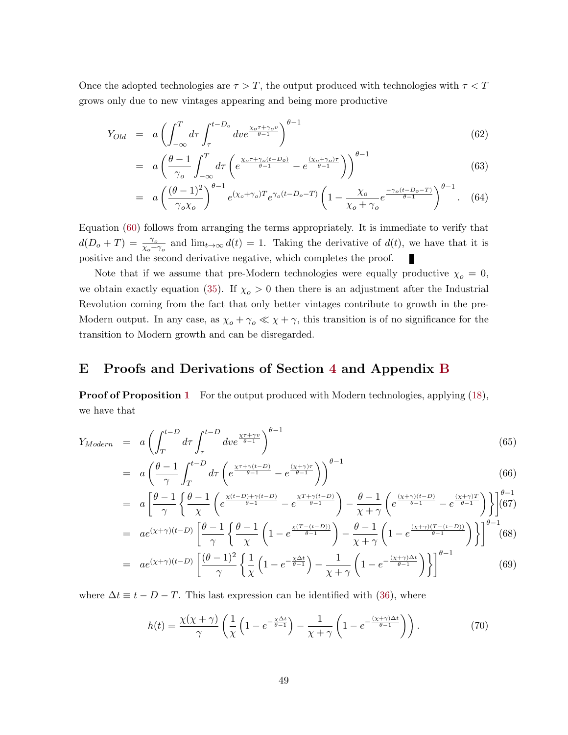Once the adopted technologies are $\tau > T$, the output produced with technologies with $\tau < T$ grows only due to new vintages appearing and being more productive

$$
\begin{aligned}
Y_{Old} &= a\left(\int_{-\infty}^{T} d\tau \int_{\tau}^{t-D_o} dv e^{\frac{\chi_o \tau + \gamma_o v}{\theta-1}}\right)^{\theta-1} && (62)\\
&= a\left(\frac{\theta-1}{\gamma_o}\int_{-\infty}^{T} d\tau \left(e^{\frac{\chi_o \tau + \gamma_o (t-D_o)}{\theta-1}} - e^{\frac{(\chi_o+\gamma_o)\tau}{\theta-1}}\right)\right)^{\theta-1} && (63)\\
&= a\left(\frac{(\theta-1)^2}{\gamma_o \chi_o}\right)^{\theta-1} e^{(\chi_o+\gamma_o)T} e^{\gamma_o(t-D_o-T)}\left(1-\frac{\chi_o}{\chi_o+\gamma_o}e^{\frac{-\gamma_o(t-D_o-T)}{\theta-1}}\right)^{\theta-1}. && (64)
\end{aligned}
$$

Equation (60) follows from arranging the terms appropriately. It is immediate to verify that $d(D_o + T) = \frac{\gamma_o}{\chi_o+\gamma_o}$ and $\lim_{t\to\infty} d(t) = 1$. Taking the derivative of $d(t)$, we have that it is positive and the second derivative negative, which completes the proof. ∎

Note that if we assume that pre-Modern technologies were equally productive $\chi_o = 0$, we obtain exactly equation (35). If $\chi_o > 0$ then there is an adjustment after the Industrial Revolution coming from the fact that only better vintages contribute to growth in the pre-Modern output. In any case, as $\chi_o + \gamma_o \ll \chi + \gamma$, this transition is of no significance for the transition to Modern growth and can be disregarded.

# E Proofs and Derivations of Section 4 and Appendix B

**Proof of Proposition 1** For the output produced with Modern technologies, applying (18), we have that

$$
\begin{aligned}
Y_{Modern} &= a\left(\int_{T}^{t-D} d\tau \int_{\tau}^{t-D} dv e^{\frac{\chi \tau + \gamma v}{\theta-1}}\right)^{\theta-1} && (65)\\
&= a\left(\frac{\theta-1}{\gamma}\int_{T}^{t-D} d\tau \left(e^{\frac{\chi \tau + \gamma (t-D)}{\theta-1}} - e^{\frac{(\chi+\gamma)\tau}{\theta-1}}\right)\right)^{\theta-1} && (66)\\
&= a\left[\frac{\theta-1}{\gamma}\left\{\frac{\theta-1}{\chi}\left(e^{\frac{\chi(t-D)+\gamma(t-D)}{\theta-1}} - e^{\frac{\chi T+\gamma(t-D)}{\theta-1}}\right) - \frac{\theta-1}{\chi+\gamma}\left(e^{\frac{(\chi+\gamma)(t-D)}{\theta-1}} - e^{\frac{(\chi+\gamma)T}{\theta-1}}\right)\right\}\right]^{\theta-1} && (67)\\
&= ae^{(\chi+\gamma)(t-D)}\left[\frac{\theta-1}{\gamma}\left\{\frac{\theta-1}{\chi}\left(1-e^{\frac{\chi(T-(t-D))}{\theta-1}}\right) - \frac{\theta-1}{\chi+\gamma}\left(1-e^{\frac{(\chi+\gamma)(T-(t-D))}{\theta-1}}\right)\right\}\right]^{\theta-1} && (68)\\
&= ae^{(\chi+\gamma)(t-D)}\left[\frac{(\theta-1)^2}{\gamma}\left\{\frac{1}{\chi}\left(1-e^{-\frac{\chi\Delta t}{\theta-1}}\right) - \frac{1}{\chi+\gamma}\left(1-e^{-\frac{(\chi+\gamma)\Delta t}{\theta-1}}\right)\right\}\right]^{\theta-1} && (69)
\end{aligned}
$$

where $\Delta t \equiv t - D - T$. This last expression can be identified with (36), where

$$
h(t) = \frac{\chi(\chi+\gamma)}{\gamma}\left(\frac{1}{\chi}\left(1-e^{-\frac{\chi\Delta t}{\theta-1}}\right) - \frac{1}{\chi+\gamma}\left(1-e^{-\frac{(\chi+\gamma)\Delta t}{\theta-1}}\right)\right). \qquad (70)
$$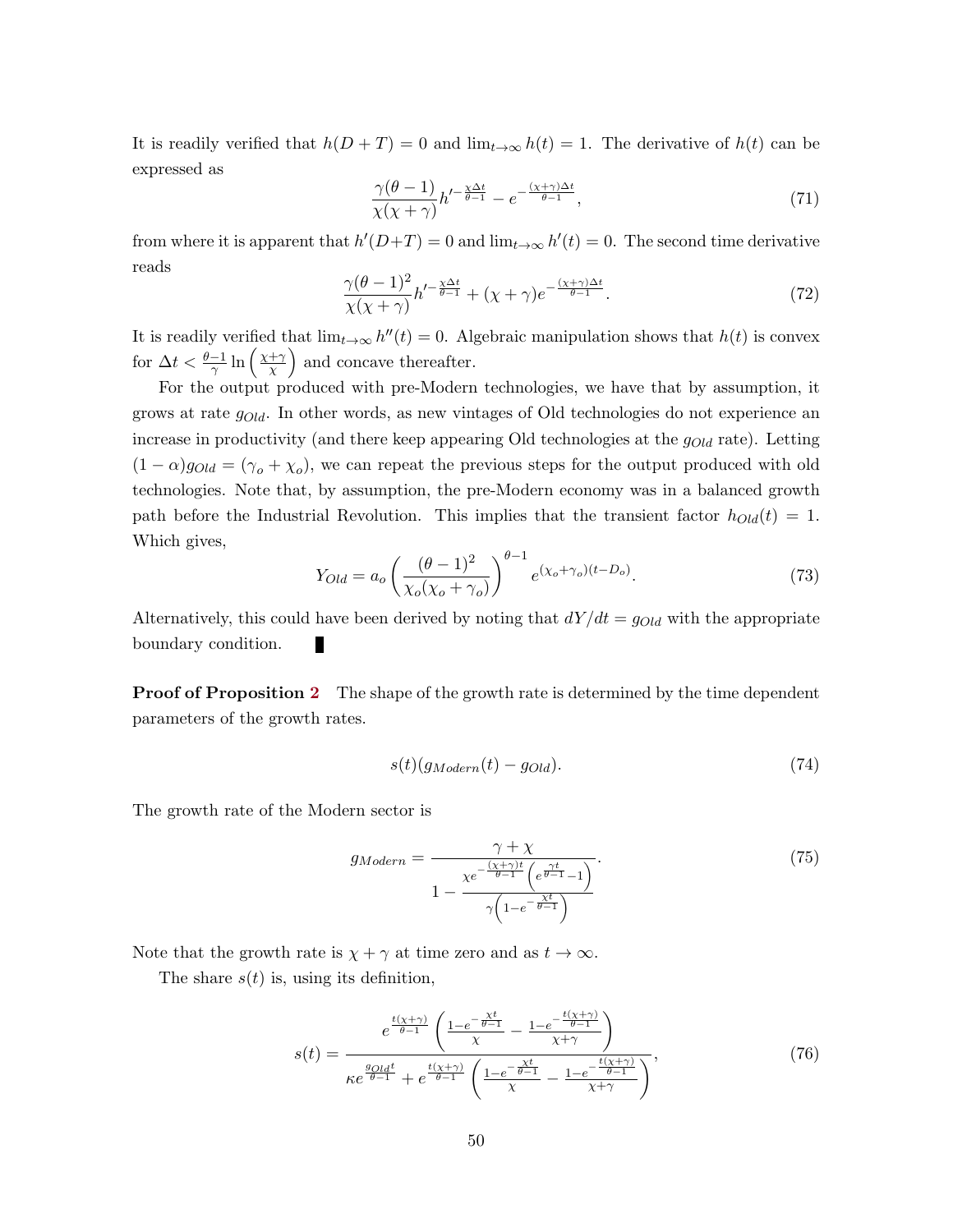It is readily verified that $h(D+T) = 0$ and $\lim_{t\to\infty} h(t) = 1$. The derivative of $h(t)$ can be expressed as

$$\frac{\gamma(\theta-1)}{\chi(\chi+\gamma)} h'^{-\frac{\chi \Delta t}{\theta-1}} - e^{-\frac{(\chi+\gamma)\Delta t}{\theta-1}}, \tag{71}$$

from where it is apparent that $h'(D+T) = 0$ and $\lim_{t\to\infty} h'(t) = 0$. The second time derivative reads

$$\frac{\gamma(\theta-1)^2}{\chi(\chi+\gamma)} h'^{-\frac{\chi \Delta t}{\theta-1}} + (\chi+\gamma) e^{-\frac{(\chi+\gamma)\Delta t}{\theta-1}}. \tag{72}$$

It is readily verified that $\lim_{t\to\infty} h''(t) = 0$. Algebraic manipulation shows that $h(t)$ is convex for $\Delta t < \frac{\theta-1}{\gamma} \ln\left(\frac{\chi+\gamma}{\chi}\right)$ and concave thereafter.

For the output produced with pre-Modern technologies, we have that by assumption, it grows at rate $g_{Old}$. In other words, as new vintages of Old technologies do not experience an increase in productivity (and there keep appearing Old technologies at the $g_{Old}$ rate). Letting $(1-\alpha)g_{Old} = (\gamma_o + \chi_o)$, we can repeat the previous steps for the output produced with old technologies. Note that, by assumption, the pre-Modern economy was in a balanced growth path before the Industrial Revolution. This implies that the transient factor $h_{Old}(t) = 1$. Which gives,

$$Y_{Old} = a_o \left( \frac{(\theta-1)^2}{\chi_o(\chi_o+\gamma_o)} \right)^{\theta-1} e^{(\chi_o+\gamma_o)(t-D_o)}. \tag{73}$$

Alternatively, this could have been derived by noting that $dY/dt = g_{Old}$ with the appropriate boundary condition. ∎

**Proof of Proposition 2** The shape of the growth rate is determined by the time dependent parameters of the growth rates.

$$s(t)(g_{Modern}(t) - g_{Old}). \tag{74}$$

The growth rate of the Modern sector is

$$g_{Modern} = \frac{\gamma+\chi}{1 - \frac{\chi e^{-\frac{(\chi+\gamma)t}{\theta-1}}\left(e^{\frac{\gamma t}{\theta-1}}-1\right)}{\gamma\left(1-e^{-\frac{\chi t}{\theta-1}}\right)}}. \tag{75}$$

Note that the growth rate is $\chi+\gamma$ at time zero and as $t\to\infty$.

The share $s(t)$ is, using its definition,

$$s(t) = \frac{e^{\frac{t(\chi+\gamma)}{\theta-1}}\left(\frac{1-e^{-\frac{\chi t}{\theta-1}}}{\chi} - \frac{1-e^{-\frac{t(\chi+\gamma)}{\theta-1}}}{\chi+\gamma}\right)}{\kappa e^{\frac{g_{Old}t}{\theta-1}} + e^{\frac{t(\chi+\gamma)}{\theta-1}}\left(\frac{1-e^{-\frac{\chi t}{\theta-1}}}{\chi} - \frac{1-e^{-\frac{t(\chi+\gamma)}{\theta-1}}}{\chi+\gamma}\right)}, \tag{76}$$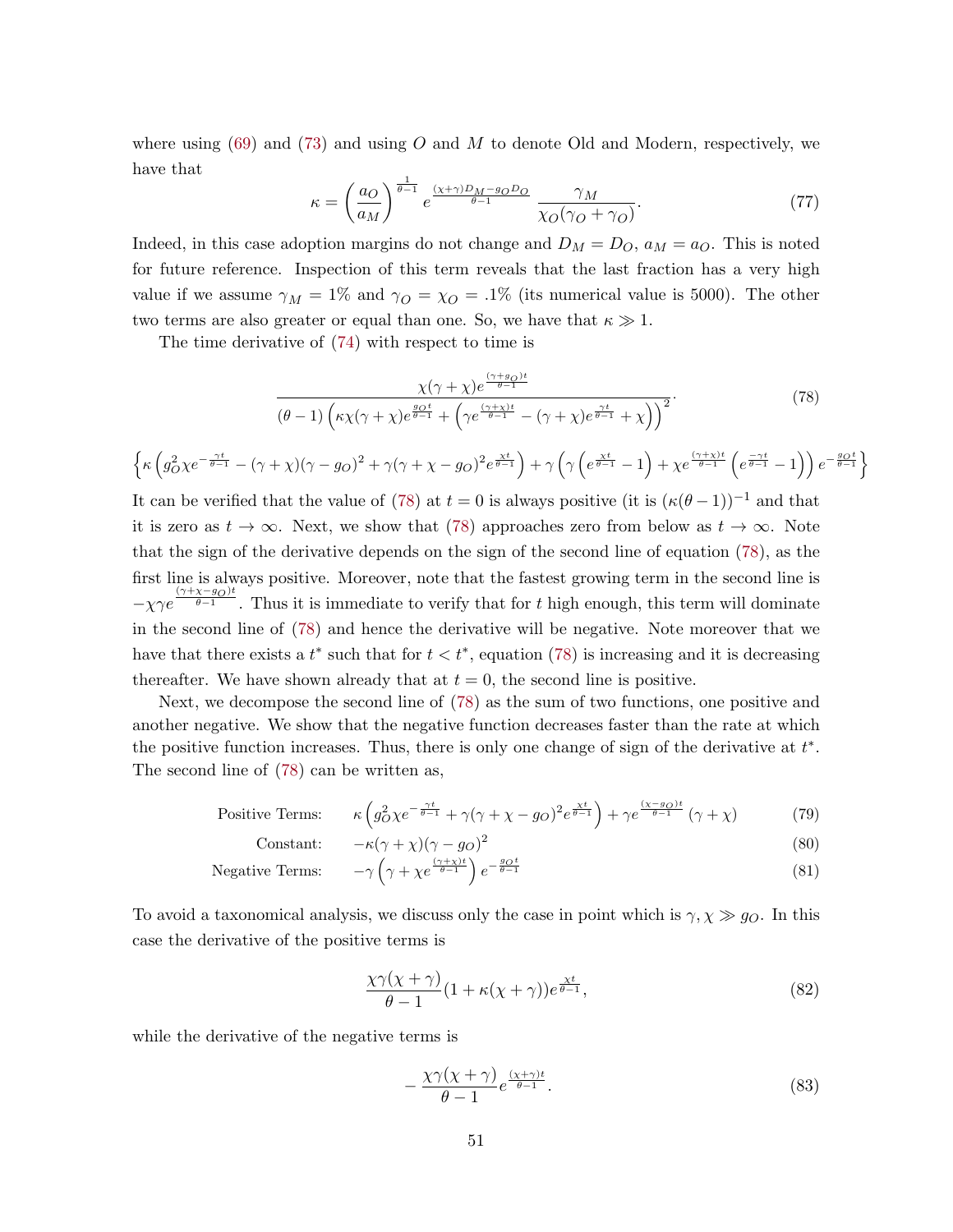where using (69) and (73) and using $O$ and $M$ to denote Old and Modern, respectively, we have that

$$\kappa = \left(\frac{a_O}{a_M}\right)^{\frac{1}{\theta-1}} e^{\frac{(\chi+\gamma)D_M - g_O D_O}{\theta-1}} \frac{\gamma_M}{\chi_O(\gamma_O+\gamma_O)}. \tag{77}$$

Indeed, in this case adoption margins do not change and $D_M = D_O$, $a_M = a_O$. This is noted for future reference. Inspection of this term reveals that the last fraction has a very high value if we assume $\gamma_M = 1\%$ and $\gamma_O = \chi_O = .1\%$ (its numerical value is 5000). The other two terms are also greater or equal than one. So, we have that $\kappa \gg 1$.

The time derivative of (74) with respect to time is

$$\frac{\chi(\gamma+\chi)e^{\frac{(\gamma+g_O)t}{\theta-1}}}{(\theta-1)\left(\kappa\chi(\gamma+\chi)e^{\frac{g_O t}{\theta-1}} + \left(\gamma e^{\frac{(\gamma+\chi)t}{\theta-1}} - (\gamma+\chi)e^{\frac{\gamma t}{\theta-1}} + \chi\right)\right)^2}. \tag{78}$$

$$\left\{\kappa\left(g_O^2\chi e^{-\frac{\gamma t}{\theta-1}} - (\gamma+\chi)(\gamma-g_O)^2 + \gamma(\gamma+\chi-g_O)^2 e^{\frac{\chi t}{\theta-1}}\right) + \gamma\left(\gamma\left(e^{\frac{\chi t}{\theta-1}} - 1\right) + \chi e^{\frac{(\gamma+\chi)t}{\theta-1}}\left(e^{\frac{-\gamma t}{\theta-1}} - 1\right)\right)e^{-\frac{g_O t}{\theta-1}}\right\}$$

It can be verified that the value of (78) at $t = 0$ is always positive (it is $(\kappa(\theta-1))^{-1}$ and that it is zero as $t \to \infty$. Next, we show that (78) approaches zero from below as $t \to \infty$. Note that the sign of the derivative depends on the sign of the second line of equation (78), as the first line is always positive. Moreover, note that the fastest growing term in the second line is $-\chi\gamma e^{\frac{(\gamma+\chi-g_O)t}{\theta-1}}$. Thus it is immediate to verify that for $t$ high enough, this term will dominate in the second line of (78) and hence the derivative will be negative. Note moreover that we have that there exists a $t^*$ such that for $t < t^*$, equation (78) is increasing and it is decreasing thereafter. We have shown already that at $t = 0$, the second line is positive.

Next, we decompose the second line of (78) as the sum of two functions, one positive and another negative. We show that the negative function decreases faster than the rate at which the positive function increases. Thus, there is only one change of sign of the derivative at $t^*$. The second line of (78) can be written as,

$$\text{Positive Terms:} \quad \kappa\left(g_O^2\chi e^{-\frac{\gamma t}{\theta-1}} + \gamma(\gamma+\chi-g_O)^2 e^{\frac{\chi t}{\theta-1}}\right) + \gamma e^{\frac{(\chi-g_O)t}{\theta-1}}(\gamma+\chi) \tag{79}$$

$$\text{Constant:} \quad -\kappa(\gamma+\chi)(\gamma-g_O)^2 \tag{80}$$

$$\text{Negative Terms:} \quad -\gamma\left(\gamma + \chi e^{\frac{(\gamma+\chi)t}{\theta-1}}\right)e^{-\frac{g_O t}{\theta-1}} \tag{81}$$

To avoid a taxonomical analysis, we discuss only the case in point which is $\gamma, \chi \gg g_O$. In this case the derivative of the positive terms is

$$\frac{\chi\gamma(\chi+\gamma)}{\theta-1}(1+\kappa(\chi+\gamma))e^{\frac{\chi t}{\theta-1}}, \tag{82}$$

while the derivative of the negative terms is

$$-\frac{\chi\gamma(\chi+\gamma)}{\theta-1}e^{\frac{(\chi+\gamma)t}{\theta-1}}. \tag{83}$$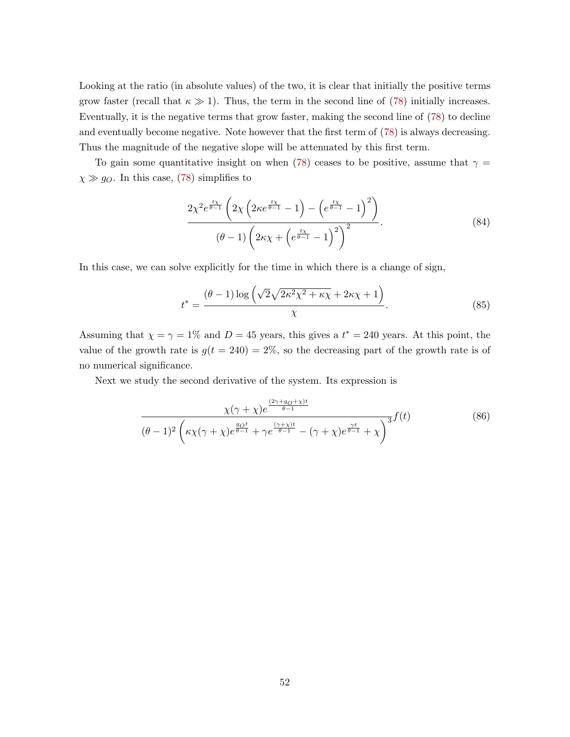Looking at the ratio (in absolute values) of the two, it is clear that initially the positive terms grow faster (recall that $\kappa \gg 1$). Thus, the term in the second line of (78) initially increases. Eventually, it is the negative terms that grow faster, making the second line of (78) to decline and eventually become negative. Note however that the first term of (78) is always decreasing. Thus the magnitude of the negative slope will be attenuated by this first term.

To gain some quantitative insight on when (78) ceases to be positive, assume that $\gamma = \chi \gg g_O$. In this case, (78) simplifies to

$$\frac{2\chi^2 e^{\frac{t\chi}{\theta-1}} \left( 2\chi \left( 2\kappa e^{\frac{t\chi}{\theta-1}} - 1 \right) - \left( e^{\frac{t\chi}{\theta-1}} - 1 \right)^2 \right)}{(\theta - 1) \left( 2\kappa\chi + \left( e^{\frac{t\chi}{\theta-1}} - 1 \right)^2 \right)^2}. \tag{84}$$

In this case, we can solve explicitly for the time in which there is a change of sign,

$$t^* = \frac{(\theta - 1) \log \left( \sqrt{2}\sqrt{2\kappa^2\chi^2 + \kappa\chi} + 2\kappa\chi + 1 \right)}{\chi}. \tag{85}$$

Assuming that $\chi = \gamma = 1\%$ and $D = 45$ years, this gives a $t^* = 240$ years. At this point, the value of the growth rate is $g(t = 240) = 2\%$, so the decreasing part of the growth rate is of no numerical significance.

Next we study the second derivative of the system. Its expression is

$$\frac{\chi(\gamma + \chi) e^{\frac{(2\gamma + g_O + \chi)t}{\theta - 1}}}{(\theta - 1)^2 \left( \kappa\chi(\gamma + \chi) e^{\frac{g_O t}{\theta-1}} + \gamma e^{\frac{(\gamma+\chi)t}{\theta-1}} - (\gamma + \chi) e^{\frac{\gamma t}{\theta-1}} + \chi \right)^3} f(t) \tag{86}$$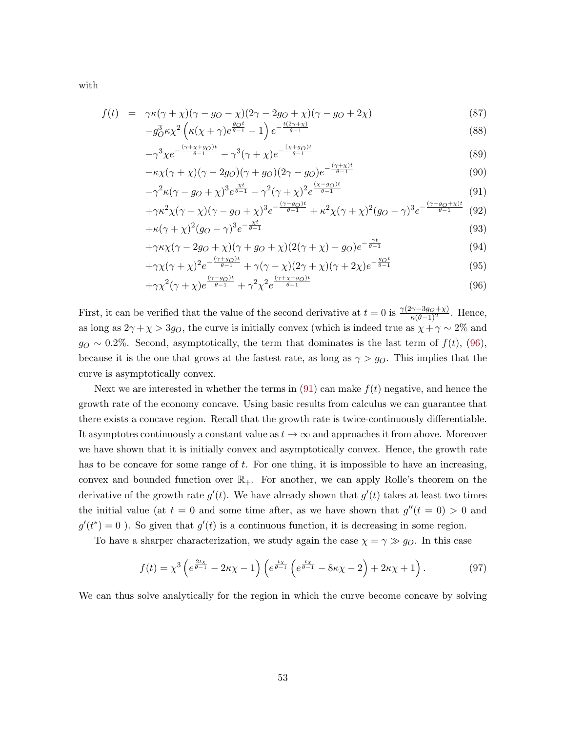with

$$
\begin{aligned}
f(t) \;=\;& \gamma\kappa(\gamma+\chi)(\gamma-g_O-\chi)(2\gamma-2g_O+\chi)(\gamma-g_O+2\chi) && (87)\\
&-g_O^3\kappa\chi^2\left(\kappa(\chi+\gamma)e^{\frac{g_O t}{\theta-1}}-1\right)e^{-\frac{t(2\gamma+\chi)}{\theta-1}} && (88)\\
&-\gamma^3\chi e^{-\frac{(\gamma+\chi+g_O)t}{\theta-1}}-\gamma^3(\gamma+\chi)e^{-\frac{(\chi+g_O)t}{\theta-1}} && (89)\\
&-\kappa\chi(\gamma+\chi)(\gamma-2g_O)(\gamma+g_O)(2\gamma-g_O)e^{-\frac{(\gamma+\chi)t}{\theta-1}} && (90)\\
&-\gamma^2\kappa(\gamma-g_O+\chi)^3e^{\frac{\chi t}{\theta-1}}-\gamma^2(\gamma+\chi)^2e^{\frac{(\chi-g_O)t}{\theta-1}} && (91)\\
&+\gamma\kappa^2\chi(\gamma+\chi)(\gamma-g_O+\chi)^3e^{-\frac{(\gamma-g_O)t}{\theta-1}}+\kappa^2\chi(\gamma+\chi)^2(g_O-\gamma)^3e^{-\frac{(\gamma-g_O+\chi)t}{\theta-1}} && (92)\\
&+\kappa(\gamma+\chi)^2(g_O-\gamma)^3e^{-\frac{\chi t}{\theta-1}} && (93)\\
&+\gamma\kappa\chi(\gamma-2g_O+\chi)(\gamma+g_O+\chi)(2(\gamma+\chi)-g_O)e^{-\frac{\gamma t}{\theta-1}} && (94)\\
&+\gamma\chi(\gamma+\chi)^2e^{-\frac{(\gamma+g_O)t}{\theta-1}}+\gamma(\gamma-\chi)(2\gamma+\chi)(\gamma+2\chi)e^{-\frac{g_O t}{\theta-1}} && (95)\\
&+\gamma\chi^2(\gamma+\chi)e^{\frac{(\gamma-g_O)t}{\theta-1}}+\gamma^2\chi^2e^{\frac{(\gamma+\chi-g_O)t}{\theta-1}} && (96)
\end{aligned}
$$

First, it can be verified that the value of the second derivative at $t=0$ is $\frac{\gamma(2\gamma-3g_O+\chi)}{\kappa(\theta-1)^2}$. Hence, as long as $2\gamma+\chi>3g_O$, the curve is initially convex (which is indeed true as $\chi+\gamma\sim 2\%$ and $g_O\sim 0.2\%$. Second, asymptotically, the term that dominates is the last term of $f(t)$, (96), because it is the one that grows at the fastest rate, as long as $\gamma>g_O$. This implies that the curve is asymptotically convex.

Next we are interested in whether the terms in (91) can make $f(t)$ negative, and hence the growth rate of the economy concave. Using basic results from calculus we can guarantee that there exists a concave region. Recall that the growth rate is twice-continuously differentiable. It asymptotes continuously a constant value as $t\to\infty$ and approaches it from above. Moreover we have shown that it is initially convex and asymptotically convex. Hence, the growth rate has to be concave for some range of $t$. For one thing, it is impossible to have an increasing, convex and bounded function over $\mathbb{R}_+$. For another, we can apply Rolle's theorem on the derivative of the growth rate $g'(t)$. We have already shown that $g'(t)$ takes at least two times the initial value (at $t=0$ and some time after, as we have shown that $g''(t=0)>0$ and $g'(t^*)=0$ ). So given that $g'(t)$ is a continuous function, it is decreasing in some region.

To have a sharper characterization, we study again the case $\chi=\gamma\gg g_O$. In this case

$$
f(t)=\chi^3\left(e^{\frac{2t\chi}{\theta-1}}-2\kappa\chi-1\right)\left(e^{\frac{t\chi}{\theta-1}}\left(e^{\frac{t\chi}{\theta-1}}-8\kappa\chi-2\right)+2\kappa\chi+1\right). \tag{97}
$$

We can thus solve analytically for the region in which the curve become concave by solving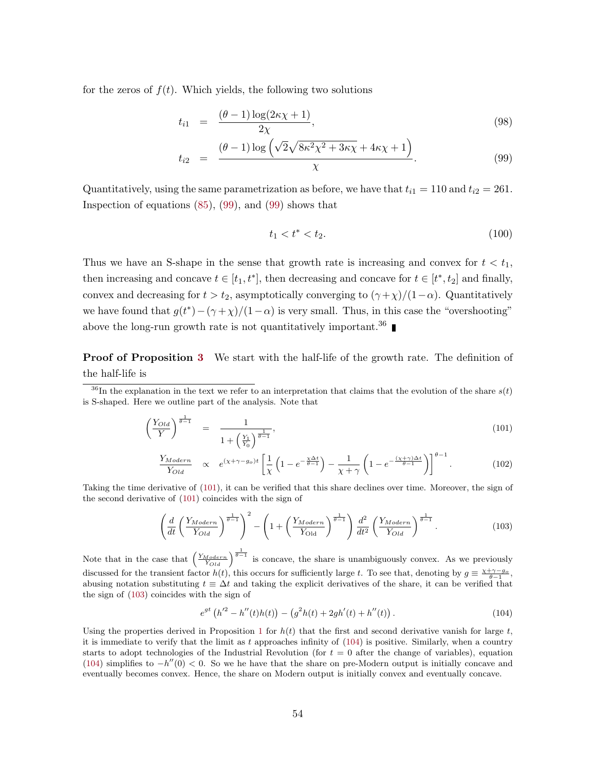for the zeros of $f(t)$. Which yields, the following two solutions

$$t_{i1} = \frac{(\theta-1)\log(2\kappa\chi+1)}{2\chi}, \tag{98}$$

$$t_{i2} = \frac{(\theta-1)\log\left(\sqrt{2}\sqrt{8\kappa^2\chi^2+3\kappa\chi}+4\kappa\chi+1\right)}{\chi}. \tag{99}$$

Quantitatively, using the same parametrization as before, we have that $t_{i1} = 110$ and $t_{i2} = 261$. Inspection of equations (85), (99), and (99) shows that

$$t_1 < t^* < t_2. \tag{100}$$

Thus we have an S-shape in the sense that growth rate is increasing and convex for $t < t_1$, then increasing and concave $t \in [t_1, t^*]$, then decreasing and concave for $t \in [t^*, t_2]$ and finally, convex and decreasing for $t > t_2$, asymptotically converging to $(\gamma+\chi)/(1-\alpha)$. Quantitatively we have found that $g(t^*) - (\gamma+\chi)/(1-\alpha)$ is very small. Thus, in this case the "overshooting" above the long-run growth rate is not quantitatively important.[36] ∎

**Proof of Proposition 3** We start with the half-life of the growth rate. The definition of the half-life is

[36] In the explanation in the text we refer to an interpretation that claims that the evolution of the share $s(t)$ is S-shaped. Here we outline part of the analysis. Note that

$$\left(\frac{Y_{Old}}{Y}\right)^{\frac{1}{\theta-1}} = \frac{1}{1+\left(\frac{Y_1}{Y_0}\right)^{\frac{1}{\theta-1}}}, \tag{101}$$

$$\frac{Y_{Modern}}{Y_{Old}} \propto e^{(\chi+\gamma-g_o)t}\left[\frac{1}{\chi}\left(1-e^{-\frac{\chi\Delta t}{\theta-1}}\right)-\frac{1}{\chi+\gamma}\left(1-e^{-\frac{(\chi+\gamma)\Delta t}{\theta-1}}\right)\right]^{\theta-1}. \tag{102}$$

Taking the time derivative of (101), it can be verified that this share declines over time. Moreover, the sign of the second derivative of (101) coincides with the sign of

$$\left(\frac{d}{dt}\left(\frac{Y_{Modern}}{Y_{Old}}\right)^{\frac{1}{\theta-1}}\right)^2 - \left(1+\left(\frac{Y_{Modern}}{Y_{Old}}\right)^{\frac{1}{\theta-1}}\right)\frac{d^2}{dt^2}\left(\frac{Y_{Modern}}{Y_{Old}}\right)^{\frac{1}{\theta-1}}. \tag{103}$$

Note that in the case that $\left(\frac{Y_{Modern}}{Y_{Old}}\right)^{\frac{1}{\theta-1}}$ is concave, the share is unambiguously convex. As we previously discussed for the transient factor $h(t)$, this occurs for sufficiently large $t$. To see that, denoting by $g \equiv \frac{\chi+\gamma-g_o}{\theta-1}$, abusing notation substituting $t \equiv \Delta t$ and taking the explicit derivatives of the share, it can be verified that the sign of (103) coincides with the sign of

$$e^{gt}\left(h'^2 - h''(t)h(t)\right) - \left(g^2 h(t) + 2gh'(t) + h''(t)\right). \tag{104}$$

Using the properties derived in Proposition 1 for $h(t)$ that the first and second derivative vanish for large $t$, it is immediate to verify that the limit as $t$ approaches infinity of (104) is positive. Similarly, when a country starts to adopt technologies of the Industrial Revolution (for $t = 0$ after the change of variables), equation (104) simplifies to $-h''(0) < 0$. So we he have that the share on pre-Modern output is initially concave and eventually becomes convex. Hence, the share on Modern output is initially convex and eventually concave.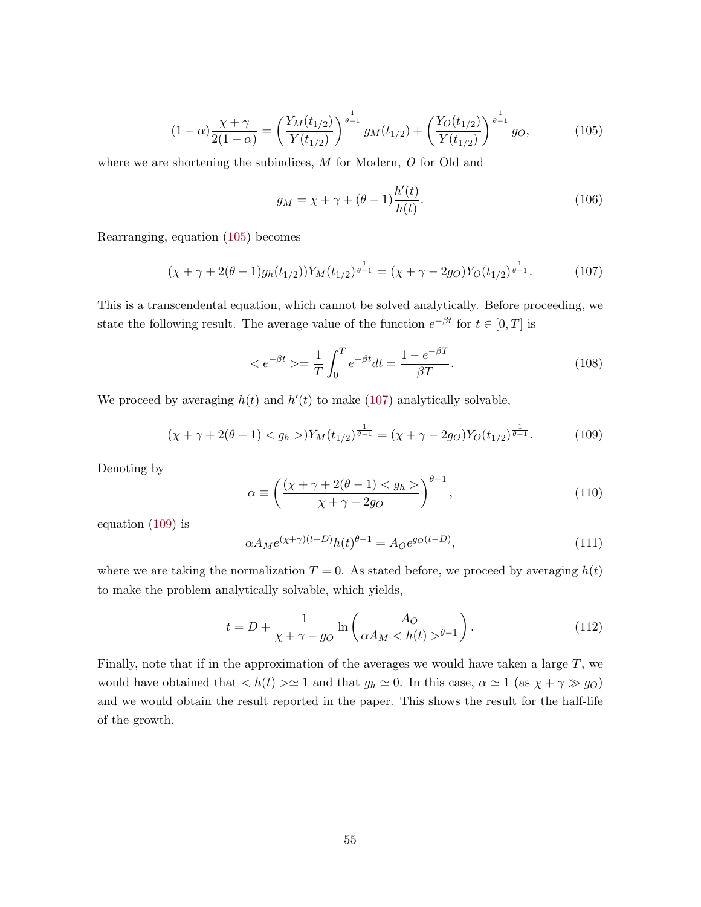$$(1-\alpha)\frac{\chi+\gamma}{2(1-\alpha)} = \left(\frac{Y_M(t_{1/2})}{Y(t_{1/2})}\right)^{\frac{1}{\theta-1}} g_M(t_{1/2}) + \left(\frac{Y_O(t_{1/2})}{Y(t_{1/2})}\right)^{\frac{1}{\theta-1}} g_O, \tag{105}$$

where we are shortening the subindices, $M$ for Modern, $O$ for Old and

$$g_M = \chi + \gamma + (\theta - 1)\frac{h'(t)}{h(t)}. \tag{106}$$

Rearranging, equation (105) becomes

$$(\chi + \gamma + 2(\theta-1)g_h(t_{1/2}))Y_M(t_{1/2})^{\frac{1}{\theta-1}} = (\chi + \gamma - 2g_O)Y_O(t_{1/2})^{\frac{1}{\theta-1}}. \tag{107}$$

This is a transcendental equation, which cannot be solved analytically. Before proceeding, we state the following result. The average value of the function $e^{-\beta t}$ for $t \in [0, T]$ is

$$< e^{-\beta t} >= \frac{1}{T}\int_0^T e^{-\beta t} dt = \frac{1 - e^{-\beta T}}{\beta T}. \tag{108}$$

We proceed by averaging $h(t)$ and $h'(t)$ to make (107) analytically solvable,

$$(\chi + \gamma + 2(\theta - 1) < g_h >)Y_M(t_{1/2})^{\frac{1}{\theta-1}} = (\chi + \gamma - 2g_O)Y_O(t_{1/2})^{\frac{1}{\theta-1}}. \tag{109}$$

Denoting by

$$\alpha \equiv \left(\frac{(\chi + \gamma + 2(\theta-1) < g_h >}{\chi + \gamma - 2g_O}\right)^{\theta - 1}, \tag{110}$$

equation (109) is

$$\alpha A_M e^{(\chi+\gamma)(t-D)} h(t)^{\theta-1} = A_O e^{g_O(t-D)}, \tag{111}$$

where we are taking the normalization $T = 0$. As stated before, we proceed by averaging $h(t)$ to make the problem analytically solvable, which yields,

$$t = D + \frac{1}{\chi + \gamma - g_O}\ln\left(\frac{A_O}{\alpha A_M < h(t) >^{\theta-1}}\right). \tag{112}$$

Finally, note that if in the approximation of the averages we would have taken a large $T$, we would have obtained that $< h(t) >\simeq 1$ and that $g_h \simeq 0$. In this case, $\alpha \simeq 1$ (as $\chi + \gamma \gg g_O$) and we would obtain the result reported in the paper. This shows the result for the half-life of the growth.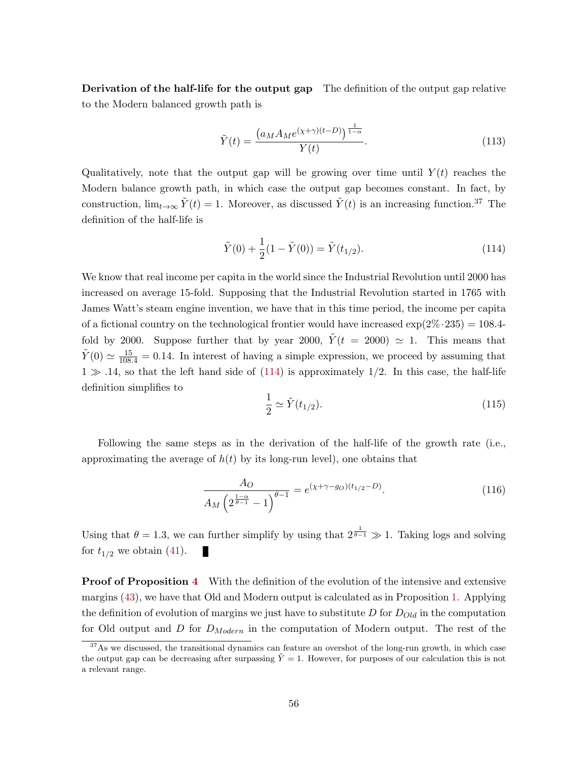**Derivation of the half-life for the output gap** The definition of the output gap relative to the Modern balanced growth path is

$$\tilde{Y}(t) = \frac{\left(a_M A_M e^{(\chi+\gamma)(t-D)}\right)^{\frac{1}{1-\alpha}}}{Y(t)}. \tag{113}$$

Qualitatively, note that the output gap will be growing over time until $Y(t)$ reaches the Modern balance growth path, in which case the output gap becomes constant. In fact, by construction, $\lim_{t\to\infty} \tilde{Y}(t) = 1$. Moreover, as discussed $\tilde{Y}(t)$ is an increasing function.[37] The definition of the half-life is

$$\tilde{Y}(0) + \frac{1}{2}(1 - \tilde{Y}(0)) = \tilde{Y}(t_{1/2}). \tag{114}$$

We know that real income per capita in the world since the Industrial Revolution until 2000 has increased on average 15-fold. Supposing that the Industrial Revolution started in 1765 with James Watt's steam engine invention, we have that in this time period, the income per capita of a fictional country on the technological frontier would have increased $\exp(2\% \cdot 235) = 108.4$-fold by 2000. Suppose further that by year 2000, $\tilde{Y}(t = 2000) \simeq 1$. This means that $\tilde{Y}(0) \simeq \frac{15}{108.4} = 0.14$. In interest of having a simple expression, we proceed by assuming that $1 \gg .14$, so that the left hand side of (114) is approximately 1/2. In this case, the half-life definition simplifies to

$$\frac{1}{2} \simeq \tilde{Y}(t_{1/2}). \tag{115}$$

Following the same steps as in the derivation of the half-life of the growth rate (i.e., approximating the average of $h(t)$ by its long-run level), one obtains that

$$\frac{A_O}{A_M\left(2^{\frac{1-\alpha}{\theta-1}} - 1\right)^{\theta-1}} = e^{(\chi+\gamma-g_O)(t_{1/2}-D)}. \tag{116}$$

Using that $\theta = 1.3$, we can further simplify by using that $2^{\frac{1}{\theta-1}} \gg 1$. Taking logs and solving for $t_{1/2}$ we obtain (41). ∎

**Proof of Proposition 4** With the definition of the evolution of the intensive and extensive margins (43), we have that Old and Modern output is calculated as in Proposition 1. Applying the definition of evolution of margins we just have to substitute $D$ for $D_{Old}$ in the computation for Old output and $D$ for $D_{Modern}$ in the computation of Modern output. The rest of the

[37] As we discussed, the transitional dynamics can feature an overshot of the long-run growth, in which case the output gap can be decreasing after surpassing $\tilde{Y} = 1$. However, for purposes of our calculation this is not a relevant range.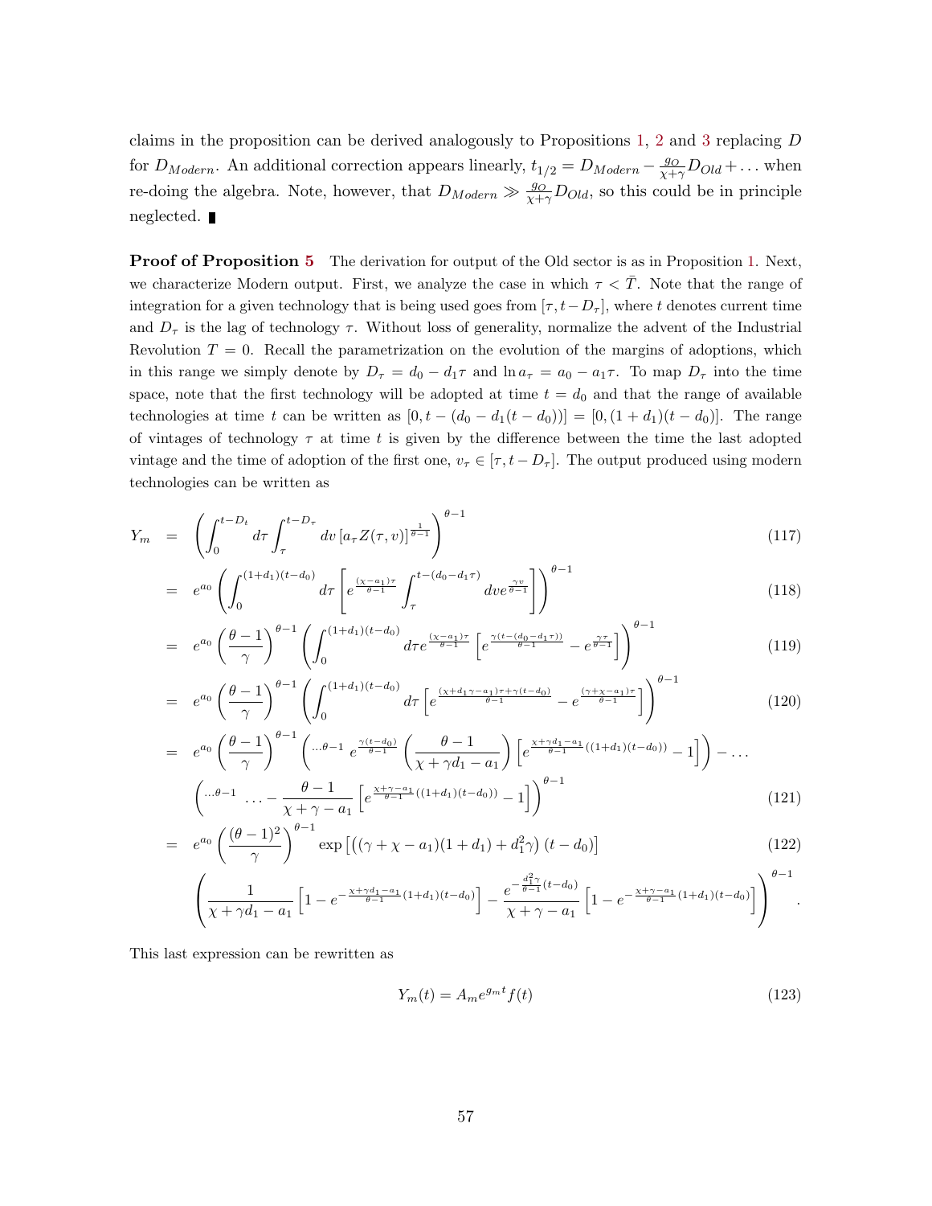claims in the proposition can be derived analogously to Propositions 1, 2 and 3 replacing $D$ for $D_{Modern}$. An additional correction appears linearly, $t_{1/2} = D_{Modern} - \frac{g_O}{\chi+\gamma} D_{Old} + \dots$ when re-doing the algebra. Note, however, that $D_{Modern} \gg \frac{g_O}{\chi+\gamma} D_{Old}$, so this could be in principle neglected. ∎

**Proof of Proposition 5** The derivation for output of the Old sector is as in Proposition 1. Next, we characterize Modern output. First, we analyze the case in which $\tau < \bar{T}$. Note that the range of integration for a given technology that is being used goes from $[\tau, t - D_\tau]$, where $t$ denotes current time and $D_\tau$ is the lag of technology $\tau$. Without loss of generality, normalize the advent of the Industrial Revolution $T = 0$. Recall the parametrization on the evolution of the margins of adoptions, which in this range we simply denote by $D_\tau = d_0 - d_1 \tau$ and $\ln a_\tau = a_0 - a_1 \tau$. To map $D_\tau$ into the time space, note that the first technology will be adopted at time $t = d_0$ and that the range of available technologies at time $t$ can be written as $[0, t - (d_0 - d_1(t - d_0))] = [0, (1 + d_1)(t - d_0)]$. The range of vintages of technology $\tau$ at time $t$ is given by the difference between the time the last adopted vintage and the time of adoption of the first one, $v_\tau \in [\tau, t - D_\tau]$. The output produced using modern technologies can be written as

$$
\begin{aligned}
Y_m &= \left( \int_0^{t-D_t} d\tau \int_\tau^{t-D_\tau} dv \left[ a_\tau Z(\tau, v) \right]^{\frac{1}{\theta-1}} \right)^{\theta-1} && (117) \\
&= e^{a_0} \left( \int_0^{(1+d_1)(t-d_0)} d\tau \left[ e^{\frac{(\chi-a_1)\tau}{\theta-1}} \int_\tau^{t-(d_0-d_1\tau)} dv e^{\frac{\gamma v}{\theta-1}} \right] \right)^{\theta-1} && (118) \\
&= e^{a_0} \left( \frac{\theta-1}{\gamma} \right)^{\theta-1} \left( \int_0^{(1+d_1)(t-d_0)} d\tau e^{\frac{(\chi-a_1)\tau}{\theta-1}} \left[ e^{\frac{\gamma(t-(d_0-d_1\tau))}{\theta-1}} - e^{\frac{\gamma\tau}{\theta-1}} \right] \right)^{\theta-1} && (119) \\
&= e^{a_0} \left( \frac{\theta-1}{\gamma} \right)^{\theta-1} \left( \int_0^{(1+d_1)(t-d_0)} d\tau \left[ e^{\frac{(\chi+d_1\gamma-a_1)\tau+\gamma(t-d_0)}{\theta-1}} - e^{\frac{(\gamma+\chi-a_1)\tau}{\theta-1}} \right] \right)^{\theta-1} && (120) \\
&= e^{a_0} \left( \frac{\theta-1}{\gamma} \right)^{\theta-1} \left( {}^{\dots\theta-1}\ e^{\frac{\gamma(t-d_0)}{\theta-1}} \left( \frac{\theta-1}{\chi+\gamma d_1 - a_1} \right) \left[ e^{\frac{\chi+\gamma d_1 - a_1}{\theta-1}((1+d_1)(t-d_0))} - 1 \right] \right) - \dots \\
&\quad \left( {}^{\dots\theta-1} \dots - \frac{\theta-1}{\chi+\gamma-a_1} \left[ e^{\frac{\chi+\gamma-a_1}{\theta-1}((1+d_1)(t-d_0))} - 1 \right] \right)^{\theta-1} && (121) \\
&= e^{a_0} \left( \frac{(\theta-1)^2}{\gamma} \right)^{\theta-1} \exp\left[ \left( (\gamma+\chi-a_1)(1+d_1) + d_1^2\gamma \right)(t-d_0) \right] && (122) \\
&\quad \left( \frac{1}{\chi+\gamma d_1 - a_1} \left[ 1 - e^{-\frac{\chi+\gamma d_1 - a_1}{\theta-1}(1+d_1)(t-d_0)} \right] - \frac{e^{-\frac{d_1^2\gamma}{\theta-1}(t-d_0)}}{\chi+\gamma-a_1} \left[ 1 - e^{-\frac{\chi+\gamma-a_1}{\theta-1}(1+d_1)(t-d_0)} \right] \right)^{\theta-1}.
\end{aligned}
$$

This last expression can be rewritten as

$$
Y_m(t) = A_m e^{g_m t} f(t) \tag{123}
$$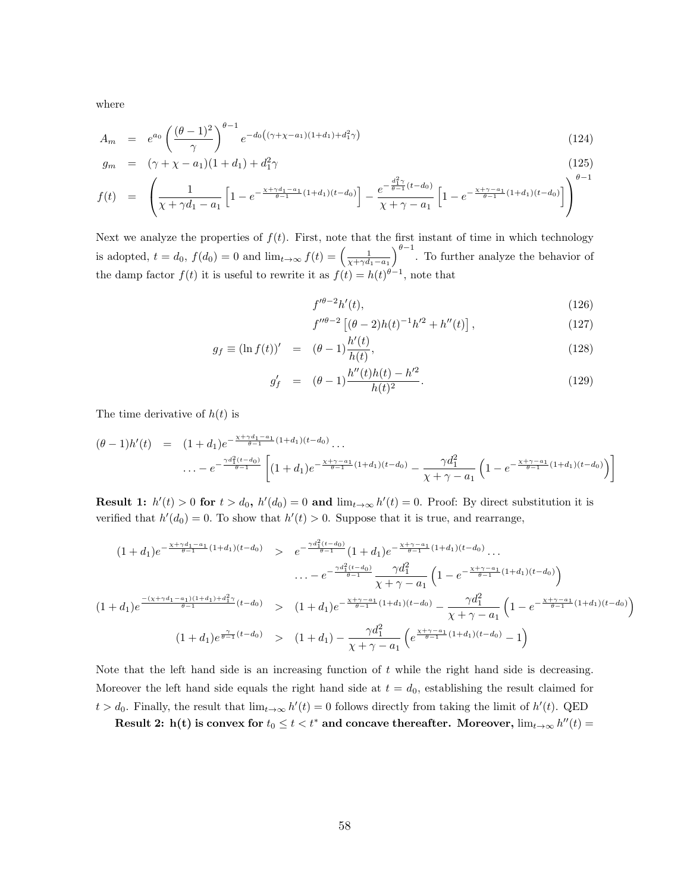where

$$
\begin{aligned}
A_m &= e^{a_0}\left(\frac{(\theta-1)^2}{\gamma}\right)^{\theta-1} e^{-d_0\left((\gamma+\chi-a_1)(1+d_1)+d_1^2\gamma\right)} &\quad (124)\\
g_m &= (\gamma+\chi-a_1)(1+d_1)+d_1^2\gamma &\quad (125)\\
f(t) &= \left(\frac{1}{\chi+\gamma d_1-a_1}\left[1-e^{-\frac{\chi+\gamma d_1-a_1}{\theta-1}(1+d_1)(t-d_0)}\right]-\frac{e^{-\frac{d_1^2\gamma}{\theta-1}(t-d_0)}}{\chi+\gamma-a_1}\left[1-e^{-\frac{\chi+\gamma-a_1}{\theta-1}(1+d_1)(t-d_0)}\right]\right)^{\theta-1}
\end{aligned}
$$

Next we analyze the properties of $f(t)$. First, note that the first instant of time in which technology is adopted, $t=d_0$, $f(d_0)=0$ and $\lim_{t\to\infty} f(t)=\left(\frac{1}{\chi+\gamma d_1-a_1}\right)^{\theta-1}$. To further analyze the behavior of the damp factor $f(t)$ it is useful to rewrite it as $f(t)=h(t)^{\theta-1}$, note that

$$
\begin{aligned}
& f'^{\theta-2}h'(t), &\quad (126)\\
& f''^{\theta-2}\left[(\theta-2)h(t)^{-1}h'^2+h''(t)\right], &\quad (127)\\
g_f \equiv (\ln f(t))' &= (\theta-1)\frac{h'(t)}{h(t)}, &\quad (128)\\
g_f' &= (\theta-1)\frac{h''(t)h(t)-h'^2}{h(t)^2}. &\quad (129)
\end{aligned}
$$

The time derivative of $h(t)$ is

$$
\begin{aligned}
(\theta-1)h'(t) &= (1+d_1)e^{-\frac{\chi+\gamma d_1-a_1}{\theta-1}(1+d_1)(t-d_0)}\ldots\\
&\ldots-e^{-\frac{\gamma d_1^2(t-d_0)}{\theta-1}}\left[(1+d_1)e^{-\frac{\chi+\gamma-a_1}{\theta-1}(1+d_1)(t-d_0)}-\frac{\gamma d_1^2}{\chi+\gamma-a_1}\left(1-e^{-\frac{\chi+\gamma-a_1}{\theta-1}(1+d_1)(t-d_0)}\right)\right]
\end{aligned}
$$

**Result 1: $h'(t)>0$ for $t>d_0$, $h'(d_0)=0$ and $\lim_{t\to\infty}h'(t)=0$.** Proof: By direct substitution it is verified that $h'(d_0)=0$. To show that $h'(t)>0$. Suppose that it is true, and rearrange,

$$
\begin{aligned}
(1+d_1)e^{-\frac{\chi+\gamma d_1-a_1}{\theta-1}(1+d_1)(t-d_0)} &> e^{-\frac{\gamma d_1^2(t-d_0)}{\theta-1}}(1+d_1)e^{-\frac{\chi+\gamma-a_1}{\theta-1}(1+d_1)(t-d_0)}\ldots\\
&\quad\ldots-e^{-\frac{\gamma d_1^2(t-d_0)}{\theta-1}}\frac{\gamma d_1^2}{\chi+\gamma-a_1}\left(1-e^{-\frac{\chi+\gamma-a_1}{\theta-1}(1+d_1)(t-d_0)}\right)\\
(1+d_1)e^{\frac{-(\chi+\gamma d_1-a_1)(1+d_1)+d_1^2\gamma}{\theta-1}(t-d_0)} &> (1+d_1)e^{-\frac{\chi+\gamma-a_1}{\theta-1}(1+d_1)(t-d_0)}-\frac{\gamma d_1^2}{\chi+\gamma-a_1}\left(1-e^{-\frac{\chi+\gamma-a_1}{\theta-1}(1+d_1)(t-d_0)}\right)\\
(1+d_1)e^{\frac{\gamma}{\theta-1}(t-d_0)} &> (1+d_1)-\frac{\gamma d_1^2}{\chi+\gamma-a_1}\left(e^{\frac{\chi+\gamma-a_1}{\theta-1}(1+d_1)(t-d_0)}-1\right)
\end{aligned}
$$

Note that the left hand side is an increasing function of $t$ while the right hand side is decreasing. Moreover the left hand side equals the right hand side at $t=d_0$, establishing the result claimed for $t>d_0$. Finally, the result that $\lim_{t\to\infty}h'(t)=0$ follows directly from taking the limit of $h'(t)$. QED

**Result 2: h(t) is convex for $t_0\le t<t^*$ and concave thereafter. Moreover, $\lim_{t\to\infty}h''(t)=$**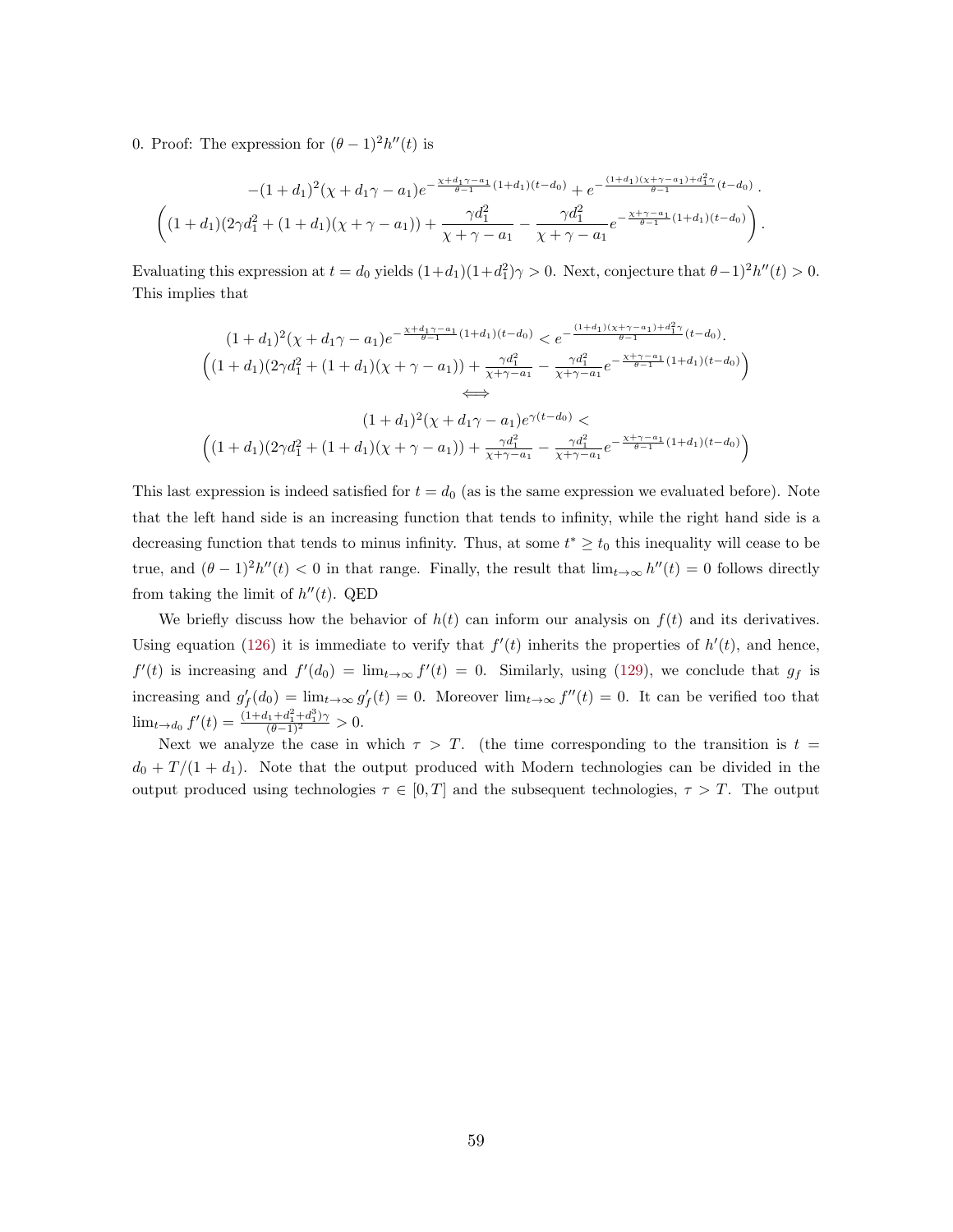0. Proof: The expression for $(\theta-1)^2 h''(t)$ is

$$-(1+d_1)^2(\chi+d_1\gamma-a_1)e^{-\frac{\chi+d_1\gamma-a_1}{\theta-1}(1+d_1)(t-d_0)}+e^{-\frac{(1+d_1)(\chi+\gamma-a_1)+d_1^2\gamma}{\theta-1}(t-d_0)}\cdot$$
$$\left((1+d_1)(2\gamma d_1^2+(1+d_1)(\chi+\gamma-a_1))+\frac{\gamma d_1^2}{\chi+\gamma-a_1}-\frac{\gamma d_1^2}{\chi+\gamma-a_1}e^{-\frac{\chi+\gamma-a_1}{\theta-1}(1+d_1)(t-d_0)}\right).$$

Evaluating this expression at $t=d_0$ yields $(1+d_1)(1+d_1^2)\gamma>0$. Next, conjecture that $\theta-1)^2 h''(t)>0$. This implies that

$$(1+d_1)^2(\chi+d_1\gamma-a_1)e^{-\frac{\chi+d_1\gamma-a_1}{\theta-1}(1+d_1)(t-d_0)}<e^{-\frac{(1+d_1)(\chi+\gamma-a_1)+d_1^2\gamma}{\theta-1}(t-d_0)}\cdot$$
$$\left((1+d_1)(2\gamma d_1^2+(1+d_1)(\chi+\gamma-a_1))+\frac{\gamma d_1^2}{\chi+\gamma-a_1}-\frac{\gamma d_1^2}{\chi+\gamma-a_1}e^{-\frac{\chi+\gamma-a_1}{\theta-1}(1+d_1)(t-d_0)}\right)$$
$$\iff$$
$$(1+d_1)^2(\chi+d_1\gamma-a_1)e^{\gamma(t-d_0)}<$$
$$\left((1+d_1)(2\gamma d_1^2+(1+d_1)(\chi+\gamma-a_1))+\frac{\gamma d_1^2}{\chi+\gamma-a_1}-\frac{\gamma d_1^2}{\chi+\gamma-a_1}e^{-\frac{\chi+\gamma-a_1}{\theta-1}(1+d_1)(t-d_0)}\right)$$

This last expression is indeed satisfied for $t=d_0$ (as is the same expression we evaluated before). Note that the left hand side is an increasing function that tends to infinity, while the right hand side is a decreasing function that tends to minus infinity. Thus, at some $t^*\geq t_0$ this inequality will cease to be true, and $(\theta-1)^2h''(t)<0$ in that range. Finally, the result that $\lim_{t\to\infty}h''(t)=0$ follows directly from taking the limit of $h''(t)$. QED

We briefly discuss how the behavior of $h(t)$ can inform our analysis on $f(t)$ and its derivatives. Using equation (126) it is immediate to verify that $f'(t)$ inherits the properties of $h'(t)$, and hence, $f'(t)$ is increasing and $f'(d_0)=\lim_{t\to\infty}f'(t)=0$. Similarly, using (129), we conclude that $g_f$ is increasing and $g_f'(d_0)=\lim_{t\to\infty}g_f'(t)=0$. Moreover $\lim_{t\to\infty}f''(t)=0$. It can be verified too that $\lim_{t\to d_0}f'(t)=\frac{(1+d_1+d_1^2+d_1^3)\gamma}{(\theta-1)^2}>0$.

Next we analyze the case in which $\tau>T$. (the time corresponding to the transition is $t=d_0+T/(1+d_1)$. Note that the output produced with Modern technologies can be divided in the output produced using technologies $\tau\in[0,T]$ and the subsequent technologies, $\tau>T$. The output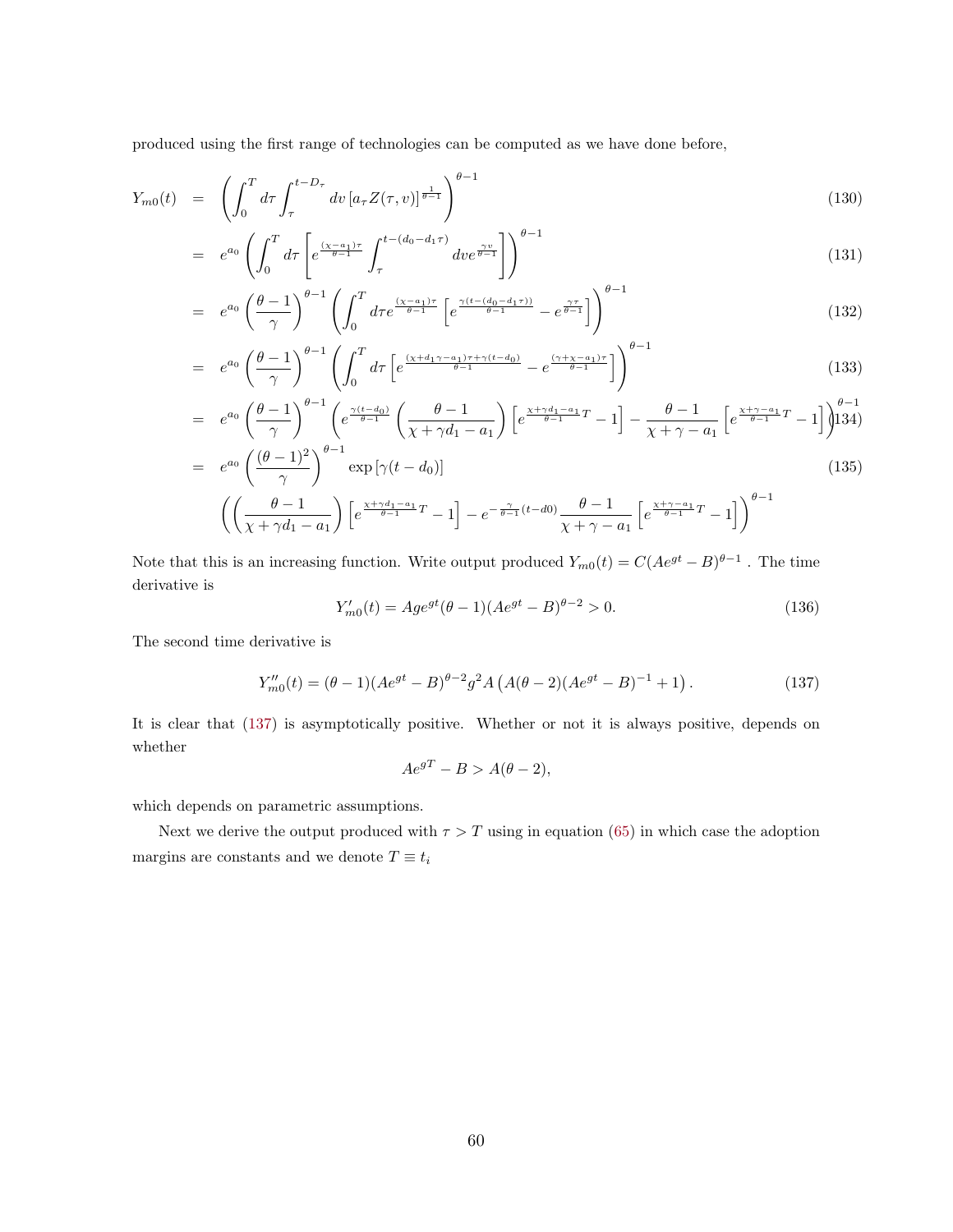produced using the first range of technologies can be computed as we have done before,

$$
\begin{aligned}
Y_{m0}(t) &= \left(\int_0^T d\tau \int_\tau^{t-D_\tau} dv \left[a_\tau Z(\tau,v)\right]^{\frac{1}{\theta-1}}\right)^{\theta-1} && (130)\\
&= e^{a_0}\left(\int_0^T d\tau \left[e^{\frac{(\chi-a_1)\tau}{\theta-1}}\int_\tau^{t-(d_0-d_1\tau)} dv e^{\frac{\gamma v}{\theta-1}}\right]\right)^{\theta-1} && (131)\\
&= e^{a_0}\left(\frac{\theta-1}{\gamma}\right)^{\theta-1}\left(\int_0^T d\tau e^{\frac{(\chi-a_1)\tau}{\theta-1}}\left[e^{\frac{\gamma(t-(d_0-d_1\tau))}{\theta-1}} - e^{\frac{\gamma\tau}{\theta-1}}\right]\right)^{\theta-1} && (132)\\
&= e^{a_0}\left(\frac{\theta-1}{\gamma}\right)^{\theta-1}\left(\int_0^T d\tau \left[e^{\frac{(\chi+d_1\gamma-a_1)\tau+\gamma(t-d_0)}{\theta-1}} - e^{\frac{(\gamma+\chi-a_1)\tau}{\theta-1}}\right]\right)^{\theta-1} && (133)\\
&= e^{a_0}\left(\frac{\theta-1}{\gamma}\right)^{\theta-1}\left(e^{\frac{\gamma(t-d_0)}{\theta-1}}\left(\frac{\theta-1}{\chi+\gamma d_1-a_1}\right)\left[e^{\frac{\chi+\gamma d_1-a_1}{\theta-1}T}-1\right] - \frac{\theta-1}{\chi+\gamma-a_1}\left[e^{\frac{\chi+\gamma-a_1}{\theta-1}T}-1\right]\right)^{\theta-1} && (134)\\
&= e^{a_0}\left(\frac{(\theta-1)^2}{\gamma}\right)^{\theta-1}\exp\left[\gamma(t-d_0)\right] && (135)\\
&\quad \left(\left(\frac{\theta-1}{\chi+\gamma d_1-a_1}\right)\left[e^{\frac{\chi+\gamma d_1-a_1}{\theta-1}T}-1\right] - e^{-\frac{\gamma}{\theta-1}(t-d0)}\frac{\theta-1}{\chi+\gamma-a_1}\left[e^{\frac{\chi+\gamma-a_1}{\theta-1}T}-1\right]\right)^{\theta-1}
\end{aligned}
$$

Note that this is an increasing function. Write output produced $Y_{m0}(t) = C(Ae^{gt}-B)^{\theta-1}$ . The time derivative is

$$
Y'_{m0}(t) = Age^{gt}(\theta-1)(Ae^{gt}-B)^{\theta-2} > 0. \tag{136}
$$

The second time derivative is

$$
Y''_{m0}(t) = (\theta-1)(Ae^{gt}-B)^{\theta-2}g^2A\left(A(\theta-2)(Ae^{gt}-B)^{-1}+1\right). \tag{137}
$$

It is clear that (137) is asymptotically positive. Whether or not it is always positive, depends on whether

$$
Ae^{gT} - B > A(\theta-2),
$$

which depends on parametric assumptions.

Next we derive the output produced with $\tau > T$ using in equation (65) in which case the adoption margins are constants and we denote $T \equiv t_i$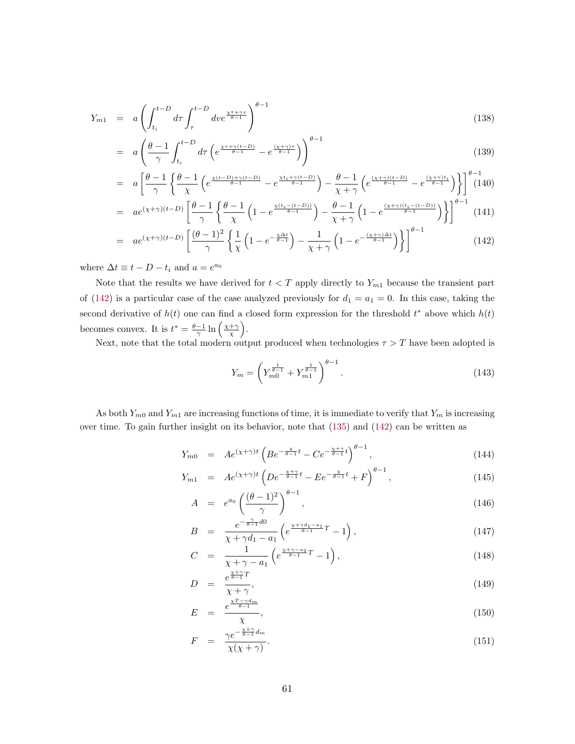$$
\begin{aligned}
Y_{m1} &= a\left(\int_{t_i}^{t-D} d\tau \int_{\tau}^{t-D} dv e^{\frac{\chi\tau+\gamma v}{\theta-1}}\right)^{\theta-1} && (138)\\
&= a\left(\frac{\theta-1}{\gamma}\int_{t_i}^{t-D} d\tau \left(e^{\frac{\chi\tau+\gamma(t-D)}{\theta-1}} - e^{\frac{(\chi+\gamma)\tau}{\theta-1}}\right)\right)^{\theta-1} && (139)\\
&= a\left[\frac{\theta-1}{\gamma}\left\{\frac{\theta-1}{\chi}\left(e^{\frac{\chi(t-D)+\gamma(t-D)}{\theta-1}} - e^{\frac{\chi t_i+\gamma(t-D)}{\theta-1}}\right) - \frac{\theta-1}{\chi+\gamma}\left(e^{\frac{(\chi+\gamma)(t-D)}{\theta-1}} - e^{\frac{(\chi+\gamma)t_i}{\theta-1}}\right)\right\}\right]^{\theta-1} && (140)\\
&= ae^{(\chi+\gamma)(t-D)}\left[\frac{\theta-1}{\gamma}\left\{\frac{\theta-1}{\chi}\left(1-e^{\frac{\chi(t_i-(t-D))}{\theta-1}}\right) - \frac{\theta-1}{\chi+\gamma}\left(1-e^{\frac{(\chi+\gamma)(t_i-(t-D))}{\theta-1}}\right)\right\}\right]^{\theta-1} && (141)\\
&= ae^{(\chi+\gamma)(t-D)}\left[\frac{(\theta-1)^2}{\gamma}\left\{\frac{1}{\chi}\left(1-e^{-\frac{\chi\Delta t}{\theta-1}}\right) - \frac{1}{\chi+\gamma}\left(1-e^{-\frac{(\chi+\gamma)\Delta t}{\theta-1}}\right)\right\}\right]^{\theta-1} && (142)
\end{aligned}
$$

where $\Delta t \equiv t - D - t_i$ and $a = e^{a_0}$

Note that the results we have derived for $t < T$ apply directly to $Y_{m1}$ because the transient part of (142) is a particular case of the case analyzed previously for $d_1 = a_1 = 0$. In this case, taking the second derivative of $h(t)$ one can find a closed form expression for the threshold $t^*$ above which $h(t)$ becomes convex. It is $t^* = \frac{\theta-1}{\gamma}\ln\left(\frac{\chi+\gamma}{\chi}\right)$.

Next, note that the total modern output produced when technologies $\tau > T$ have been adopted is

$$
Y_m = \left(Y_{m0}^{\frac{1}{\theta-1}} + Y_{m1}^{\frac{1}{\theta-1}}\right)^{\theta-1}. \tag{143}
$$

As both $Y_{m0}$ and $Y_{m1}$ are increasing functions of time, it is immediate to verify that $Y_m$ is increasing over time. To gain further insight on its behavior, note that (135) and (142) can be written as

$$
\begin{aligned}
Y_{m0} &= Ae^{(\chi+\gamma)t}\left(Be^{-\frac{\chi}{\theta-1}t} - Ce^{-\frac{\chi+\gamma}{\theta-1}t}\right)^{\theta-1}, && (144)\\
Y_{m1} &= Ae^{(\chi+\gamma)t}\left(De^{-\frac{\chi+\gamma}{\theta-1}t} - Ee^{-\frac{\chi}{\theta-1}t} + F\right)^{\theta-1}, && (145)\\
A &= e^{a_0}\left(\frac{(\theta-1)^2}{\gamma}\right)^{\theta-1}, && (146)\\
B &= \frac{e^{-\frac{\gamma}{\theta-1}d0}}{\chi+\gamma d_1 - a_1}\left(e^{\frac{\chi+\gamma d_1 - a_1}{\theta-1}T} - 1\right), && (147)\\
C &= \frac{1}{\chi+\gamma-a_1}\left(e^{\frac{\chi+\gamma-a_1}{\theta-1}T} - 1\right), && (148)\\
D &= \frac{e^{\frac{\chi+\gamma}{\theta-1}T}}{\chi+\gamma}, && (149)\\
E &= \frac{e^{\frac{\chi T-\gamma d_m}{\theta-1}}}{\chi}, && (150)\\
F &= \frac{\gamma e^{-\frac{\chi+\gamma}{\theta-1}d_m}}{\chi(\chi+\gamma)}. && (151)
\end{aligned}
$$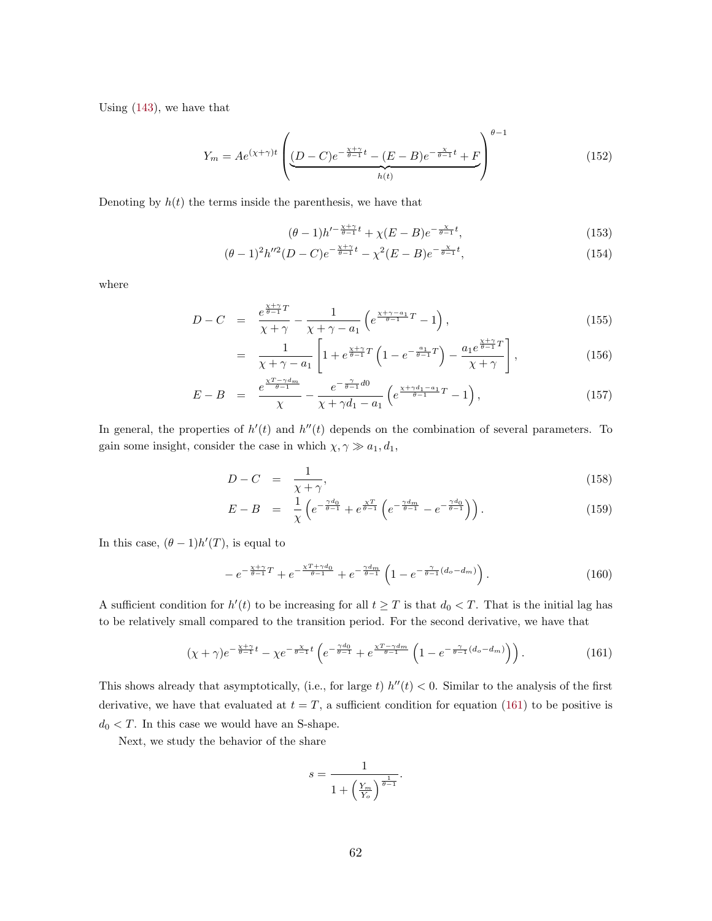Using (143), we have that

$$Y_m = Ae^{(\chi+\gamma)t}\left(\underbrace{(D-C)e^{-\frac{\chi+\gamma}{\theta-1}t} - (E-B)e^{-\frac{\chi}{\theta-1}t} + F}_{h(t)}\right)^{\theta-1} \tag{152}$$

Denoting by $h(t)$ the terms inside the parenthesis, we have that

$$(\theta-1)h'^{-\frac{\chi+\gamma}{\theta-1}t} + \chi(E-B)e^{-\frac{\chi}{\theta-1}t}, \tag{153}$$

$$(\theta-1)^2 h''^2 (D-C)e^{-\frac{\chi+\gamma}{\theta-1}t} - \chi^2(E-B)e^{-\frac{\chi}{\theta-1}t}, \tag{154}$$

where

$$D - C = \frac{e^{\frac{\chi+\gamma}{\theta-1}T}}{\chi+\gamma} - \frac{1}{\chi+\gamma-a_1}\left(e^{\frac{\chi+\gamma-a_1}{\theta-1}T} - 1\right), \tag{155}$$

$$= \frac{1}{\chi+\gamma-a_1}\left[1 + e^{\frac{\chi+\gamma}{\theta-1}T}\left(1 - e^{-\frac{a_1}{\theta-1}T}\right) - \frac{a_1 e^{\frac{\chi+\gamma}{\theta-1}T}}{\chi+\gamma}\right], \tag{156}$$

$$E - B = \frac{e^{\frac{\chi T - \gamma d_m}{\theta-1}}}{\chi} - \frac{e^{-\frac{\gamma}{\theta-1}d0}}{\chi+\gamma d_1 - a_1}\left(e^{\frac{\chi+\gamma d_1 - a_1}{\theta-1}T} - 1\right), \tag{157}$$

In general, the properties of $h'(t)$ and $h''(t)$ depends on the combination of several parameters. To gain some insight, consider the case in which $\chi, \gamma \gg a_1, d_1$,

$$D - C = \frac{1}{\chi+\gamma}, \tag{158}$$

$$E - B = \frac{1}{\chi}\left(e^{-\frac{\gamma d_0}{\theta-1}} + e^{\frac{\chi T}{\theta-1}}\left(e^{-\frac{\gamma d_m}{\theta-1}} - e^{-\frac{\gamma d_0}{\theta-1}}\right)\right). \tag{159}$$

In this case, $(\theta-1)h'(T)$, is equal to

$$-e^{-\frac{\chi+\gamma}{\theta-1}T} + e^{-\frac{\chi T + \gamma d_0}{\theta-1}} + e^{-\frac{\gamma d_m}{\theta-1}}\left(1 - e^{-\frac{\gamma}{\theta-1}(d_o - d_m)}\right). \tag{160}$$

A sufficient condition for $h'(t)$ to be increasing for all $t \geq T$ is that $d_0 < T$. That is the initial lag has to be relatively small compared to the transition period. For the second derivative, we have that

$$(\chi+\gamma)e^{-\frac{\chi+\gamma}{\theta-1}t} - \chi e^{-\frac{\chi}{\theta-1}t}\left(e^{-\frac{\gamma d_0}{\theta-1}} + e^{\frac{\chi T - \gamma d_m}{\theta-1}}\left(1 - e^{-\frac{\gamma}{\theta-1}(d_o - d_m)}\right)\right). \tag{161}$$

This shows already that asymptotically, (i.e., for large $t$) $h''(t) < 0$. Similar to the analysis of the first derivative, we have that evaluated at $t = T$, a sufficient condition for equation (161) to be positive is $d_0 < T$. In this case we would have an S-shape.

Next, we study the behavior of the share

$$s = \frac{1}{1 + \left(\frac{Y_m}{Y_o}\right)^{\frac{1}{\theta-1}}}.$$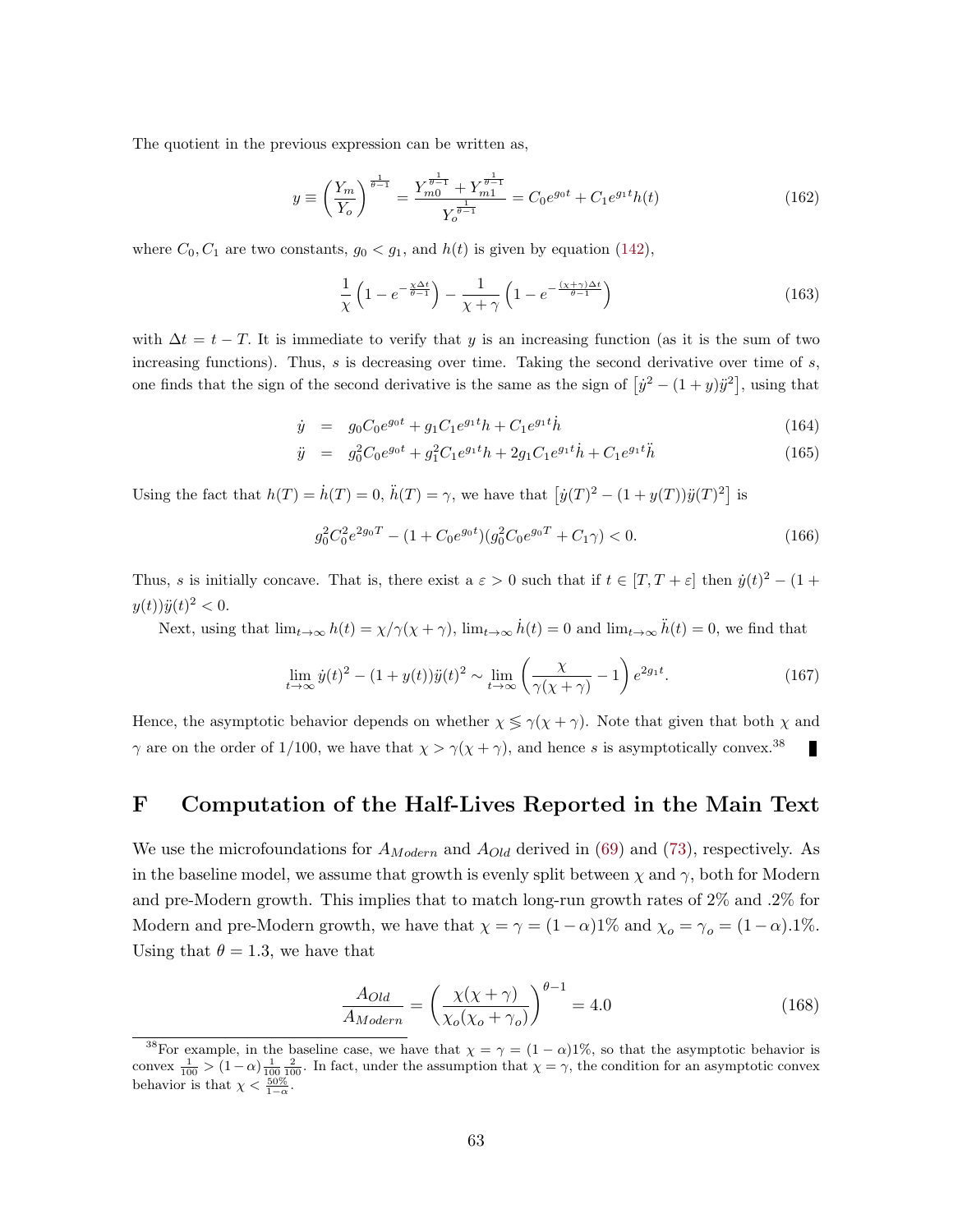The quotient in the previous expression can be written as,

$$y \equiv \left(\frac{Y_m}{Y_o}\right)^{\frac{1}{\theta-1}} = \frac{Y_{m0}^{\frac{1}{\theta-1}} + Y_{m1}^{\frac{1}{\theta-1}}}{Y_o^{\frac{1}{\theta-1}}} = C_0 e^{g_0 t} + C_1 e^{g_1 t} h(t) \tag{162}$$

where $C_0, C_1$ are two constants, $g_0 < g_1$, and $h(t)$ is given by equation (142),

$$\frac{1}{\chi}\left(1 - e^{-\frac{\chi \Delta t}{\theta - 1}}\right) - \frac{1}{\chi + \gamma}\left(1 - e^{-\frac{(\chi+\gamma)\Delta t}{\theta-1}}\right) \tag{163}$$

with $\Delta t = t - T$. It is immediate to verify that $y$ is an increasing function (as it is the sum of two increasing functions). Thus, $s$ is decreasing over time. Taking the second derivative over time of $s$, one finds that the sign of the second derivative is the same as the sign of $\left[\dot{y}^2 - (1+y)\ddot{y}^2\right]$, using that

$$\begin{aligned}
\dot{y} &= g_0 C_0 e^{g_0 t} + g_1 C_1 e^{g_1 t} h + C_1 e^{g_1 t} \dot{h} && (164)\\
\ddot{y} &= g_0^2 C_0 e^{g_0 t} + g_1^2 C_1 e^{g_1 t} h + 2 g_1 C_1 e^{g_1 t} \dot{h} + C_1 e^{g_1 t} \ddot{h} && (165)
\end{aligned}$$

Using the fact that $h(T) = \dot{h}(T) = 0$, $\ddot{h}(T) = \gamma$, we have that $\left[\dot{y}(T)^2 - (1 + y(T))\ddot{y}(T)^2\right]$ is

$$g_0^2 C_0^2 e^{2 g_0 T} - (1 + C_0 e^{g_0 t})(g_0^2 C_0 e^{g_0 T} + C_1 \gamma) < 0. \tag{166}$$

Thus, $s$ is initially concave. That is, there exist a $\varepsilon > 0$ such that if $t \in [T, T + \varepsilon]$ then $\dot{y}(t)^2 - (1 + y(t))\ddot{y}(t)^2 < 0$.

Next, using that $\lim_{t\to\infty} h(t) = \chi/\gamma(\chi + \gamma)$, $\lim_{t\to\infty} \dot{h}(t) = 0$ and $\lim_{t\to\infty} \ddot{h}(t) = 0$, we find that

$$\lim_{t\to\infty} \dot{y}(t)^2 - (1 + y(t))\ddot{y}(t)^2 \sim \lim_{t\to\infty} \left(\frac{\chi}{\gamma(\chi+\gamma)} - 1\right) e^{2 g_1 t}. \tag{167}$$

Hence, the asymptotic behavior depends on whether $\chi \lesseqgtr \gamma(\chi + \gamma)$. Note that given that both $\chi$ and $\gamma$ are on the order of $1/100$, we have that $\chi > \gamma(\chi + \gamma)$, and hence $s$ is asymptotically convex.[38] ∎

# F Computation of the Half-Lives Reported in the Main Text

We use the microfoundations for $A_{Modern}$ and $A_{Old}$ derived in (69) and (73), respectively. As in the baseline model, we assume that growth is evenly split between $\chi$ and $\gamma$, both for Modern and pre-Modern growth. This implies that to match long-run growth rates of 2% and .2% for Modern and pre-Modern growth, we have that $\chi = \gamma = (1-\alpha)1\%$ and $\chi_o = \gamma_o = (1-\alpha).1\%$. Using that $\theta = 1.3$, we have that

$$\frac{A_{Old}}{A_{Modern}} = \left(\frac{\chi(\chi+\gamma)}{\chi_o(\chi_o + \gamma_o)}\right)^{\theta-1} = 4.0 \tag{168}$$

[38] For example, in the baseline case, we have that $\chi = \gamma = (1-\alpha)1\%$, so that the asymptotic behavior is convex $\frac{1}{100} > (1-\alpha)\frac{1}{100}\frac{2}{100}$. In fact, under the assumption that $\chi = \gamma$, the condition for an asymptotic convex behavior is that $\chi < \frac{50\%}{1-\alpha}$.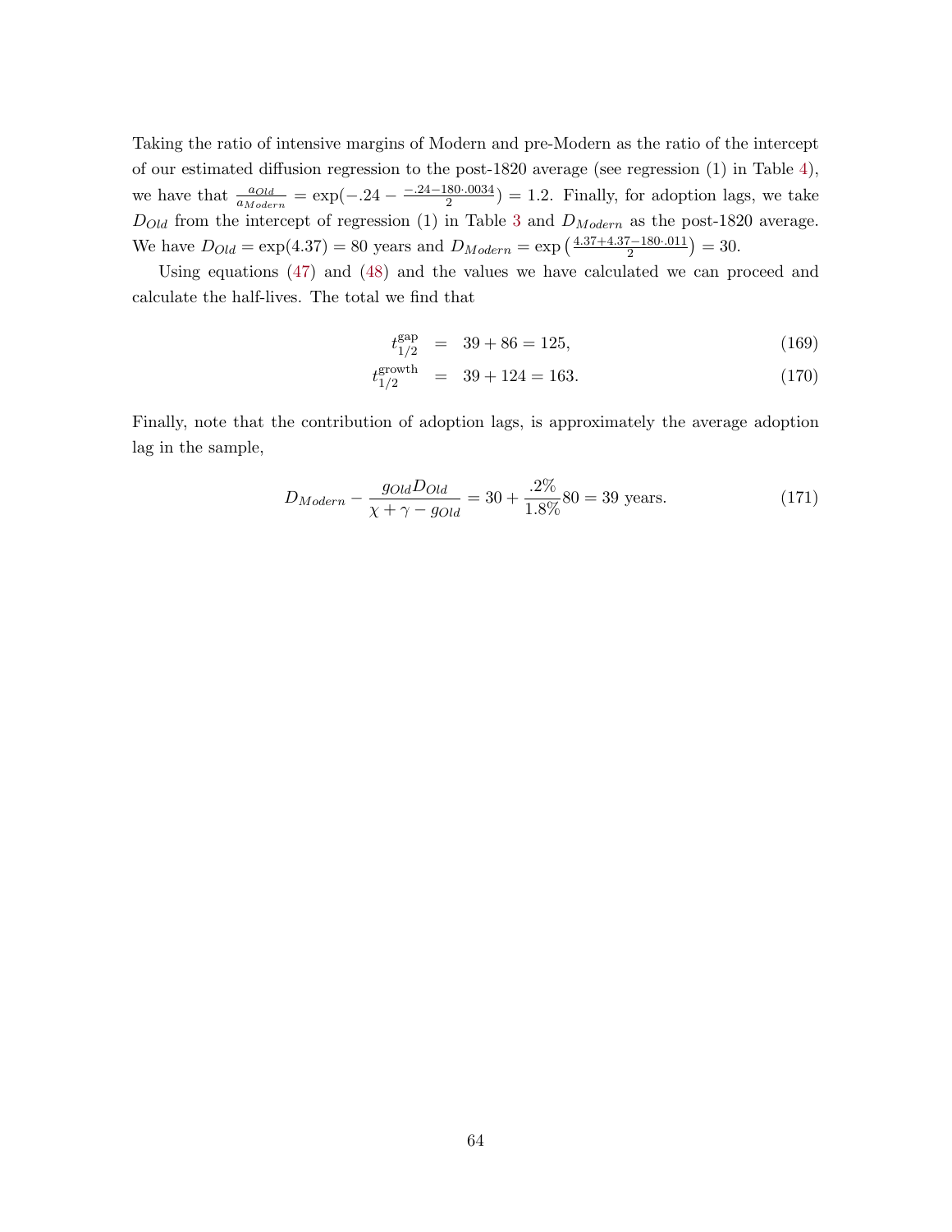Taking the ratio of intensive margins of Modern and pre-Modern as the ratio of the intercept of our estimated diffusion regression to the post-1820 average (see regression (1) in Table 4), we have that $\frac{a_{Old}}{a_{Modern}} = \exp(-.24 - \frac{-.24 - 180 \cdot .0034}{2}) = 1.2$. Finally, for adoption lags, we take $D_{Old}$ from the intercept of regression (1) in Table 3 and $D_{Modern}$ as the post-1820 average. We have $D_{Old} = \exp(4.37) = 80$ years and $D_{Modern} = \exp\left(\frac{4.37 + 4.37 - 180 \cdot .011}{2}\right) = 30$.

Using equations (47) and (48) and the values we have calculated we can proceed and calculate the half-lives. The total we find that

$$t_{1/2}^{\text{gap}} = 39 + 86 = 125, \tag{169}$$

$$t_{1/2}^{\text{growth}} = 39 + 124 = 163. \tag{170}$$

Finally, note that the contribution of adoption lags, is approximately the average adoption lag in the sample,

$$D_{Modern} - \frac{g_{Old} D_{Old}}{\chi + \gamma - g_{Old}} = 30 + \frac{.2\%}{1.8\%} 80 = 39 \text{ years.} \tag{171}$$